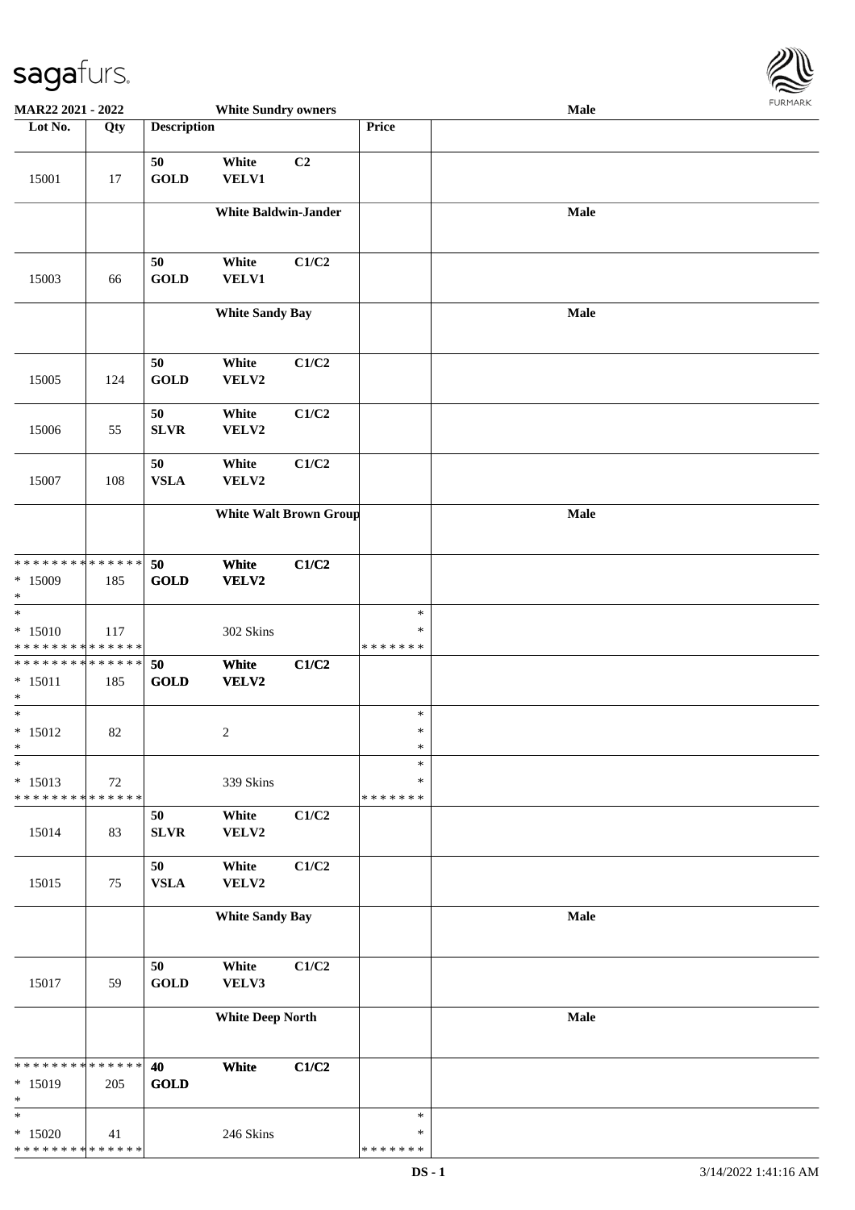MAR22 2021 - 2022 | White Sundry owners | Male

| Lot No. | Qty | Description | | | Price | |
|---|---|---|---|---|---|---|
| 15001 | 17 | 50 GOLD | White VELV1 | C2 | | |
| | | White Baldwin-Jander | | | | Male |
| 15003 | 66 | 50 GOLD | White VELV1 | C1/C2 | | |
| | | White Sandy Bay | | | | Male |
| 15005 | 124 | 50 GOLD | White VELV2 | C1/C2 | | |
| 15006 | 55 | 50 SLVR | White VELV2 | C1/C2 | | |
| 15007 | 108 | 50 VSLA | White VELV2 | C1/C2 | | |
| | | White Walt Brown Group | | | | Male |
| * * * * * * * * * * * * * * 15009 * | 185 | 50 GOLD | White VELV2 | C1/C2 | | |
| * * 15010 * * * * * * * * * * * * * * | 117 | | 302 Skins | | * * * * * * * * * | |
| * * * * * * * * * * * * * * 15011 * | 185 | 50 GOLD | White VELV2 | C1/C2 | | |
| * * 15012 * | 82 | | 2 | | * * * | |
| * * 15013 * * * * * * * * * * * * * * | 72 | | 339 Skins | | * * * * * * * * * | |
| 15014 | 83 | 50 SLVR | White VELV2 | C1/C2 | | |
| 15015 | 75 | 50 VSLA | White VELV2 | C1/C2 | | |
| | | White Sandy Bay | | | | Male |
| 15017 | 59 | 50 GOLD | White VELV3 | C1/C2 | | |
| | | White Deep North | | | | Male |
| * * * * * * * * * * * * * * 15019 * | 205 | 40 GOLD | White | C1/C2 | | |
| * * 15020 * * * * * * * * * * * * * * | 41 | | 246 Skins | | * * * * * * * * * | |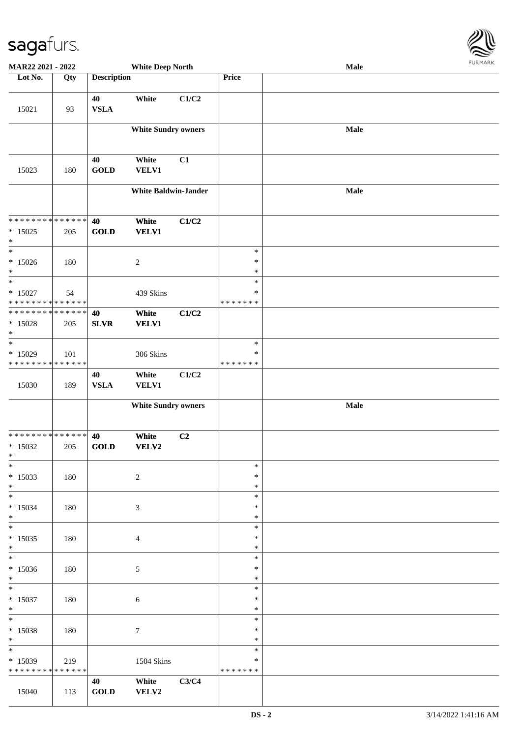| Lot No. | Qty | Description | | | Price | |
|---|---|---|---|---|---|---|
| 15021 | 93 | 40 VSLA | White | C1/C2 | | |
| | | | White Sundry owners | | | Male |
| 15023 | 180 | 40 GOLD | White VELV1 | C1 | | |
| | | | White Baldwin-Jander | | | Male |
| * * * * * * * * * * * * * * 15025 * | 205 | 40 GOLD | White VELV1 | C1/C2 | | |
| * 15026 * | 180 | | 2 | | * * * | |
| * 15027 * * * * * * * * * * * * * * | 54 | | 439 Skins | | * * * * * * * * * | |
| * * * * * * * * * * * * * * 15028 * | 205 | 40 SLVR | White VELV1 | C1/C2 | | |
| * 15029 * * * * * * * * * * * * * * | 101 | | 306 Skins | | * * * * * * * * | |
| 15030 | 189 | 40 VSLA | White VELV1 | C1/C2 | | |
| | | | White Sundry owners | | | Male |
| * * * * * * * * * * * * * * 15032 * | 205 | 40 GOLD | White VELV2 | C2 | | |
| * 15033 * | 180 | | 2 | | * * * | |
| * 15034 * | 180 | | 3 | | * * * | |
| * 15035 * | 180 | | 4 | | * * * | |
| * 15036 * | 180 | | 5 | | * * * | |
| * 15037 * | 180 | | 6 | | * * * | |
| * 15038 * | 180 | | 7 | | * * * | |
| * 15039 * * * * * * * * * * * * * * | 219 | | 1504 Skins | | * * * * * * * * * | |
| 15040 | 113 | 40 GOLD | White VELV2 | C3/C4 | | |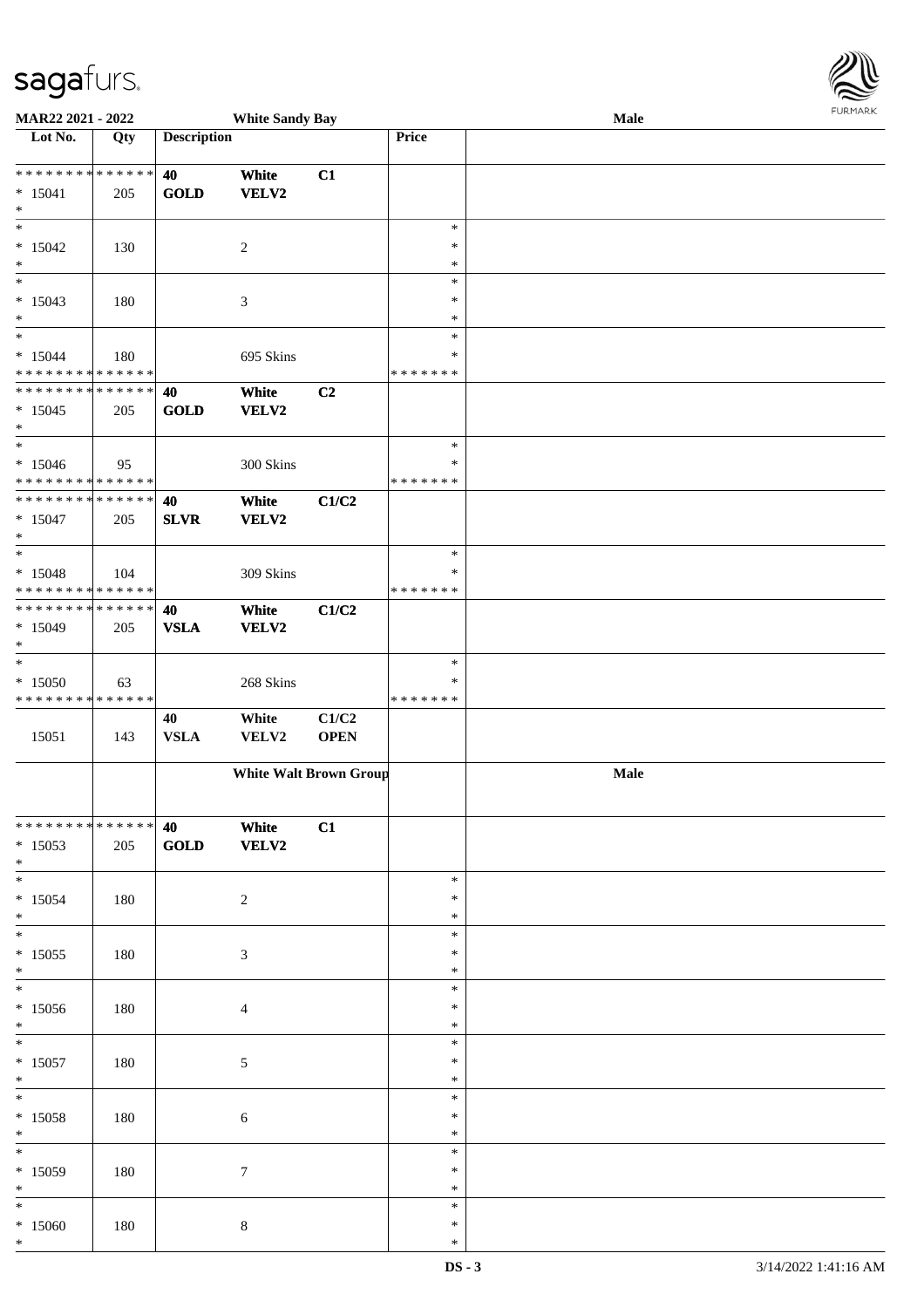| Lot No. | Qty | Description | | | Price | |
|---|---|---|---|---|---|---|
| | | | **White Sandy Bay** | | | **Male** |
| * * * * * * * * * * * * * * | | **40** | **White** | **C1** | | |
| * 15041 | 205 | **GOLD** | **VELV2** | | | |
| * | | | | | | |
| * | | | | | * | |
| * 15042 | 130 | | 2 | | * | |
| * | | | | | * | |
| * | | | | | * | |
| * 15043 | 180 | | 3 | | * | |
| * | | | | | * | |
| * | | | | | * | |
| * 15044 | 180 | | 695 Skins | | * | |
| * * * * * * * * * * * * * * | | | | | * * * * * * * | |
| * * * * * * * * * * * * * * | | **40** | **White** | **C2** | | |
| * 15045 | 205 | **GOLD** | **VELV2** | | | |
| * | | | | | | |
| * | | | | | * | |
| * 15046 | 95 | | 300 Skins | | * | |
| * * * * * * * * * * * * * * | | | | | * * * * * * * | |
| * * * * * * * * * * * * * * | | **40** | **White** | **C1/C2** | | |
| * 15047 | 205 | **SLVR** | **VELV2** | | | |
| * | | | | | | |
| * | | | | | * | |
| * 15048 | 104 | | 309 Skins | | * | |
| * * * * * * * * * * * * * * | | | | | * * * * * * * | |
| * * * * * * * * * * * * * * | | **40** | **White** | **C1/C2** | | |
| * 15049 | 205 | **VSLA** | **VELV2** | | | |
| * | | | | | | |
| * | | | | | * | |
| * 15050 | 63 | | 268 Skins | | * | |
| * * * * * * * * * * * * * * | | | | | * * * * * * * | |
| | | 40 | White | C1/C2 | | |
| 15051 | 143 | VSLA | VELV2 | OPEN | | |
| | | | **White Walt Brown Group** | | | **Male** |
| * * * * * * * * * * * * * * | | **40** | **White** | **C1** | | |
| * 15053 | 205 | **GOLD** | **VELV2** | | | |
| * | | | | | | |
| * | | | | | * | |
| * 15054 | 180 | | 2 | | * | |
| * | | | | | * | |
| * | | | | | * | |
| * 15055 | 180 | | 3 | | * | |
| * | | | | | * | |
| * | | | | | * | |
| * 15056 | 180 | | 4 | | * | |
| * | | | | | * | |
| * | | | | | * | |
| * 15057 | 180 | | 5 | | * | |
| * | | | | | * | |
| * | | | | | * | |
| * 15058 | 180 | | 6 | | * | |
| * | | | | | * | |
| * | | | | | * | |
| * 15059 | 180 | | 7 | | * | |
| * | | | | | * | |
| * | | | | | * | |
| * 15060 | 180 | | 8 | | * | |
| * | | | | | * | |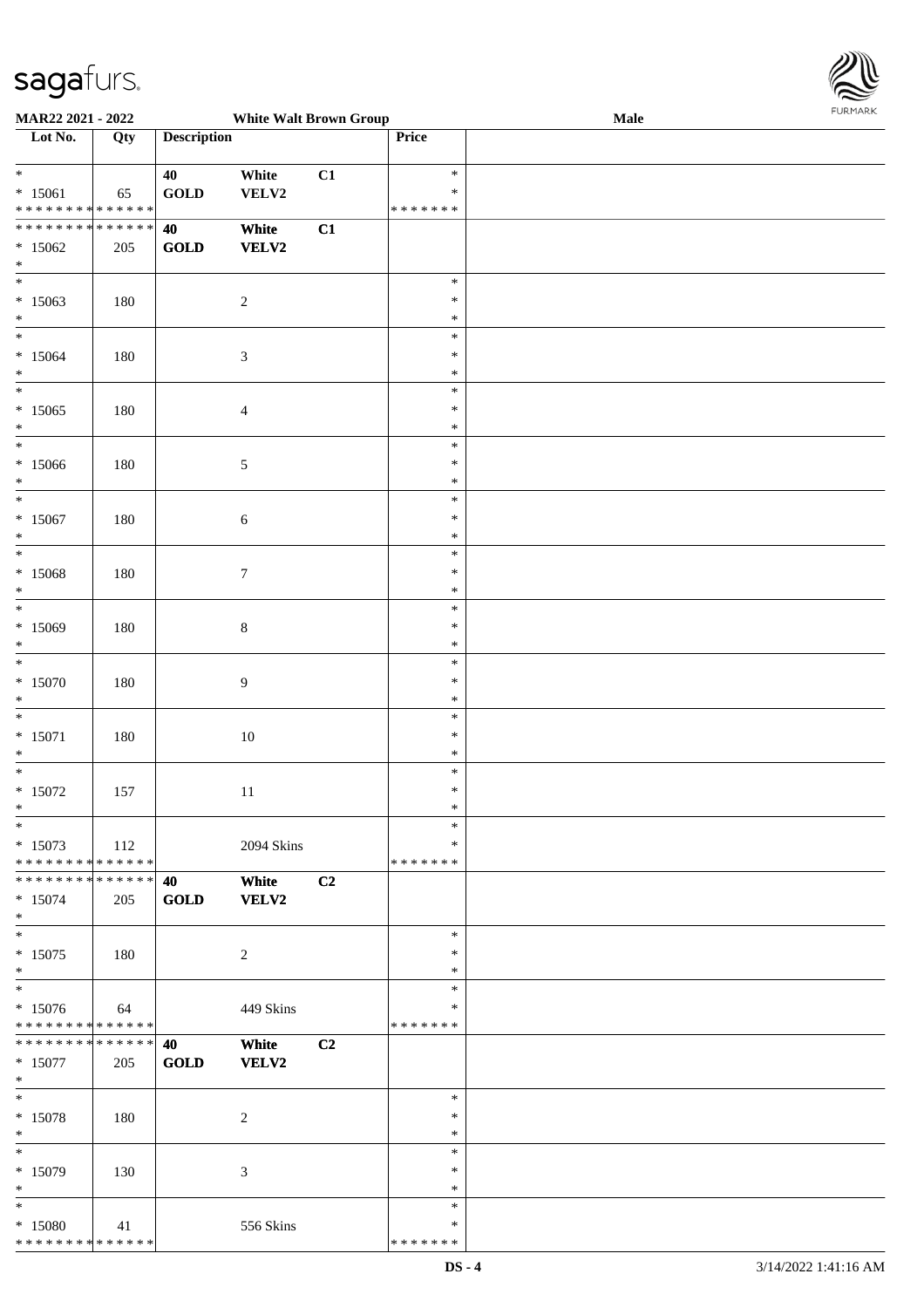MAR22 2021 - 2022 White Walt Brown Group Male

| Lot No. | Qty | Description | | | Price | |
|---|---|---|---|---|---|---|
| * | | 40 | White | C1 | * | |
| * 15061 | 65 | GOLD | VELV2 | | * | |
| * * * * * * * * * * * * * * | | | | | * * * * * * * | |
| * * * * * * * * * * * * * * | | 40 | White | C1 | | |
| * 15062 | 205 | GOLD | VELV2 | | | |
| * | | | | | | |
| * | | | | | * | |
| * 15063 | 180 | | 2 | | * | |
| * | | | | | * | |
| * | | | | | * | |
| * 15064 | 180 | | 3 | | * | |
| * | | | | | * | |
| * | | | | | * | |
| * 15065 | 180 | | 4 | | * | |
| * | | | | | * | |
| * | | | | | * | |
| * 15066 | 180 | | 5 | | * | |
| * | | | | | * | |
| * | | | | | * | |
| * 15067 | 180 | | 6 | | * | |
| * | | | | | * | |
| * | | | | | * | |
| * 15068 | 180 | | 7 | | * | |
| * | | | | | * | |
| * | | | | | * | |
| * 15069 | 180 | | 8 | | * | |
| * | | | | | * | |
| * | | | | | * | |
| * 15070 | 180 | | 9 | | * | |
| * | | | | | * | |
| * | | | | | * | |
| * 15071 | 180 | | 10 | | * | |
| * | | | | | * | |
| * | | | | | * | |
| * 15072 | 157 | | 11 | | * | |
| * | | | | | * | |
| * | | | | | * | |
| * 15073 | 112 | | 2094 Skins | | * | |
| * * * * * * * * * * * * * * | | | | | * * * * * * * | |
| * * * * * * * * * * * * * * | | 40 | White | C2 | | |
| * 15074 | 205 | GOLD | VELV2 | | | |
| * | | | | | | |
| * | | | | | * | |
| * 15075 | 180 | | 2 | | * | |
| * | | | | | * | |
| * | | | | | * | |
| * 15076 | 64 | | 449 Skins | | * | |
| * * * * * * * * * * * * * * | | | | | * * * * * * * | |
| * * * * * * * * * * * * * * | | 40 | White | C2 | | |
| * 15077 | 205 | GOLD | VELV2 | | | |
| * | | | | | | |
| * | | | | | * | |
| * 15078 | 180 | | 2 | | * | |
| * | | | | | * | |
| * | | | | | * | |
| * 15079 | 130 | | 3 | | * | |
| * | | | | | * | |
| * | | | | | * | |
| * 15080 | 41 | | 556 Skins | | * | |
| * * * * * * * * * * * * * * | | | | | * * * * * * * | |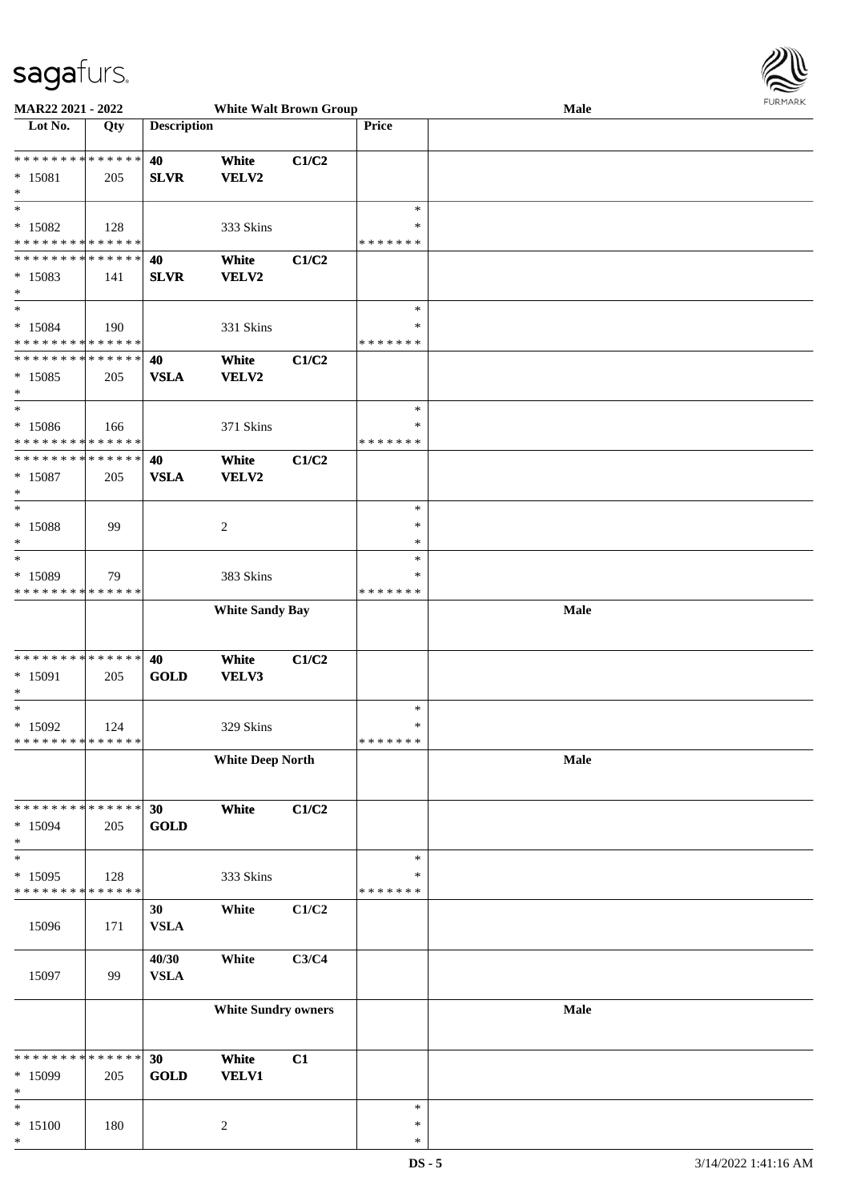MAR22 2021 - 2022 — White Walt Brown Group — Male

| Lot No. | Qty | Description | | | Price | |
|---|---|---|---|---|---|---|
| * * * * * * * * * * * * * * | | 40 | White | C1/C2 | | |
| * 15081 | 205 | SLVR | VELV2 | | | |
| * | | | | | | |
| * | | | | | * | |
| * 15082 | 128 | | 333 Skins | | * | |
| * * * * * * * * * * * * * * | | | | | * * * * * * * | |
| * * * * * * * * * * * * * * | | 40 | White | C1/C2 | | |
| * 15083 | 141 | SLVR | VELV2 | | | |
| * | | | | | | |
| * | | | | | * | |
| * 15084 | 190 | | 331 Skins | | * | |
| * * * * * * * * * * * * * * | | | | | * * * * * * * | |
| * * * * * * * * * * * * * * | | 40 | White | C1/C2 | | |
| * 15085 | 205 | VSLA | VELV2 | | | |
| * | | | | | | |
| * | | | | | * | |
| * 15086 | 166 | | 371 Skins | | * | |
| * * * * * * * * * * * * * * | | | | | * * * * * * * | |
| * * * * * * * * * * * * * * | | 40 | White | C1/C2 | | |
| * 15087 | 205 | VSLA | VELV2 | | | |
| * | | | | | | |
| * | | | | | * | |
| * 15088 | 99 | | 2 | | * | |
| * | | | | | * | |
| * | | | | | * | |
| * 15089 | 79 | | 383 Skins | | * | |
| * * * * * * * * * * * * * * | | | | | * * * * * * * | |
| | | White Sandy Bay | | | | Male |
| * * * * * * * * * * * * * * | | 40 | White | C1/C2 | | |
| * 15091 | 205 | GOLD | VELV3 | | | |
| * | | | | | | |
| * | | | | | * | |
| * 15092 | 124 | | 329 Skins | | * | |
| * * * * * * * * * * * * * * | | | | | * * * * * * * | |
| | | White Deep North | | | | Male |
| * * * * * * * * * * * * * * | | 30 | White | C1/C2 | | |
| * 15094 | 205 | GOLD | | | | |
| * | | | | | | |
| * | | | | | * | |
| * 15095 | 128 | | 333 Skins | | * | |
| * * * * * * * * * * * * * * | | | | | * * * * * * * | |
| 15096 | 171 | 30 VSLA | White | C1/C2 | | |
| 15097 | 99 | 40/30 VSLA | White | C3/C4 | | |
| | | White Sundry owners | | | | Male |
| * * * * * * * * * * * * * * | | 30 | White | C1 | | |
| * 15099 | 205 | GOLD | VELV1 | | | |
| * | | | | | | |
| * | | | | | * | |
| * 15100 | 180 | | 2 | | * | |
| * | | | | | * | |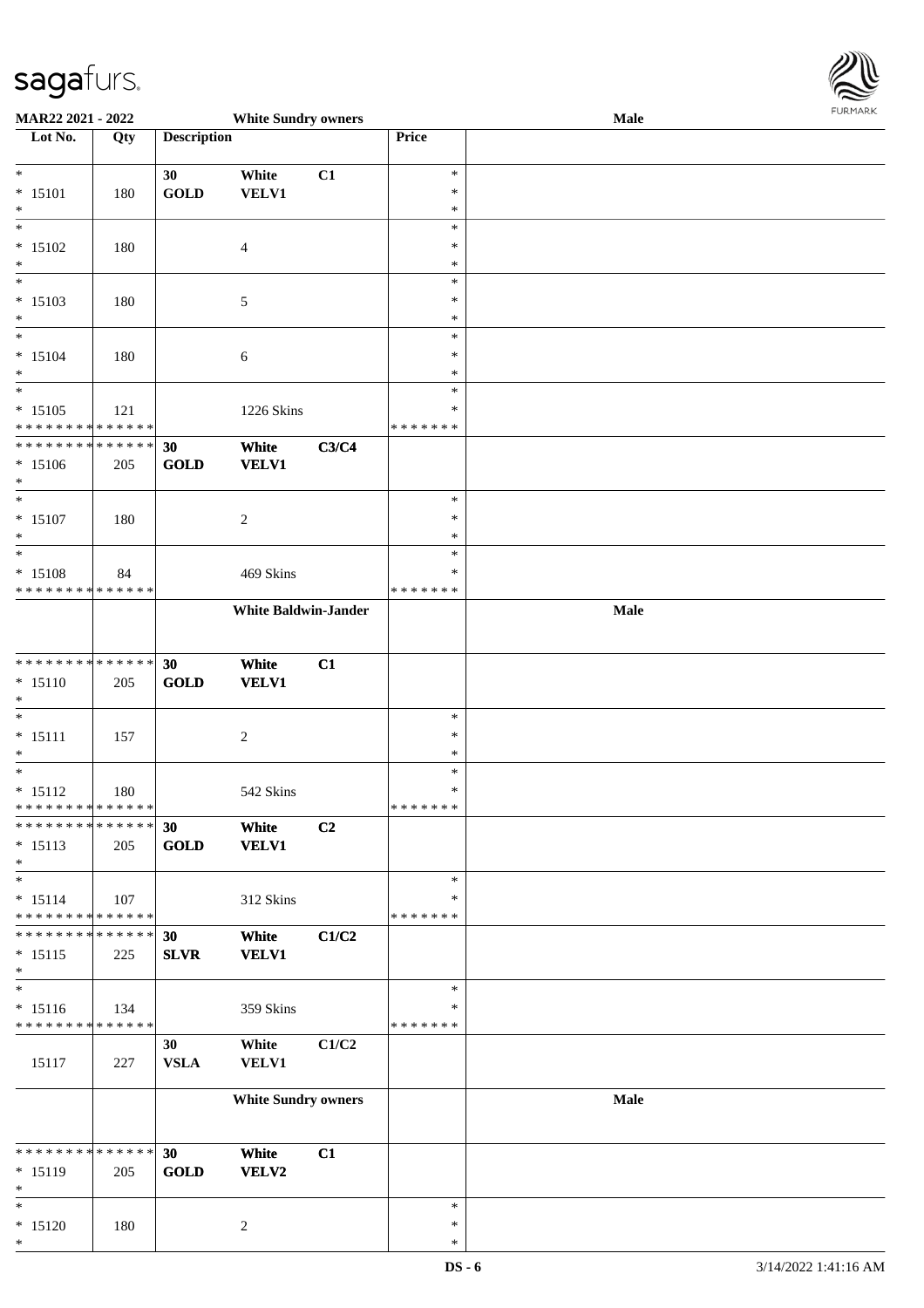| Lot No. | Qty | Description | | | Price | |
|---|---|---|---|---|---|---|
| MAR22 2021 - 2022 | | White Sundry owners | | | | Male |
| * | | 30 | White | C1 | * | |
| * 15101 | 180 | GOLD | VELV1 | | * | |
| * | | | | | * | |
| * | | | | | * | |
| * 15102 | 180 | | 4 | | * | |
| * | | | | | * | |
| * | | | | | * | |
| * 15103 | 180 | | 5 | | * | |
| * | | | | | * | |
| * | | | | | * | |
| * 15104 | 180 | | 6 | | * | |
| * | | | | | * | |
| * | | | | | * | |
| * 15105 | 121 | | 1226 Skins | | * | |
| * * * * * * * * * * * * * * | | | | | * * * * * * * | |
| * * * * * * * * * * * * * * | | 30 | White | C3/C4 | | |
| * 15106 | 205 | GOLD | VELV1 | | | |
| * | | | | | | |
| * | | | | | * | |
| * 15107 | 180 | | 2 | | * | |
| * | | | | | * | |
| * | | | | | * | |
| * 15108 | 84 | | 469 Skins | | * | |
| * * * * * * * * * * * * * * | | | | | * * * * * * * | |
| | | White Baldwin-Jander | | | | Male |
| * * * * * * * * * * * * * * | | 30 | White | C1 | | |
| * 15110 | 205 | GOLD | VELV1 | | | |
| * | | | | | | |
| * | | | | | * | |
| * 15111 | 157 | | 2 | | * | |
| * | | | | | * | |
| * | | | | | * | |
| * 15112 | 180 | | 542 Skins | | * | |
| * * * * * * * * * * * * * * | | | | | * * * * * * * | |
| * * * * * * * * * * * * * * | | 30 | White | C2 | | |
| * 15113 | 205 | GOLD | VELV1 | | | |
| * | | | | | | |
| * | | | | | * | |
| * 15114 | 107 | | 312 Skins | | * | |
| * * * * * * * * * * * * * * | | | | | * * * * * * * | |
| * * * * * * * * * * * * * * | | 30 | White | C1/C2 | | |
| * 15115 | 225 | SLVR | VELV1 | | | |
| * | | | | | | |
| * | | | | | * | |
| * 15116 | 134 | | 359 Skins | | * | |
| * * * * * * * * * * * * * * | | | | | * * * * * * * | |
| | | 30 | White | C1/C2 | | |
| 15117 | 227 | VSLA | VELV1 | | | |
| | | White Sundry owners | | | | Male |
| * * * * * * * * * * * * * * | | 30 | White | C1 | | |
| * 15119 | 205 | GOLD | VELV2 | | | |
| * | | | | | | |
| * | | | | | * | |
| * 15120 | 180 | | 2 | | * | |
| * | | | | | * | |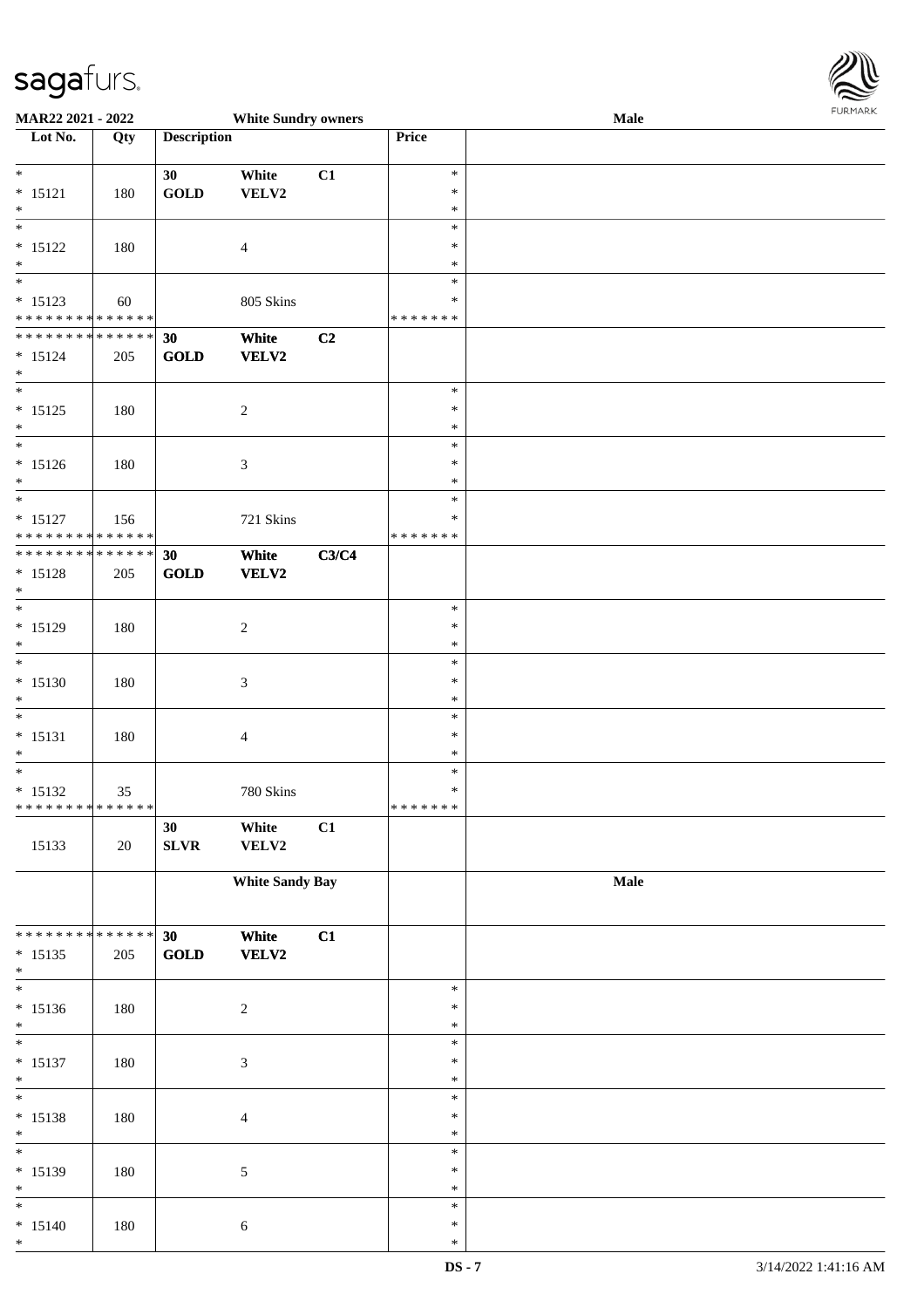**MAR22 2021 - 2022** | **White Sundry owners** | **Male**

| Lot No. | Qty | Description | | | Price | |
|---|---|---|---|---|---|---|
| * | | 30 | White | C1 | * | |
| * 15121 | 180 | GOLD | VELV2 | | * | |
| * | | | | | * | |
| * | | | | | * | |
| * 15122 | 180 | | 4 | | * | |
| * | | | | | * | |
| * | | | | | * | |
| * 15123 | 60 | | 805 Skins | | * | |
| * * * * * * * * * * * * * * | | | | | * * * * * * * | |
| * * * * * * * * * * * * * * | | 30 | White | C2 | | |
| * 15124 | 205 | GOLD | VELV2 | | | |
| * | | | | | | |
| * | | | | | * | |
| * 15125 | 180 | | 2 | | * | |
| * | | | | | * | |
| * | | | | | * | |
| * 15126 | 180 | | 3 | | * | |
| * | | | | | * | |
| * | | | | | * | |
| * 15127 | 156 | | 721 Skins | | * | |
| * * * * * * * * * * * * * * | | | | | * * * * * * * | |
| * * * * * * * * * * * * * * | | 30 | White | C3/C4 | | |
| * 15128 | 205 | GOLD | VELV2 | | | |
| * | | | | | | |
| * | | | | | * | |
| * 15129 | 180 | | 2 | | * | |
| * | | | | | * | |
| * | | | | | * | |
| * 15130 | 180 | | 3 | | * | |
| * | | | | | * | |
| * | | | | | * | |
| * 15131 | 180 | | 4 | | * | |
| * | | | | | * | |
| * | | | | | * | |
| * 15132 | 35 | | 780 Skins | | * | |
| * * * * * * * * * * * * * * | | | | | * * * * * * * | |
| | | 30 | White | C1 | | |
| 15133 | 20 | SLVR | VELV2 | | | |
| | | **White Sandy Bay** | | | | **Male** |
| * * * * * * * * * * * * * * | | 30 | White | C1 | | |
| * 15135 | 205 | GOLD | VELV2 | | | |
| * | | | | | | |
| * | | | | | * | |
| * 15136 | 180 | | 2 | | * | |
| * | | | | | * | |
| * | | | | | * | |
| * 15137 | 180 | | 3 | | * | |
| * | | | | | * | |
| * | | | | | * | |
| * 15138 | 180 | | 4 | | * | |
| * | | | | | * | |
| * | | | | | * | |
| * 15139 | 180 | | 5 | | * | |
| * | | | | | * | |
| * | | | | | * | |
| * 15140 | 180 | | 6 | | * | |
| * | | | | | * | |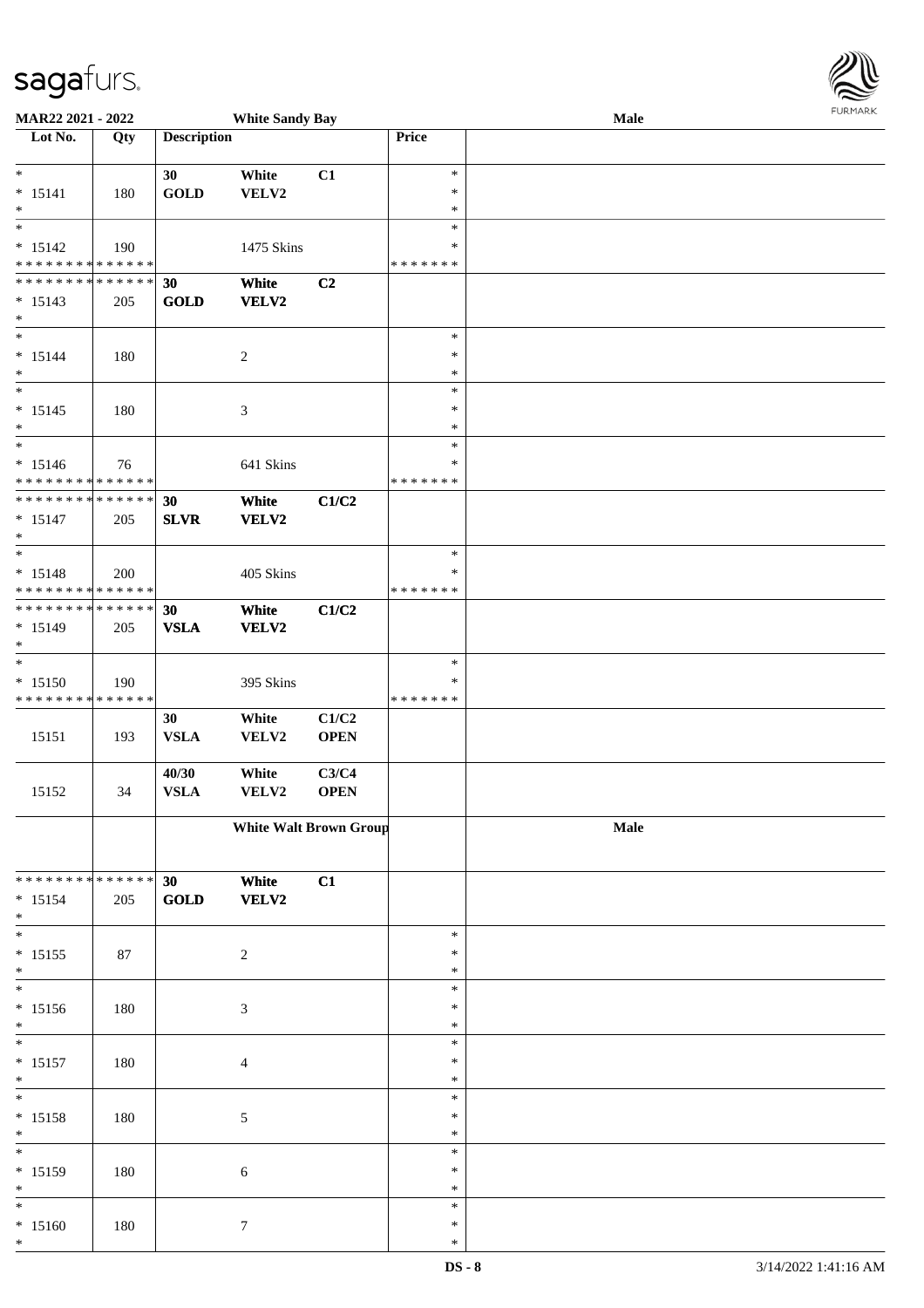**MAR22 2021 - 2022** **White Sandy Bay** **Male**

| Lot No. | Qty | Description | | | Price | |
|---|---|---|---|---|---|---|
| * 15141 * | 180 | 30 GOLD | White VELV2 | C1 | * * * | |
| * 15142 * * * * * * * * * * * * * * | 190 | | 1475 Skins | | * * * * * * * * * | |
| * * * * * * * * * * * * * * 15143 * | 205 | 30 GOLD | White VELV2 | C2 | | |
| * 15144 * | 180 | | 2 | | * * * | |
| * 15145 * | 180 | | 3 | | * * * | |
| * 15146 * * * * * * * * * * * * * * | 76 | | 641 Skins | | * * * * * * * * * | |
| * * * * * * * * * * * * * * 15147 * | 205 | 30 SLVR | White VELV2 | C1/C2 | | |
| * 15148 * * * * * * * * * * * * * * | 200 | | 405 Skins | | * * * * * * * * | |
| * * * * * * * * * * * * * * 15149 * | 205 | 30 VSLA | White VELV2 | C1/C2 | | |
| * 15150 * * * * * * * * * * * * * * | 190 | | 395 Skins | | * * * * * * * * | |
| 15151 | 193 | 30 VSLA | White VELV2 | C1/C2 OPEN | | |
| 15152 | 34 | 40/30 VSLA | White VELV2 | C3/C4 OPEN | | |
| | | **White Walt Brown Group** | | | | **Male** |
| * * * * * * * * * * * * * * 15154 * | 205 | 30 GOLD | White VELV2 | C1 | | |
| * 15155 * | 87 | | 2 | | * * * | |
| * 15156 * | 180 | | 3 | | * * * | |
| * 15157 * | 180 | | 4 | | * * * | |
| * 15158 * | 180 | | 5 | | * * * | |
| * 15159 * | 180 | | 6 | | * * * | |
| * 15160 * | 180 | | 7 | | * * * | |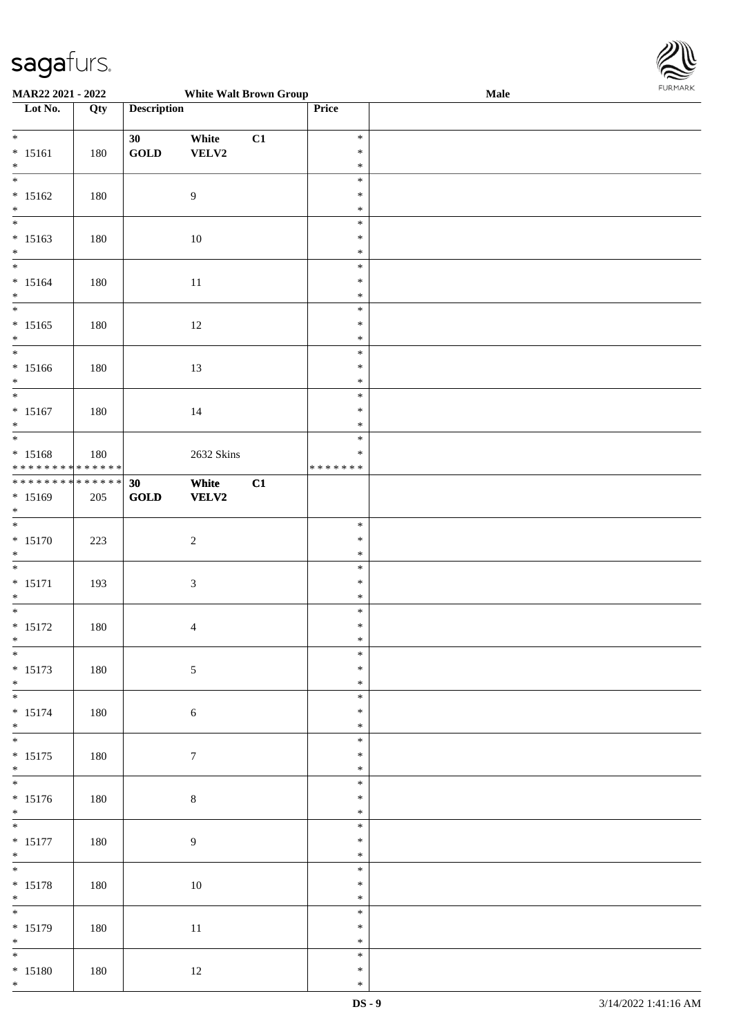MAR22 2021 - 2022 White Walt Brown Group Male

| Lot No. | Qty | Description | | | Price | |
|---|---|---|---|---|---|---|
| * <br> * 15161 <br> * | 180 | 30 <br> **GOLD** | White <br> VELV2 | C1 | * <br> * <br> * | |
| * <br> * 15162 <br> * | 180 | | 9 | | * <br> * <br> * | |
| * <br> * 15163 <br> * | 180 | | 10 | | * <br> * <br> * | |
| * <br> * 15164 <br> * | 180 | | 11 | | * <br> * <br> * | |
| * <br> * 15165 <br> * | 180 | | 12 | | * <br> * <br> * | |
| * <br> * 15166 <br> * | 180 | | 13 | | * <br> * <br> * | |
| * <br> * 15167 <br> * | 180 | | 14 | | * <br> * <br> * | |
| * <br> * 15168 <br> * * * * * * * * * * * * * * | 180 | | 2632 Skins | | * <br> * <br> * * * * * * * | |
| * * * * * * * * * * * * * * <br> * 15169 <br> * | 205 | **30** <br> **GOLD** | **White** <br> **VELV2** | **C1** | | |
| * <br> * 15170 <br> * | 223 | | 2 | | * <br> * <br> * | |
| * <br> * 15171 <br> * | 193 | | 3 | | * <br> * <br> * | |
| * <br> * 15172 <br> * | 180 | | 4 | | * <br> * <br> * | |
| * <br> * 15173 <br> * | 180 | | 5 | | * <br> * <br> * | |
| * <br> * 15174 <br> * | 180 | | 6 | | * <br> * <br> * | |
| * <br> * 15175 <br> * | 180 | | 7 | | * <br> * <br> * | |
| * <br> * 15176 <br> * | 180 | | 8 | | * <br> * <br> * | |
| * <br> * 15177 <br> * | 180 | | 9 | | * <br> * <br> * | |
| * <br> * 15178 <br> * | 180 | | 10 | | * <br> * <br> * | |
| * <br> * 15179 <br> * | 180 | | 11 | | * <br> * <br> * | |
| * <br> * 15180 <br> * | 180 | | 12 | | * <br> * <br> * | |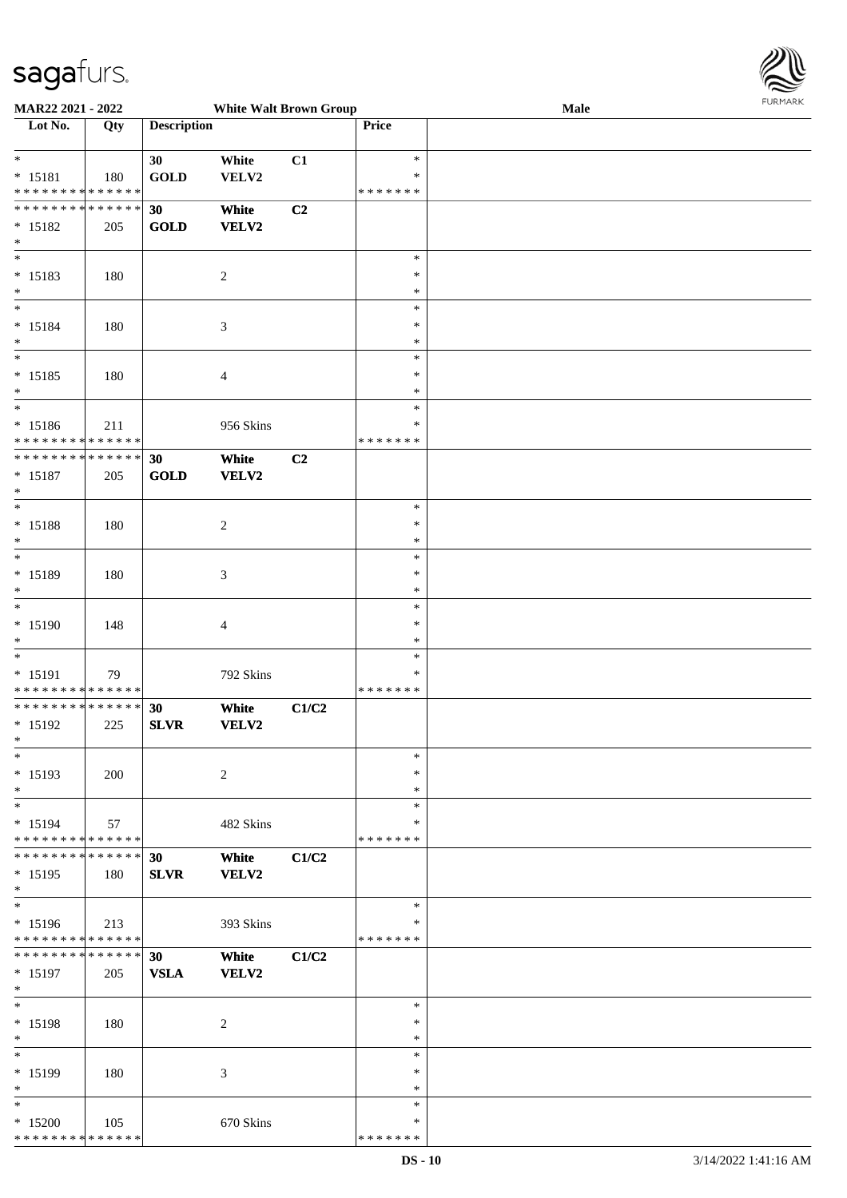MAR22 2021 - 2022 White Walt Brown Group Male

| Lot No. | Qty | Description | | | Price | |
|---|---|---|---|---|---|---|
| * | | 30 | White | C1 | * | |
| * 15181 | 180 | GOLD | VELV2 | | * | |
| * * * * * * * * * * * * * * | | | | | * * * * * * * | |
| * * * * * * * * * * * * * * | | 30 | White | C2 | | |
| * 15182 | 205 | GOLD | VELV2 | | | |
| * | | | | | | |
| * | | | | | * | |
| * 15183 | 180 | | 2 | | * | |
| * | | | | | * | |
| * | | | | | * | |
| * 15184 | 180 | | 3 | | * | |
| * | | | | | * | |
| * | | | | | * | |
| * 15185 | 180 | | 4 | | * | |
| * | | | | | * | |
| * | | | | | * | |
| * 15186 | 211 | | 956 Skins | | * | |
| * * * * * * * * * * * * * * | | | | | * * * * * * * | |
| * * * * * * * * * * * * * * | | 30 | White | C2 | | |
| * 15187 | 205 | GOLD | VELV2 | | | |
| * | | | | | | |
| * | | | | | * | |
| * 15188 | 180 | | 2 | | * | |
| * | | | | | * | |
| * | | | | | * | |
| * 15189 | 180 | | 3 | | * | |
| * | | | | | * | |
| * | | | | | * | |
| * 15190 | 148 | | 4 | | * | |
| * | | | | | * | |
| * | | | | | * | |
| * 15191 | 79 | | 792 Skins | | * | |
| * * * * * * * * * * * * * * | | | | | * * * * * * * | |
| * * * * * * * * * * * * * * | | 30 | White | C1/C2 | | |
| * 15192 | 225 | SLVR | VELV2 | | | |
| * | | | | | | |
| * | | | | | * | |
| * 15193 | 200 | | 2 | | * | |
| * | | | | | * | |
| * | | | | | * | |
| * 15194 | 57 | | 482 Skins | | * | |
| * * * * * * * * * * * * * * | | | | | * * * * * * * | |
| * * * * * * * * * * * * * * | | 30 | White | C1/C2 | | |
| * 15195 | 180 | SLVR | VELV2 | | | |
| * | | | | | | |
| * | | | | | * | |
| * 15196 | 213 | | 393 Skins | | * | |
| * * * * * * * * * * * * * * | | | | | * * * * * * * | |
| * * * * * * * * * * * * * * | | 30 | White | C1/C2 | | |
| * 15197 | 205 | VSLA | VELV2 | | | |
| * | | | | | | |
| * | | | | | * | |
| * 15198 | 180 | | 2 | | * | |
| * | | | | | * | |
| * | | | | | * | |
| * 15199 | 180 | | 3 | | * | |
| * | | | | | * | |
| * | | | | | * | |
| * 15200 | 105 | | 670 Skins | | * | |
| * * * * * * * * * * * * * * | | | | | * * * * * * * | |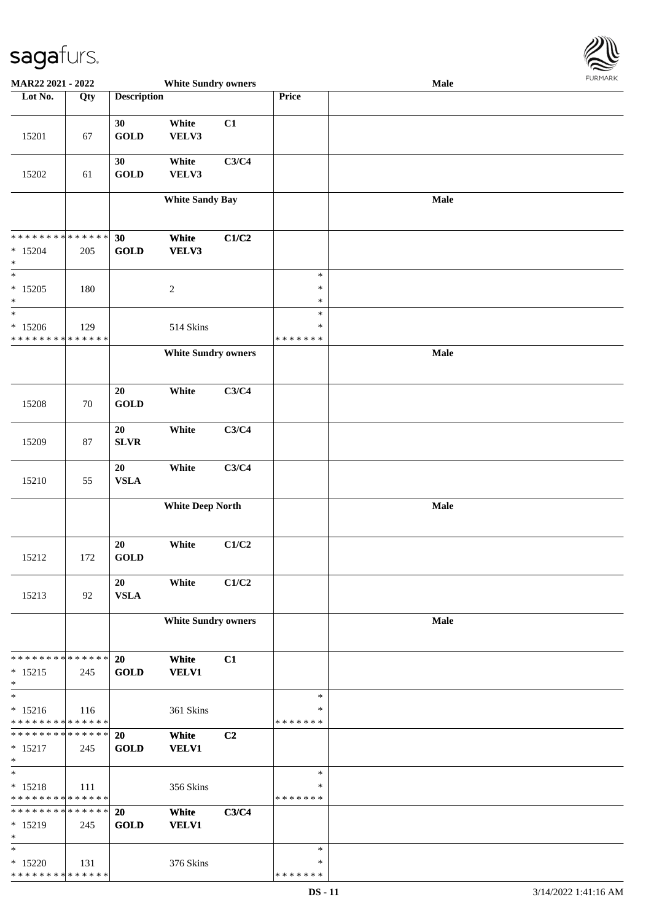| Lot No. | Qty | Description | | | Price | |
|---|---|---|---|---|---|---|
| | | **White Sundry owners** | | | | **Male** |
| 15201 | 67 | **30 GOLD** | **White VELV3** | **C1** | | |
| 15202 | 61 | **30 GOLD** | **White VELV3** | **C3/C4** | | |
| | | **White Sandy Bay** | | | | **Male** |
| * * * * * * * * * * * * * * <br>* 15204<br>* | 205 | **30 GOLD** | **White VELV3** | **C1/C2** | | |
| *<br>* 15205<br>* | 180 | | 2 | | *<br>*<br>* | |
| *<br>* 15206<br>* * * * * * * * * * * * * * | 129 | | 514 Skins | | *<br>*<br>* * * * * * * | |
| | | **White Sundry owners** | | | | **Male** |
| 15208 | 70 | **20 GOLD** | **White** | **C3/C4** | | |
| 15209 | 87 | **20 SLVR** | **White** | **C3/C4** | | |
| 15210 | 55 | **20 VSLA** | **White** | **C3/C4** | | |
| | | **White Deep North** | | | | **Male** |
| 15212 | 172 | **20 GOLD** | **White** | **C1/C2** | | |
| 15213 | 92 | **20 VSLA** | **White** | **C1/C2** | | |
| | | **White Sundry owners** | | | | **Male** |
| * * * * * * * * * * * * * * <br>* 15215<br>* | 245 | **20 GOLD** | **White VELV1** | **C1** | | |
| *<br>* 15216<br>* * * * * * * * * * * * * * | 116 | | 361 Skins | | *<br>*<br>* * * * * * * | |
| * * * * * * * * * * * * * * <br>* 15217<br>* | 245 | **20 GOLD** | **White VELV1** | **C2** | | |
| *<br>* 15218<br>* * * * * * * * * * * * * * | 111 | | 356 Skins | | *<br>*<br>* * * * * * * | |
| * * * * * * * * * * * * * * <br>* 15219<br>* | 245 | **20 GOLD** | **White VELV1** | **C3/C4** | | |
| *<br>* 15220<br>* * * * * * * * * * * * * * | 131 | | 376 Skins | | *<br>*<br>* * * * * * * | |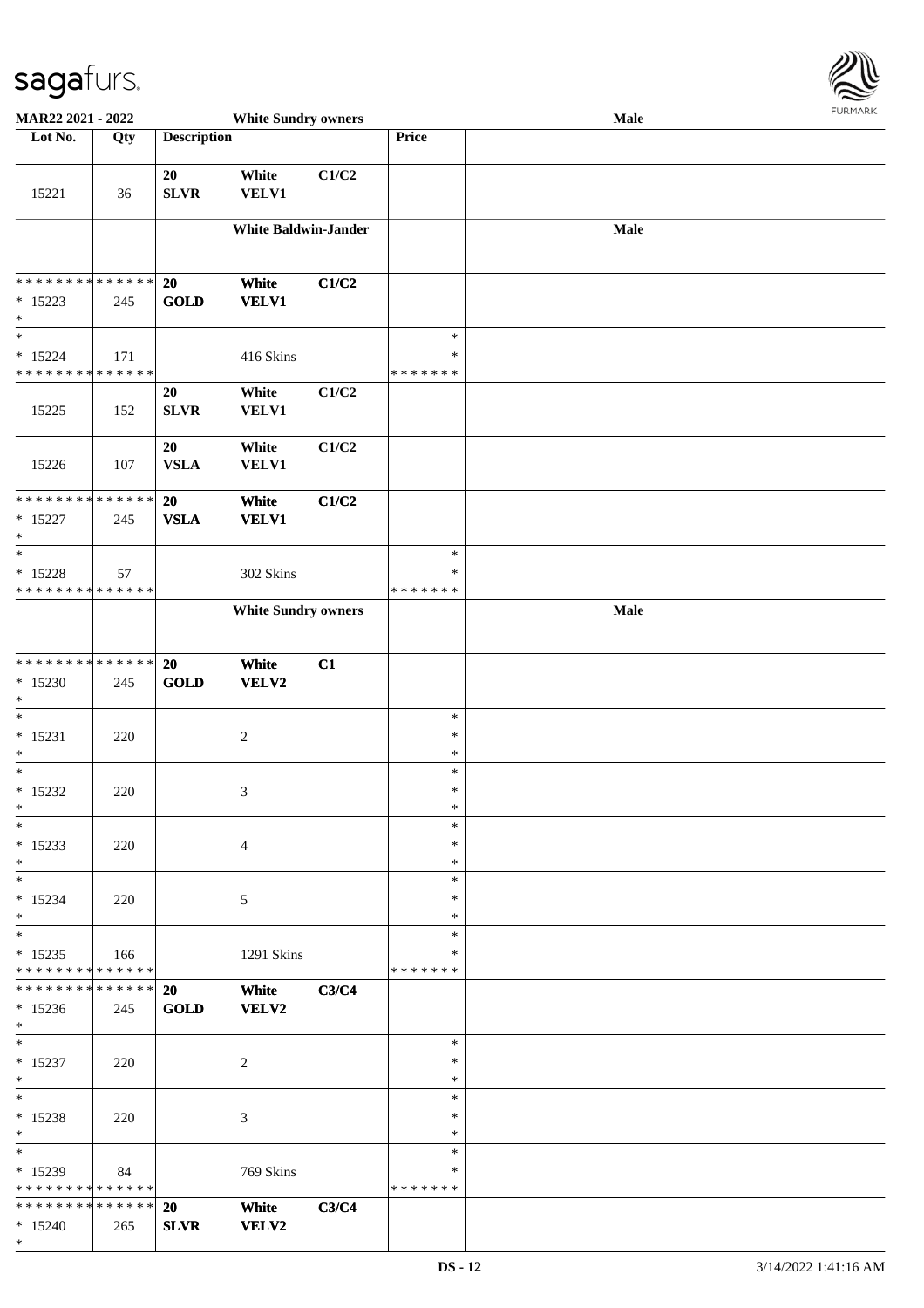| Lot No. | Qty | Description | | | Price | |
|---|---|---|---|---|---|---|
| MAR22 2021 - 2022 | | White Sundry owners | | | | Male |
| 15221 | 36 | 20 SLVR | White VELV1 | C1/C2 | | |
| | | White Baldwin-Jander | | | | Male |
| * * * * * * * * * * * * * * * 15223 * | 245 | 20 GOLD | White VELV1 | C1/C2 | | |
| * * 15224 * * * * * * * * * * * * * * | 171 | | 416 Skins | | * * * * * * * * * | |
| 15225 | 152 | 20 SLVR | White VELV1 | C1/C2 | | |
| 15226 | 107 | 20 VSLA | White VELV1 | C1/C2 | | |
| * * * * * * * * * * * * * * * 15227 * | 245 | 20 VSLA | White VELV1 | C1/C2 | | |
| * * 15228 * * * * * * * * * * * * * * | 57 | | 302 Skins | | * * * * * * * * * | |
| | | White Sundry owners | | | | Male |
| * * * * * * * * * * * * * * * 15230 * | 245 | 20 GOLD | White VELV2 | C1 | | |
| * * 15231 * | 220 | | 2 | | * * * | |
| * * 15232 * | 220 | | 3 | | * * * | |
| * * 15233 * | 220 | | 4 | | * * * | |
| * * 15234 * | 220 | | 5 | | * * * | |
| * * 15235 * * * * * * * * * * * * * * | 166 | | 1291 Skins | | * * * * * * * * * | |
| * * * * * * * * * * * * * * * 15236 * | 245 | 20 GOLD | White VELV2 | C3/C4 | | |
| * * 15237 * | 220 | | 2 | | * * * | |
| * * 15238 * | 220 | | 3 | | * * * | |
| * * 15239 * * * * * * * * * * * * * * | 84 | | 769 Skins | | * * * * * * * * * | |
| * * * * * * * * * * * * * * * 15240 * | 265 | 20 SLVR | White VELV2 | C3/C4 | | |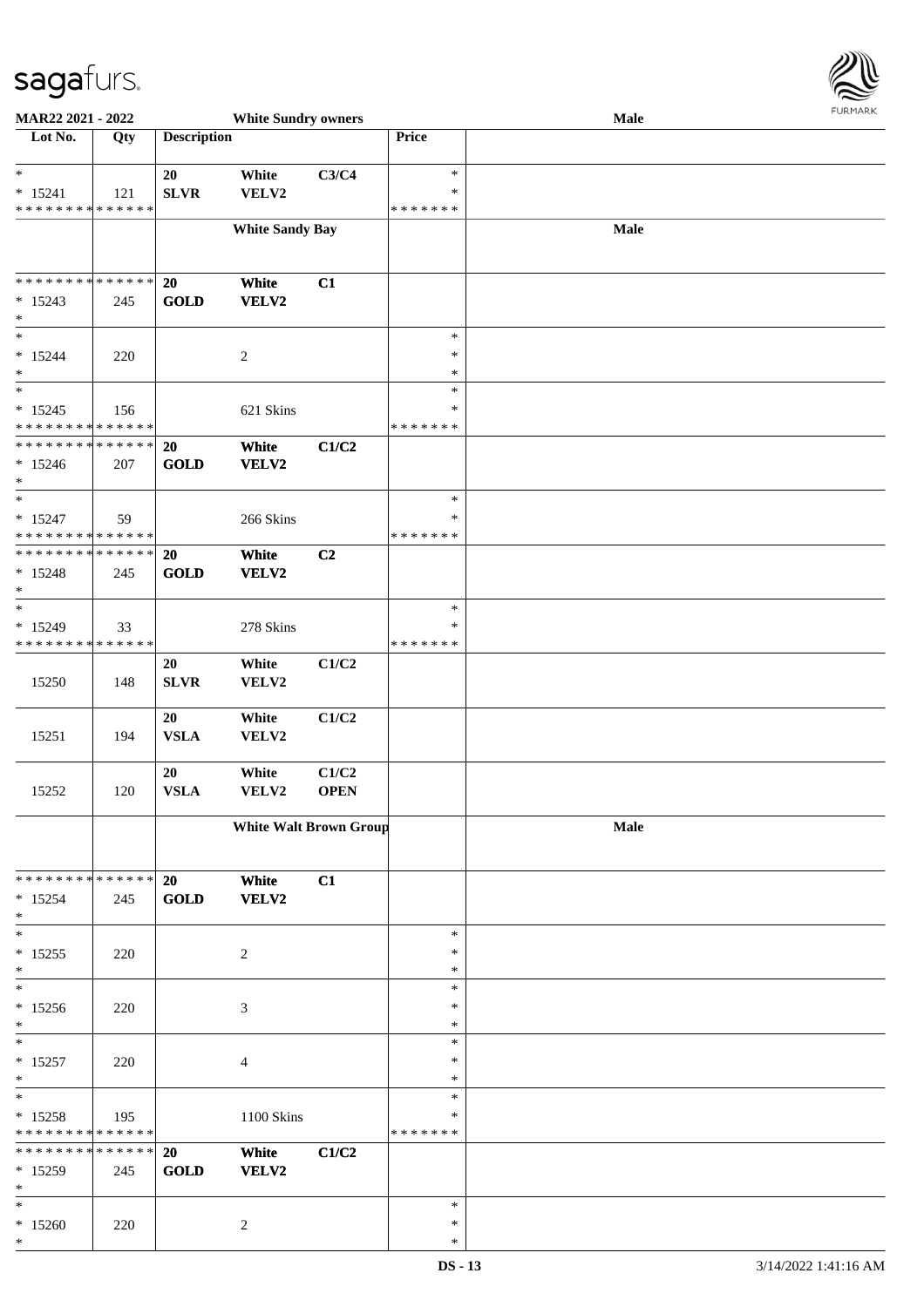**MAR22 2021 - 2022** | **White Sundry owners** | **Male**

| Lot No. | Qty | Description | | | Price | |
|---|---|---|---|---|---|---|
| * | | 20 | White | C3/C4 | * | |
| * 15241 | 121 | SLVR | VELV2 | | * | |
| * * * * * * * * * * * * * * | | | | | * * * * * * * | |
| | | | **White Sandy Bay** | | | **Male** |
| * * * * * * * * * * * * * * | | **20** | **White** | **C1** | | |
| * 15243 | 245 | **GOLD** | **VELV2** | | | |
| * | | | | | | |
| * | | | | | * | |
| * 15244 | 220 | | 2 | | * | |
| * | | | | | * | |
| * | | | | | * | |
| * 15245 | 156 | | 621 Skins | | * | |
| * * * * * * * * * * * * * * | | | | | * * * * * * * | |
| * * * * * * * * * * * * * * | | **20** | **White** | **C1/C2** | | |
| * 15246 | 207 | **GOLD** | **VELV2** | | | |
| * | | | | | | |
| * | | | | | * | |
| * 15247 | 59 | | 266 Skins | | * | |
| * * * * * * * * * * * * * * | | | | | * * * * * * * | |
| * * * * * * * * * * * * * * | | **20** | **White** | **C2** | | |
| * 15248 | 245 | **GOLD** | **VELV2** | | | |
| * | | | | | | |
| * | | | | | * | |
| * 15249 | 33 | | 278 Skins | | * | |
| * * * * * * * * * * * * * * | | | | | * * * * * * * | |
| 15250 | 148 | 20<br>SLVR | White<br>VELV2 | C1/C2 | | |
| 15251 | 194 | 20<br>VSLA | White<br>VELV2 | C1/C2 | | |
| 15252 | 120 | 20<br>VSLA | White<br>VELV2 | C1/C2<br>OPEN | | |
| | | | **White Walt Brown Group** | | | **Male** |
| * * * * * * * * * * * * * * | | **20** | **White** | **C1** | | |
| * 15254 | 245 | **GOLD** | **VELV2** | | | |
| * | | | | | | |
| * | | | | | * | |
| * 15255 | 220 | | 2 | | * | |
| * | | | | | * | |
| * | | | | | * | |
| * 15256 | 220 | | 3 | | * | |
| * | | | | | * | |
| * | | | | | * | |
| * 15257 | 220 | | 4 | | * | |
| * | | | | | * | |
| * | | | | | * | |
| * 15258 | 195 | | 1100 Skins | | * | |
| * * * * * * * * * * * * * * | | | | | * * * * * * * | |
| * * * * * * * * * * * * * * | | **20** | **White** | **C1/C2** | | |
| * 15259 | 245 | **GOLD** | **VELV2** | | | |
| * | | | | | | |
| * | | | | | * | |
| * 15260 | 220 | | 2 | | * | |
| * | | | | | * | |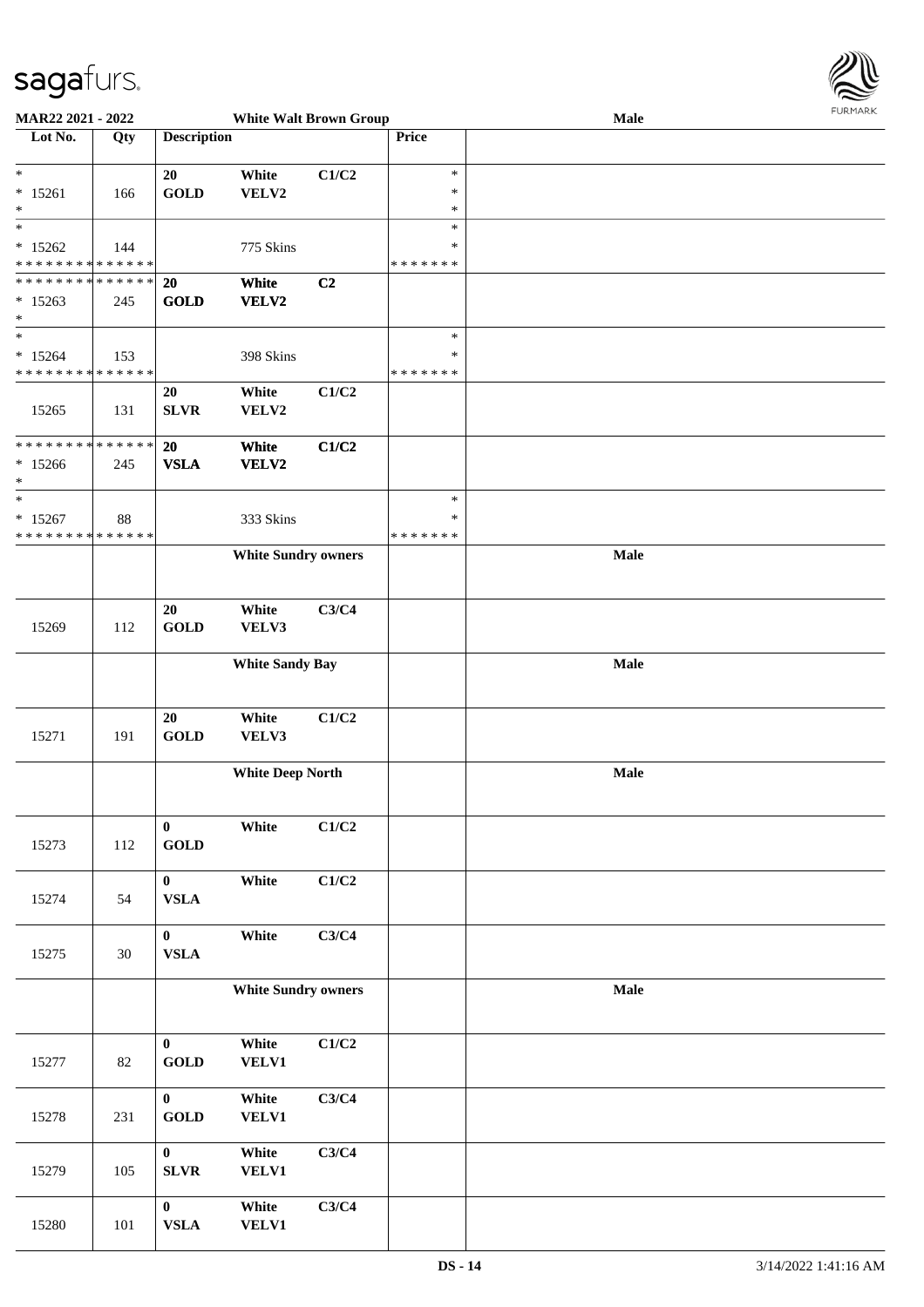**MAR22 2021 - 2022** — **White Walt Brown Group** — **Male**

| Lot No. | Qty | Description | | | Price | |
|---|---|---|---|---|---|---|
| *<br>* 15261<br>* | 166 | 20<br>GOLD | White<br>VELV2 | C1/C2 | *<br>*<br>* | |
| *<br>* 15262<br>* * * * * * * * * * * * * * | 144 | | 775 Skins | | *<br>*<br>* * * * * * * | |
| * * * * * * * * * * * * * *<br>* 15263<br>* | 245 | 20<br>GOLD | White<br>VELV2 | C2 | | |
| *<br>* 15264<br>* * * * * * * * * * * * * * | 153 | | 398 Skins | | *<br>*<br>* * * * * * * | |
| 15265 | 131 | 20<br>SLVR | White<br>VELV2 | C1/C2 | | |
| * * * * * * * * * * * * * *<br>* 15266<br>* | 245 | 20<br>VSLA | White<br>VELV2 | C1/C2 | | |
| *<br>* 15267<br>* * * * * * * * * * * * * * | 88 | | 333 Skins | | *<br>*<br>* * * * * * * | |
| | | **White Sundry owners** | | | | **Male** |
| 15269 | 112 | 20<br>GOLD | White<br>VELV3 | C3/C4 | | |
| | | **White Sandy Bay** | | | | **Male** |
| 15271 | 191 | 20<br>GOLD | White<br>VELV3 | C1/C2 | | |
| | | **White Deep North** | | | | **Male** |
| 15273 | 112 | 0<br>GOLD | White | C1/C2 | | |
| 15274 | 54 | 0<br>VSLA | White | C1/C2 | | |
| 15275 | 30 | 0<br>VSLA | White | C3/C4 | | |
| | | **White Sundry owners** | | | | **Male** |
| 15277 | 82 | 0<br>GOLD | White<br>VELV1 | C1/C2 | | |
| 15278 | 231 | 0<br>GOLD | White<br>VELV1 | C3/C4 | | |
| 15279 | 105 | 0<br>SLVR | White<br>VELV1 | C3/C4 | | |
| 15280 | 101 | 0<br>VSLA | White<br>VELV1 | C3/C4 | | |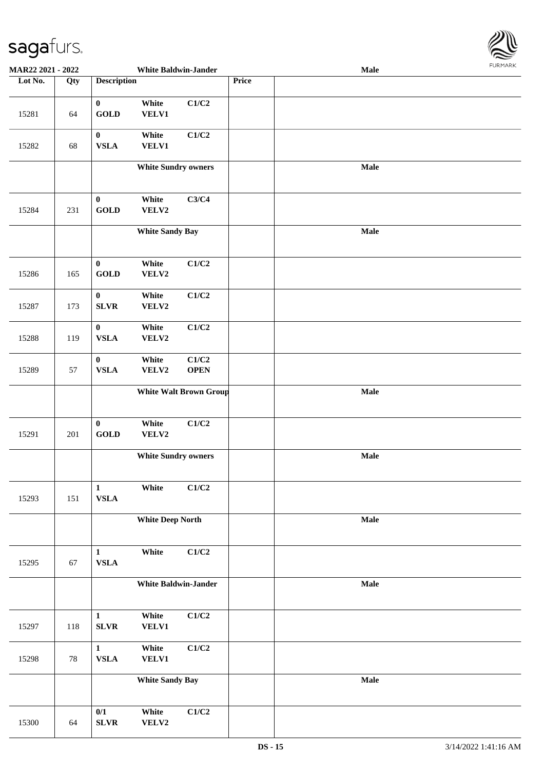sagafurs.

MAR22 2021 - 2022 White Baldwin-Jander Male

| Lot No. | Qty | Description | | | Price | |
|---|---|---|---|---|---|---|
| 15281 | 64 | 0 GOLD | White VELV1 | C1/C2 | | |
| 15282 | 68 | 0 VSLA | White VELV1 | C1/C2 | | |
| | | White Sundry owners | | | | Male |
| 15284 | 231 | 0 GOLD | White VELV2 | C3/C4 | | |
| | | White Sandy Bay | | | | Male |
| 15286 | 165 | 0 GOLD | White VELV2 | C1/C2 | | |
| 15287 | 173 | 0 SLVR | White VELV2 | C1/C2 | | |
| 15288 | 119 | 0 VSLA | White VELV2 | C1/C2 | | |
| 15289 | 57 | 0 VSLA | White VELV2 | C1/C2 OPEN | | |
| | | White Walt Brown Group | | | | Male |
| 15291 | 201 | 0 GOLD | White VELV2 | C1/C2 | | |
| | | White Sundry owners | | | | Male |
| 15293 | 151 | 1 VSLA | White | C1/C2 | | |
| | | White Deep North | | | | Male |
| 15295 | 67 | 1 VSLA | White | C1/C2 | | |
| | | White Baldwin-Jander | | | | Male |
| 15297 | 118 | 1 SLVR | White VELV1 | C1/C2 | | |
| 15298 | 78 | 1 VSLA | White VELV1 | C1/C2 | | |
| | | White Sandy Bay | | | | Male |
| 15300 | 64 | 0/1 SLVR | White VELV2 | C1/C2 | | |

DS - 15 3/14/2022 1:41:16 AM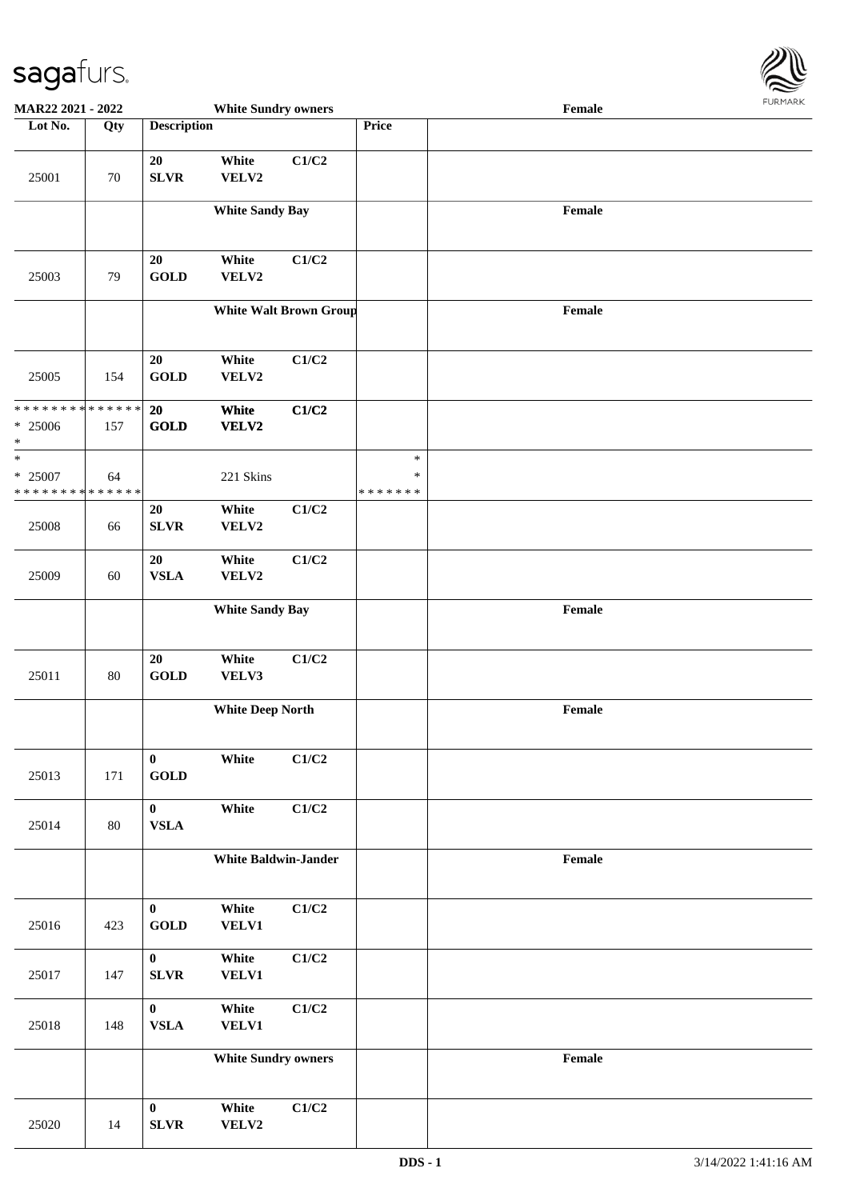| Lot No. | Qty | Description | | | Price | |
|---|---|---|---|---|---|---|
| | | **White Sundry owners** | | | | **Female** |
| 25001 | 70 | 20 SLVR | White VELV2 | C1/C2 | | |
| | | **White Sandy Bay** | | | | **Female** |
| 25003 | 79 | 20 GOLD | White VELV2 | C1/C2 | | |
| | | **White Walt Brown Group** | | | | **Female** |
| 25005 | 154 | 20 GOLD | White VELV2 | C1/C2 | | |
| * * * * * * * * * * * * * * * 25006 * | 157 | **20 GOLD** | **White VELV2** | **C1/C2** | | |
| * * 25007 * * * * * * * * * * * * * * | 64 | | 221 Skins | | * * * * * * * * * | |
| 25008 | 66 | 20 SLVR | White VELV2 | C1/C2 | | |
| 25009 | 60 | 20 VSLA | White VELV2 | C1/C2 | | |
| | | **White Sandy Bay** | | | | **Female** |
| 25011 | 80 | 20 GOLD | White VELV3 | C1/C2 | | |
| | | **White Deep North** | | | | **Female** |
| 25013 | 171 | 0 GOLD | White | C1/C2 | | |
| 25014 | 80 | 0 VSLA | White | C1/C2 | | |
| | | **White Baldwin-Jander** | | | | **Female** |
| 25016 | 423 | 0 GOLD | White VELV1 | C1/C2 | | |
| 25017 | 147 | 0 SLVR | White VELV1 | C1/C2 | | |
| 25018 | 148 | 0 VSLA | White VELV1 | C1/C2 | | |
| | | **White Sundry owners** | | | | **Female** |
| 25020 | 14 | 0 SLVR | White VELV2 | C1/C2 | | |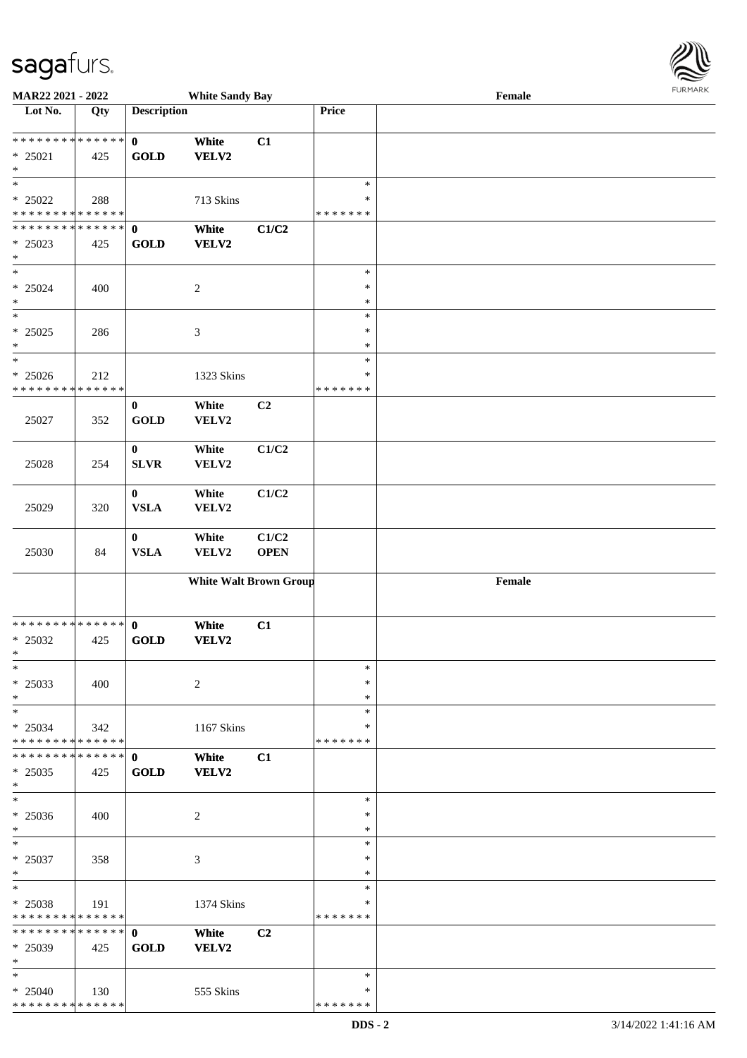**MAR22 2021 - 2022** **White Sandy Bay** **Female**

| Lot No. | Qty | Description | | | Price | |
|---|---|---|---|---|---|---|
| * * * * * * * * * * * * * * | | **0** | **White** | **C1** | | |
| * 25021 | 425 | **GOLD** | **VELV2** | | | |
| * | | | | | | |
| * | | | | | * | |
| * 25022 | 288 | | 713 Skins | | * | |
| * * * * * * * * * * * * * * | | | | | * * * * * * * | |
| * * * * * * * * * * * * * * | | **0** | **White** | **C1/C2** | | |
| * 25023 | 425 | **GOLD** | **VELV2** | | | |
| * | | | | | | |
| * | | | | | * | |
| * 25024 | 400 | | 2 | | * | |
| * | | | | | * | |
| * | | | | | * | |
| * 25025 | 286 | | 3 | | * | |
| * | | | | | * | |
| * | | | | | * | |
| * 25026 | 212 | | 1323 Skins | | * | |
| * * * * * * * * * * * * * * | | | | | * * * * * * * | |
| 25027 | 352 | **0** **GOLD** | **White** **VELV2** | **C2** | | |
| 25028 | 254 | **0** **SLVR** | **White** **VELV2** | **C1/C2** | | |
| 25029 | 320 | **0** **VSLA** | **White** **VELV2** | **C1/C2** | | |
| 25030 | 84 | **0** **VSLA** | **White** **VELV2** | **C1/C2** **OPEN** | | |
| | | **White Walt Brown Group** | | | | **Female** |
| * * * * * * * * * * * * * * | | **0** | **White** | **C1** | | |
| * 25032 | 425 | **GOLD** | **VELV2** | | | |
| * | | | | | | |
| * | | | | | * | |
| * 25033 | 400 | | 2 | | * | |
| * | | | | | * | |
| * | | | | | * | |
| * 25034 | 342 | | 1167 Skins | | * | |
| * * * * * * * * * * * * * * | | | | | * * * * * * * | |
| * * * * * * * * * * * * * * | | **0** | **White** | **C1** | | |
| * 25035 | 425 | **GOLD** | **VELV2** | | | |
| * | | | | | | |
| * | | | | | * | |
| * 25036 | 400 | | 2 | | * | |
| * | | | | | * | |
| * | | | | | * | |
| * 25037 | 358 | | 3 | | * | |
| * | | | | | * | |
| * | | | | | * | |
| * 25038 | 191 | | 1374 Skins | | * | |
| * * * * * * * * * * * * * * | | | | | * * * * * * * | |
| * * * * * * * * * * * * * * | | **0** | **White** | **C2** | | |
| * 25039 | 425 | **GOLD** | **VELV2** | | | |
| * | | | | | | |
| * | | | | | * | |
| * 25040 | 130 | | 555 Skins | | * | |
| * * * * * * * * * * * * * * | | | | | * * * * * * * | |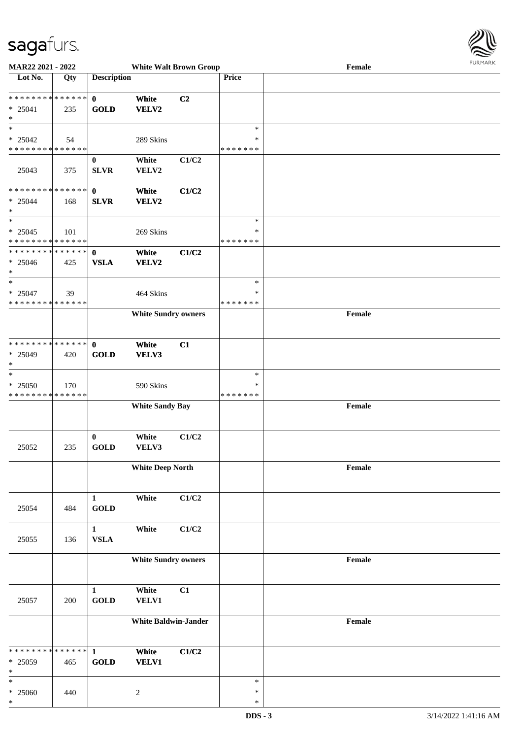**MAR22 2021 - 2022** **White Walt Brown Group** **Female**

| Lot No. | Qty | Description | | | Price | |
|---|---|---|---|---|---|---|
| * * * * * * * * * * * * * * | | 0 | White | C2 | | |
| * 25041 | 235 | GOLD | VELV2 | | | |
| * | | | | | | |
| * | | | | | * | |
| * 25042 | 54 | | 289 Skins | | * | |
| * * * * * * * * * * * * * * | | | | | * * * * * * * | |
| | | 0 | White | C1/C2 | | |
| 25043 | 375 | SLVR | VELV2 | | | |
| * * * * * * * * * * * * * * | | 0 | White | C1/C2 | | |
| * 25044 | 168 | SLVR | VELV2 | | | |
| * | | | | | | |
| * | | | | | * | |
| * 25045 | 101 | | 269 Skins | | * | |
| * * * * * * * * * * * * * * | | | | | * * * * * * * | |
| * * * * * * * * * * * * * * | | 0 | White | C1/C2 | | |
| * 25046 | 425 | VSLA | VELV2 | | | |
| * | | | | | | |
| * | | | | | * | |
| * 25047 | 39 | | 464 Skins | | * | |
| * * * * * * * * * * * * * * | | | | | * * * * * * * | |
| | | | **White Sundry owners** | | | **Female** |
| * * * * * * * * * * * * * * | | 0 | White | C1 | | |
| * 25049 | 420 | GOLD | VELV3 | | | |
| * | | | | | | |
| * | | | | | * | |
| * 25050 | 170 | | 590 Skins | | * | |
| * * * * * * * * * * * * * * | | | | | * * * * * * * | |
| | | | **White Sandy Bay** | | | **Female** |
| | | 0 | White | C1/C2 | | |
| 25052 | 235 | GOLD | VELV3 | | | |
| | | | **White Deep North** | | | **Female** |
| | | 1 | White | C1/C2 | | |
| 25054 | 484 | GOLD | | | | |
| | | 1 | White | C1/C2 | | |
| 25055 | 136 | VSLA | | | | |
| | | | **White Sundry owners** | | | **Female** |
| | | 1 | White | C1 | | |
| 25057 | 200 | GOLD | VELV1 | | | |
| | | | **White Baldwin-Jander** | | | **Female** |
| * * * * * * * * * * * * * * | | 1 | White | C1/C2 | | |
| * 25059 | 465 | GOLD | VELV1 | | | |
| * | | | | | | |
| * | | | | | * | |
| * 25060 | 440 | | 2 | | * | |
| * | | | | | * | |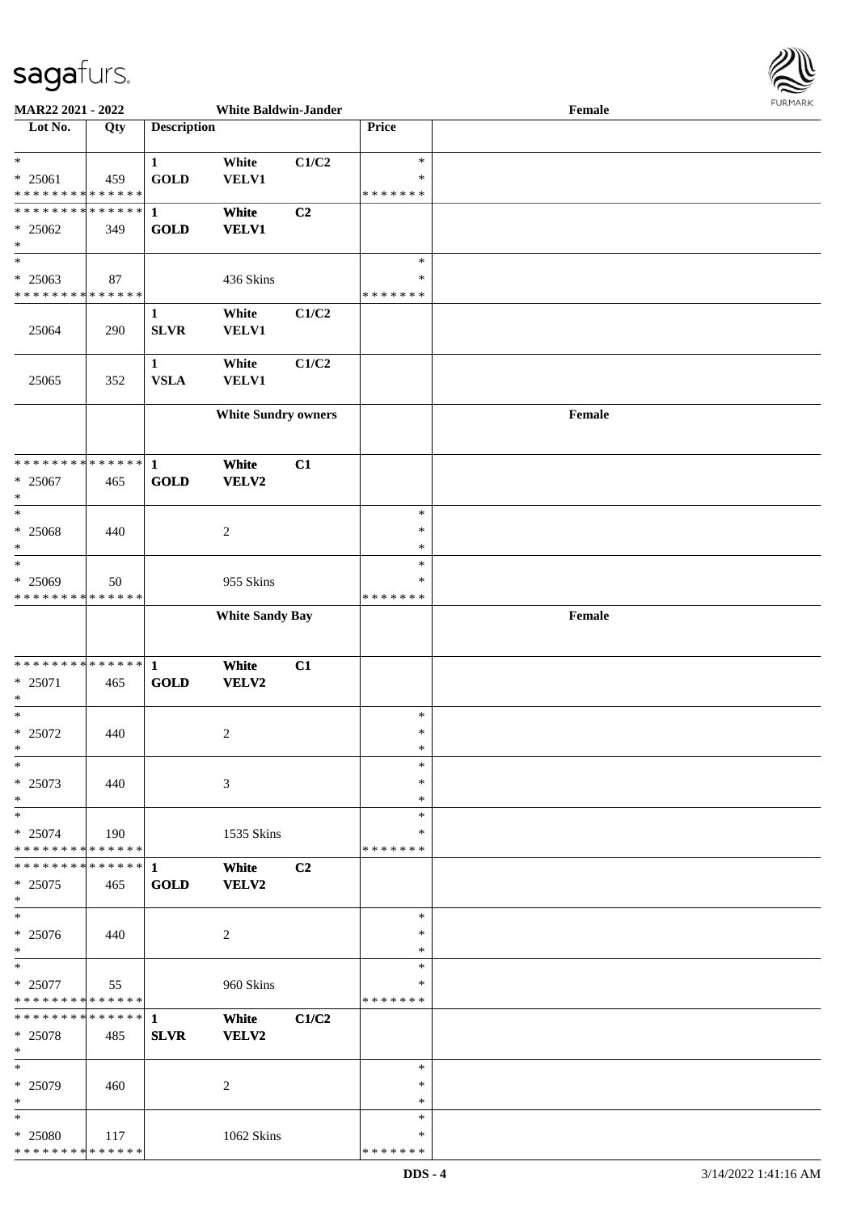| Lot No. | Qty | Description | | | Price | |
|---|---|---|---|---|---|---|
| * | | 1 | White | C1/C2 | * | |
| * 25061 | 459 | GOLD | VELV1 | | * | |
| * * * * * * * * * * * * * * | | | | | * * * * * * * | |
| * * * * * * * * * * * * * * | | 1 | White | C2 | | |
| * 25062 | 349 | GOLD | VELV1 | | | |
| * | | | | | | |
| * | | | | | * | |
| * 25063 | 87 | | 436 Skins | | * | |
| * * * * * * * * * * * * * * | | | | | * * * * * * * | |
| | | 1 | White | C1/C2 | | |
| 25064 | 290 | SLVR | VELV1 | | | |
| | | 1 | White | C1/C2 | | |
| 25065 | 352 | VSLA | VELV1 | | | |
| | | **White Sundry owners** | | | | **Female** |
| * * * * * * * * * * * * * * | | 1 | White | C1 | | |
| * 25067 | 465 | GOLD | VELV2 | | | |
| * | | | | | | |
| * | | | | | * | |
| * 25068 | 440 | | 2 | | * | |
| * | | | | | * | |
| * | | | | | * | |
| * 25069 | 50 | | 955 Skins | | * | |
| * * * * * * * * * * * * * * | | | | | * * * * * * * | |
| | | **White Sandy Bay** | | | | **Female** |
| * * * * * * * * * * * * * * | | 1 | White | C1 | | |
| * 25071 | 465 | GOLD | VELV2 | | | |
| * | | | | | | |
| * | | | | | * | |
| * 25072 | 440 | | 2 | | * | |
| * | | | | | * | |
| * | | | | | * | |
| * 25073 | 440 | | 3 | | * | |
| * | | | | | * | |
| * | | | | | * | |
| * 25074 | 190 | | 1535 Skins | | * | |
| * * * * * * * * * * * * * * | | | | | * * * * * * * | |
| * * * * * * * * * * * * * * | | 1 | White | C2 | | |
| * 25075 | 465 | GOLD | VELV2 | | | |
| * | | | | | | |
| * | | | | | * | |
| * 25076 | 440 | | 2 | | * | |
| * | | | | | * | |
| * | | | | | * | |
| * 25077 | 55 | | 960 Skins | | * | |
| * * * * * * * * * * * * * * | | | | | * * * * * * * | |
| * * * * * * * * * * * * * * | | 1 | White | C1/C2 | | |
| * 25078 | 485 | SLVR | VELV2 | | | |
| * | | | | | | |
| * | | | | | * | |
| * 25079 | 460 | | 2 | | * | |
| * | | | | | * | |
| * | | | | | * | |
| * 25080 | 117 | | 1062 Skins | | * | |
| * * * * * * * * * * * * * * | | | | | * * * * * * * | |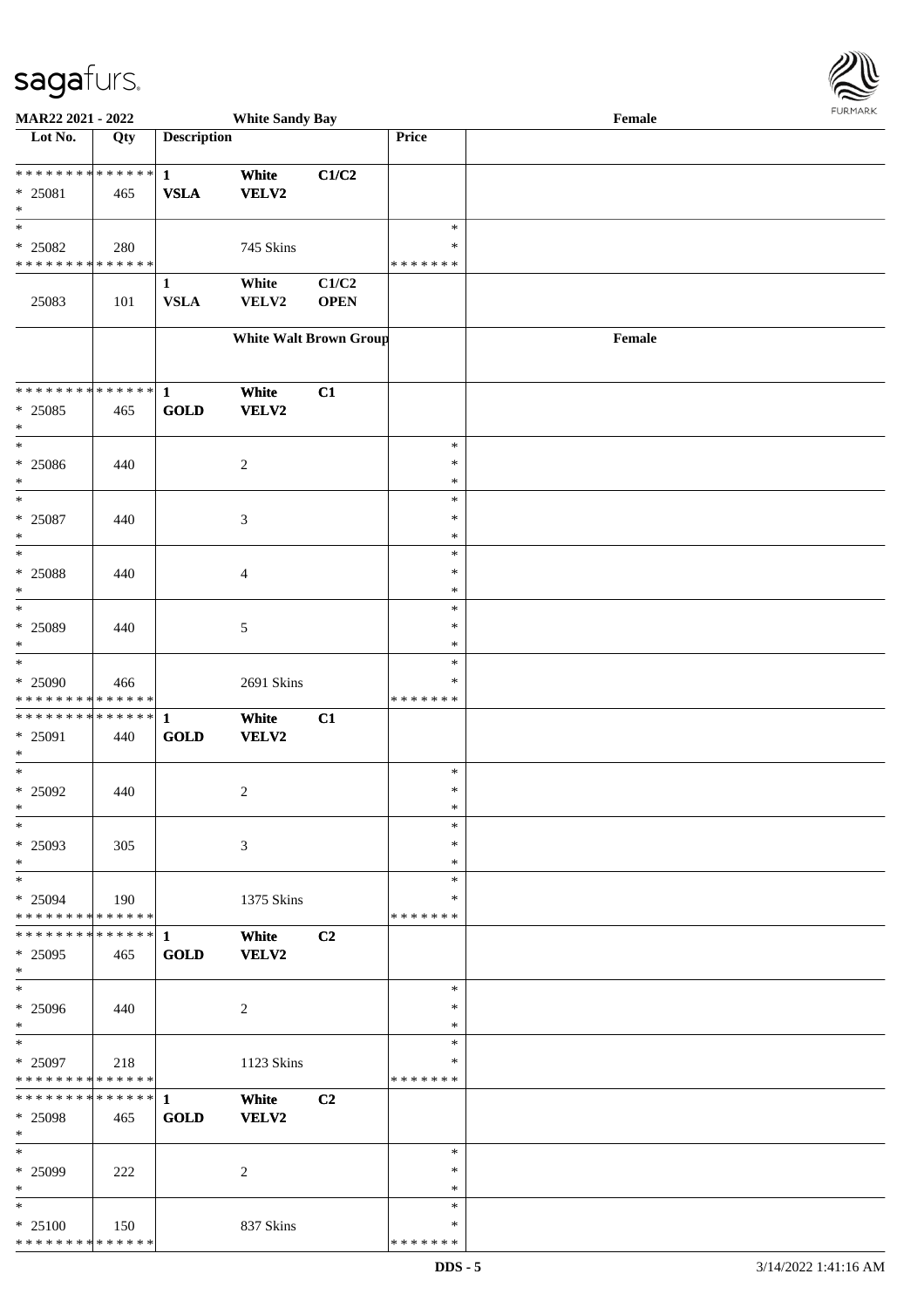**MAR22 2021 - 2022** — **White Sandy Bay** — **Female**

| Lot No. | Qty | Description | | | Price | |
|---|---|---|---|---|---|---|
| * * * * * * * * * * * * * * | | 1 | White | C1/C2 | | |
| * 25081 | 465 | VSLA | VELV2 | | | |
| * | | | | | | |
| * | | | | | * | |
| * 25082 | 280 | | 745 Skins | | * | |
| * * * * * * * * * * * * * * | | | | | * * * * * * * | |
| | | 1 | White | C1/C2 | | |
| 25083 | 101 | VSLA | VELV2 | OPEN | | |
| | | | White Walt Brown Group | | | Female |
| * * * * * * * * * * * * * * | | 1 | White | C1 | | |
| * 25085 | 465 | GOLD | VELV2 | | | |
| * | | | | | | |
| * | | | | | * | |
| * 25086 | 440 | | 2 | | * | |
| * | | | | | * | |
| * | | | | | * | |
| * 25087 | 440 | | 3 | | * | |
| * | | | | | * | |
| * | | | | | * | |
| * 25088 | 440 | | 4 | | * | |
| * | | | | | * | |
| * | | | | | * | |
| * 25089 | 440 | | 5 | | * | |
| * | | | | | * | |
| * | | | | | * | |
| * 25090 | 466 | | 2691 Skins | | * | |
| * * * * * * * * * * * * * * | | | | | * * * * * * * | |
| * * * * * * * * * * * * * * | | 1 | White | C1 | | |
| * 25091 | 440 | GOLD | VELV2 | | | |
| * | | | | | | |
| * | | | | | * | |
| * 25092 | 440 | | 2 | | * | |
| * | | | | | * | |
| * | | | | | * | |
| * 25093 | 305 | | 3 | | * | |
| * | | | | | * | |
| * | | | | | * | |
| * 25094 | 190 | | 1375 Skins | | * | |
| * * * * * * * * * * * * * * | | | | | * * * * * * * | |
| * * * * * * * * * * * * * * | | 1 | White | C2 | | |
| * 25095 | 465 | GOLD | VELV2 | | | |
| * | | | | | | |
| * | | | | | * | |
| * 25096 | 440 | | 2 | | * | |
| * | | | | | * | |
| * | | | | | * | |
| * 25097 | 218 | | 1123 Skins | | * | |
| * * * * * * * * * * * * * * | | | | | * * * * * * * | |
| * * * * * * * * * * * * * * | | 1 | White | C2 | | |
| * 25098 | 465 | GOLD | VELV2 | | | |
| * | | | | | | |
| * | | | | | * | |
| * 25099 | 222 | | 2 | | * | |
| * | | | | | * | |
| * | | | | | * | |
| * 25100 | 150 | | 837 Skins | | * | |
| * * * * * * * * * * * * * * | | | | | * * * * * * * | |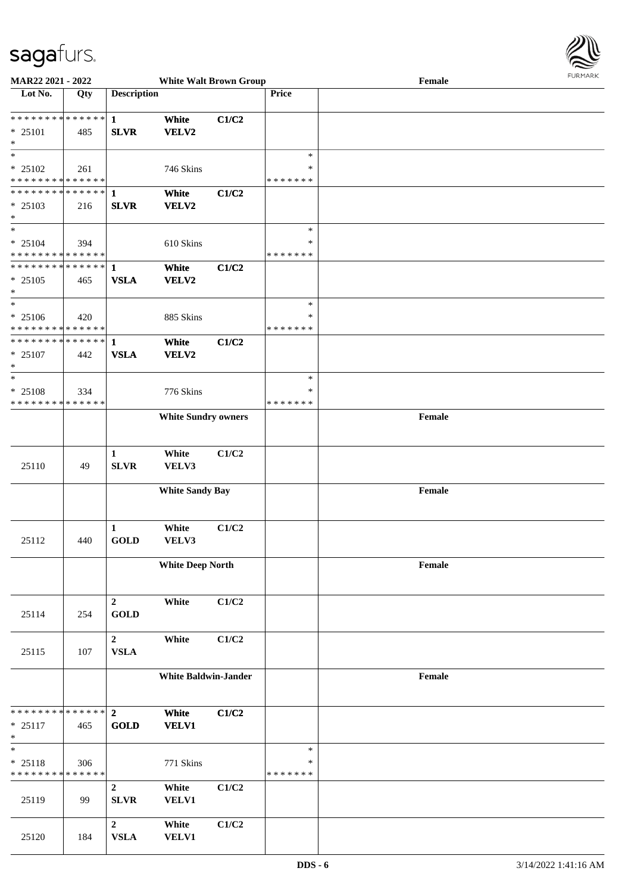MAR22 2021 - 2022 — White Walt Brown Group — Female

| Lot No. | Qty | Description | | | Price | |
|---|---|---|---|---|---|---|
| * * * * * * * * * * * * * * | | 1 | White | C1/C2 | | |
| * 25101 | 485 | SLVR | VELV2 | | | |
| * | | | | | | |
| * | | | | | * | |
| * 25102 | 261 | | 746 Skins | | * | |
| * * * * * * * * * * * * * * | | | | | * * * * * * * | |
| * * * * * * * * * * * * * * | | 1 | White | C1/C2 | | |
| * 25103 | 216 | SLVR | VELV2 | | | |
| * | | | | | | |
| * | | | | | * | |
| * 25104 | 394 | | 610 Skins | | * | |
| * * * * * * * * * * * * * * | | | | | * * * * * * * | |
| * * * * * * * * * * * * * * | | 1 | White | C1/C2 | | |
| * 25105 | 465 | VSLA | VELV2 | | | |
| * | | | | | | |
| * | | | | | * | |
| * 25106 | 420 | | 885 Skins | | * | |
| * * * * * * * * * * * * * * | | | | | * * * * * * * | |
| * * * * * * * * * * * * * * | | 1 | White | C1/C2 | | |
| * 25107 | 442 | VSLA | VELV2 | | | |
| * | | | | | | |
| * | | | | | * | |
| * 25108 | 334 | | 776 Skins | | * | |
| * * * * * * * * * * * * * * | | | | | * * * * * * * | |
| | | **White Sundry owners** | | | | **Female** |
| 25110 | 49 | 1 SLVR | White VELV3 | C1/C2 | | |
| | | **White Sandy Bay** | | | | **Female** |
| 25112 | 440 | 1 GOLD | White VELV3 | C1/C2 | | |
| | | **White Deep North** | | | | **Female** |
| 25114 | 254 | 2 GOLD | White | C1/C2 | | |
| 25115 | 107 | 2 VSLA | White | C1/C2 | | |
| | | **White Baldwin-Jander** | | | | **Female** |
| * * * * * * * * * * * * * * | | 2 | White | C1/C2 | | |
| * 25117 | 465 | GOLD | VELV1 | | | |
| * | | | | | | |
| * | | | | | * | |
| * 25118 | 306 | | 771 Skins | | * | |
| * * * * * * * * * * * * * * | | | | | * * * * * * * | |
| 25119 | 99 | 2 SLVR | White VELV1 | C1/C2 | | |
| 25120 | 184 | 2 VSLA | White VELV1 | C1/C2 | | |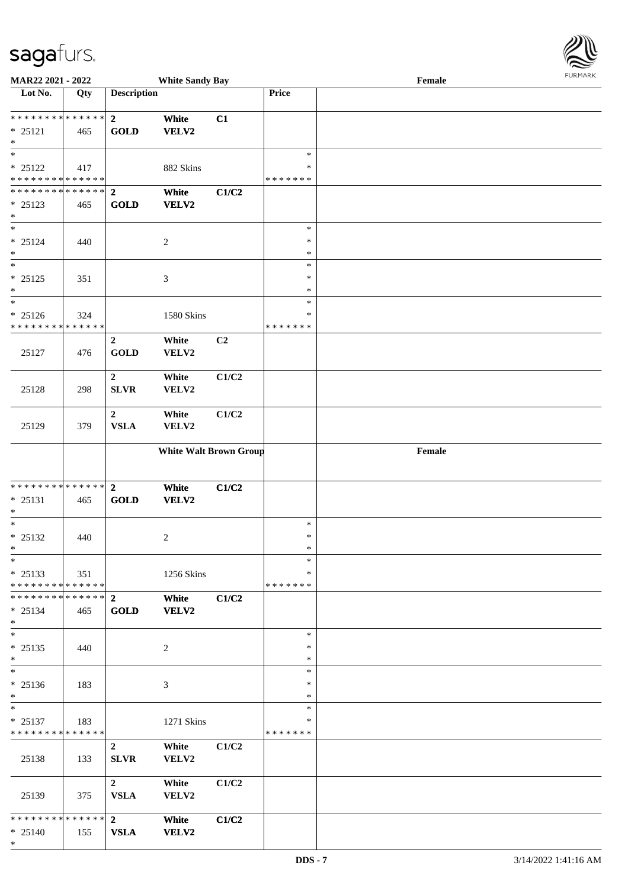**MAR22 2021 - 2022** **White Sandy Bay** **Female**

| Lot No. | Qty | Description | | | Price | |
|---|---|---|---|---|---|---|
| * * * * * * * * * * * * * * | | **2** | **White** | **C1** | | |
| * 25121 | 465 | **GOLD** | **VELV2** | | | |
| * | | | | | | |
| * | | | | | * | |
| * 25122 | 417 | | 882 Skins | | * | |
| * * * * * * * * * * * * * * | | | | | * * * * * * * | |
| * * * * * * * * * * * * * * | | **2** | **White** | **C1/C2** | | |
| * 25123 | 465 | **GOLD** | **VELV2** | | | |
| * | | | | | | |
| * | | | | | * | |
| * 25124 | 440 | | 2 | | * | |
| * | | | | | * | |
| * | | | | | * | |
| * 25125 | 351 | | 3 | | * | |
| * | | | | | * | |
| * | | | | | * | |
| * 25126 | 324 | | 1580 Skins | | * | |
| * * * * * * * * * * * * * * | | | | | * * * * * * * | |
| 25127 | 476 | **2** **GOLD** | White VELV2 | C2 | | |
| 25128 | 298 | **2** **SLVR** | White VELV2 | C1/C2 | | |
| 25129 | 379 | **2** **VSLA** | White VELV2 | C1/C2 | | |
| | | | **White Walt Brown Group** | | | **Female** |
| * * * * * * * * * * * * * * | | **2** | **White** | **C1/C2** | | |
| * 25131 | 465 | **GOLD** | **VELV2** | | | |
| * | | | | | | |
| * | | | | | * | |
| * 25132 | 440 | | 2 | | * | |
| * | | | | | * | |
| * | | | | | * | |
| * 25133 | 351 | | 1256 Skins | | * | |
| * * * * * * * * * * * * * * | | | | | * * * * * * * | |
| * * * * * * * * * * * * * * | | **2** | **White** | **C1/C2** | | |
| * 25134 | 465 | **GOLD** | **VELV2** | | | |
| * | | | | | | |
| * | | | | | * | |
| * 25135 | 440 | | 2 | | * | |
| * | | | | | * | |
| * | | | | | * | |
| * 25136 | 183 | | 3 | | * | |
| * | | | | | * | |
| * | | | | | * | |
| * 25137 | 183 | | 1271 Skins | | * | |
| * * * * * * * * * * * * * * | | | | | * * * * * * * | |
| 25138 | 133 | **2** **SLVR** | White VELV2 | C1/C2 | | |
| 25139 | 375 | **2** **VSLA** | White VELV2 | C1/C2 | | |
| * * * * * * * * * * * * * * | | **2** | **White** | **C1/C2** | | |
| * 25140 | 155 | **VSLA** | **VELV2** | | | |
| * | | | | | | |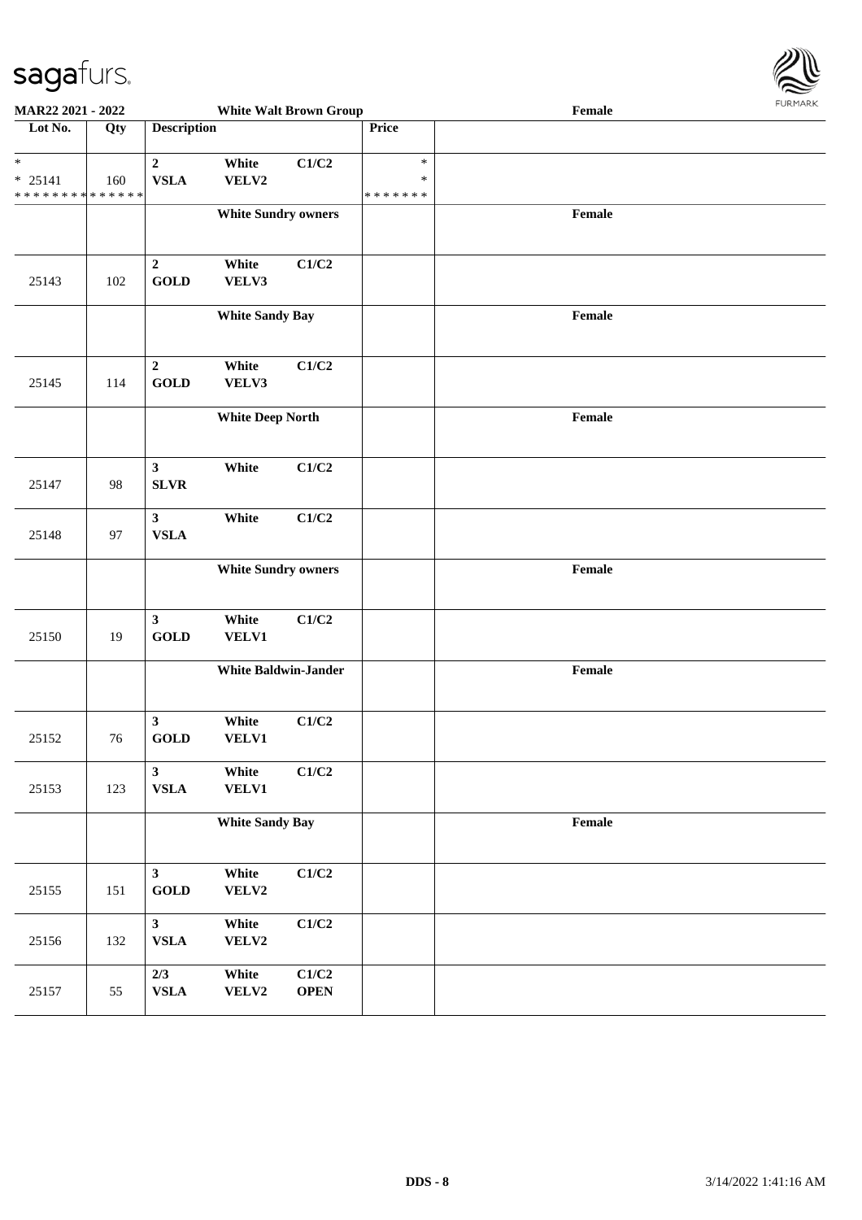**MAR22 2021 - 2022** **White Walt Brown Group** **Female**

| Lot No. | Qty | Description | | | Price | |
|---|---|---|---|---|---|---|
| * | | 2 | White | C1/C2 | * | |
| * 25141 | 160 | VSLA | VELV2 | | * | |
| * * * * * * * * * * * * * * | | | | | * * * * * * * | |
| | | **White Sundry owners** | | | | **Female** |
| 25143 | 102 | 2 GOLD | White VELV3 | C1/C2 | | |
| | | **White Sandy Bay** | | | | **Female** |
| 25145 | 114 | 2 GOLD | White VELV3 | C1/C2 | | |
| | | **White Deep North** | | | | **Female** |
| 25147 | 98 | 3 SLVR | White | C1/C2 | | |
| 25148 | 97 | 3 VSLA | White | C1/C2 | | |
| | | **White Sundry owners** | | | | **Female** |
| 25150 | 19 | 3 GOLD | White VELV1 | C1/C2 | | |
| | | **White Baldwin-Jander** | | | | **Female** |
| 25152 | 76 | 3 GOLD | White VELV1 | C1/C2 | | |
| 25153 | 123 | 3 VSLA | White VELV1 | C1/C2 | | |
| | | **White Sandy Bay** | | | | **Female** |
| 25155 | 151 | 3 GOLD | White VELV2 | C1/C2 | | |
| 25156 | 132 | 3 VSLA | White VELV2 | C1/C2 | | |
| 25157 | 55 | 2/3 VSLA | White VELV2 | C1/C2 OPEN | | |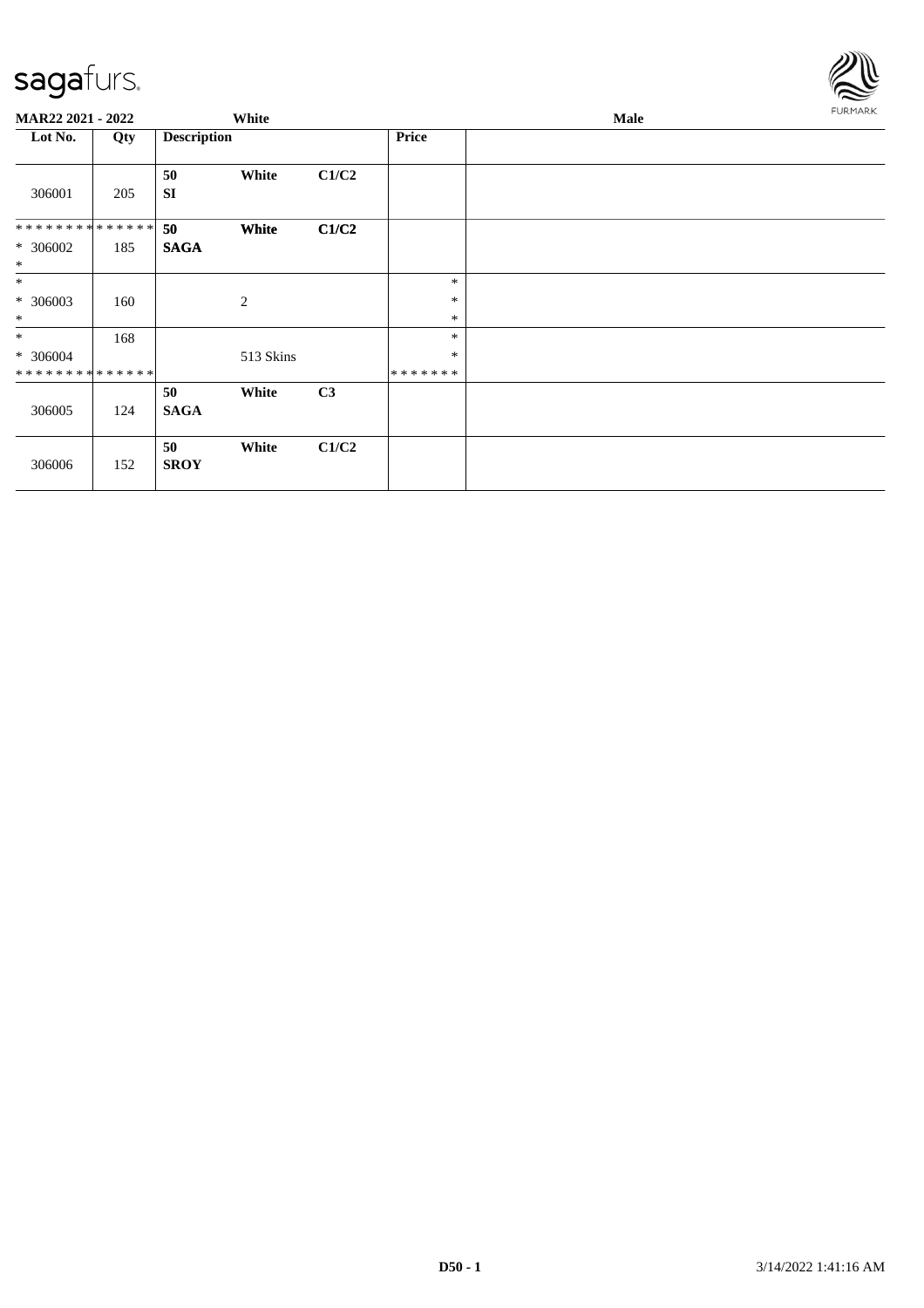**MAR22 2021 - 2022** | **White** | **Male**

| Lot No. | Qty | Description | | | Price | |
|---|---|---|---|---|---|---|
| 306001 | 205 | **50** SI | **White** | **C1/C2** | | |
| ************** * 306002 * | 185 | **50** **SAGA** | **White** | **C1/C2** | | |
| * * 306003 * | 160 | | 2 | | * * * | |
| * * 306004 ************** | 168 | | 513 Skins | | * * ******* | |
| 306005 | 124 | **50** **SAGA** | **White** | **C3** | | |
| 306006 | 152 | **50** **SROY** | **White** | **C1/C2** | | |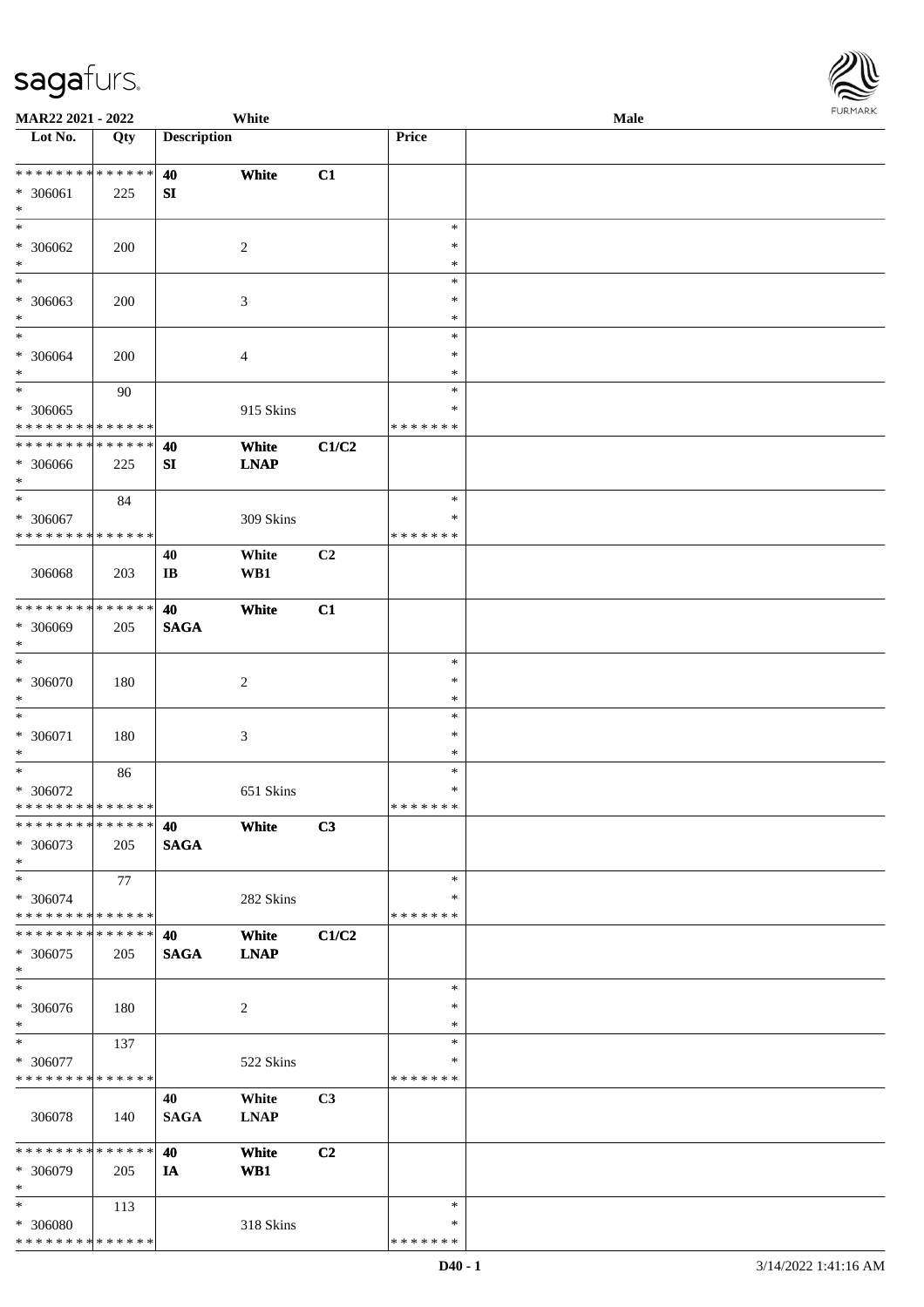MAR22 2021 - 2022 White Male

| Lot No. | Qty | Description | | | Price | |
|---|---|---|---|---|---|---|
| * * * * * * * * * * * * * * | | 40 | White | C1 | | |
| * 306061 | 225 | SI | | | | |
| * | | | | | | |
| * | | | | | * | |
| * 306062 | 200 | | 2 | | * | |
| * | | | | | * | |
| * | | | | | * | |
| * 306063 | 200 | | 3 | | * | |
| * | | | | | * | |
| * | | | | | * | |
| * 306064 | 200 | | 4 | | * | |
| * | | | | | * | |
| * | 90 | | | | * | |
| * 306065 | | | 915 Skins | | * | |
| * * * * * * * * * * * * * * | | | | | * * * * * * * | |
| * * * * * * * * * * * * * * | | 40 | White | C1/C2 | | |
| * 306066 | 225 | SI | LNAP | | | |
| * | | | | | | |
| * | 84 | | | | * | |
| * 306067 | | | 309 Skins | | * | |
| * * * * * * * * * * * * * * | | | | | * * * * * * * | |
| | | 40 | White | C2 | | |
| 306068 | 203 | IB | WB1 | | | |
| * * * * * * * * * * * * * * | | 40 | White | C1 | | |
| * 306069 | 205 | SAGA | | | | |
| * | | | | | | |
| * | | | | | * | |
| * 306070 | 180 | | 2 | | * | |
| * | | | | | * | |
| * | | | | | * | |
| * 306071 | 180 | | 3 | | * | |
| * | | | | | * | |
| * | 86 | | | | * | |
| * 306072 | | | 651 Skins | | * | |
| * * * * * * * * * * * * * * | | | | | * * * * * * * | |
| * * * * * * * * * * * * * * | | 40 | White | C3 | | |
| * 306073 | 205 | SAGA | | | | |
| * | | | | | | |
| * | 77 | | | | * | |
| * 306074 | | | 282 Skins | | * | |
| * * * * * * * * * * * * * * | | | | | * * * * * * * | |
| * * * * * * * * * * * * * * | | 40 | White | C1/C2 | | |
| * 306075 | 205 | SAGA | LNAP | | | |
| * | | | | | | |
| * | | | | | * | |
| * 306076 | 180 | | 2 | | * | |
| * | | | | | * | |
| * | 137 | | | | * | |
| * 306077 | | | 522 Skins | | * | |
| * * * * * * * * * * * * * * | | | | | * * * * * * * | |
| | | 40 | White | C3 | | |
| 306078 | 140 | SAGA | LNAP | | | |
| * * * * * * * * * * * * * * | | 40 | White | C2 | | |
| * 306079 | 205 | IA | WB1 | | | |
| * | | | | | | |
| * | 113 | | | | * | |
| * 306080 | | | 318 Skins | | * | |
| * * * * * * * * * * * * * * | | | | | * * * * * * * | |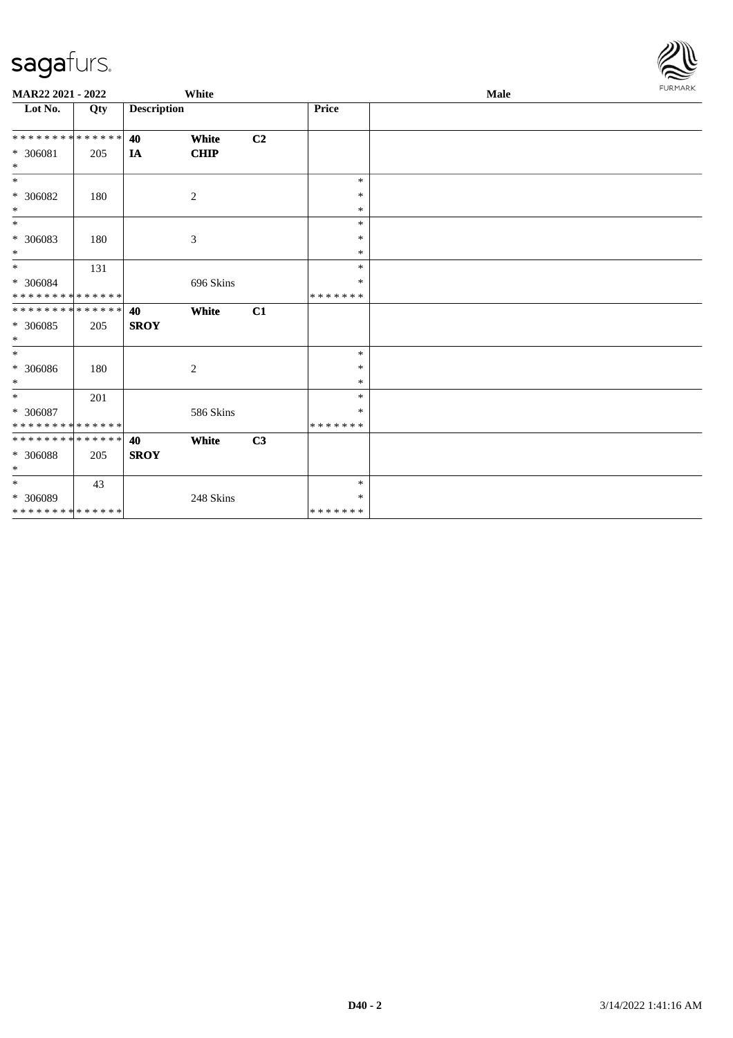MAR22 2021 - 2022 White Male

| Lot No. | Qty | Description | | | Price | |
|---|---|---|---|---|---|---|
| * * * * * * * * * * * * * * | | 40 | White | C2 | | |
| * 306081 | 205 | IA | CHIP | | | |
| * | | | | | | |
| * | | | | | * | |
| * 306082 | 180 | | 2 | | * | |
| * | | | | | * | |
| * | | | | | * | |
| * 306083 | 180 | | 3 | | * | |
| * | | | | | * | |
| * | 131 | | | | * | |
| * 306084 | | | 696 Skins | | * | |
| * * * * * * * * * * * * * * | | | | | * * * * * * * | |
| * * * * * * * * * * * * * * | | 40 | White | C1 | | |
| * 306085 | 205 | SROY | | | | |
| * | | | | | | |
| * | | | | | * | |
| * 306086 | 180 | | 2 | | * | |
| * | | | | | * | |
| * | 201 | | | | * | |
| * 306087 | | | 586 Skins | | * | |
| * * * * * * * * * * * * * * | | | | | * * * * * * * | |
| * * * * * * * * * * * * * * | | 40 | White | C3 | | |
| * 306088 | 205 | SROY | | | | |
| * | | | | | | |
| * | 43 | | | | * | |
| * 306089 | | | 248 Skins | | * | |
| * * * * * * * * * * * * * * | | | | | * * * * * * * | |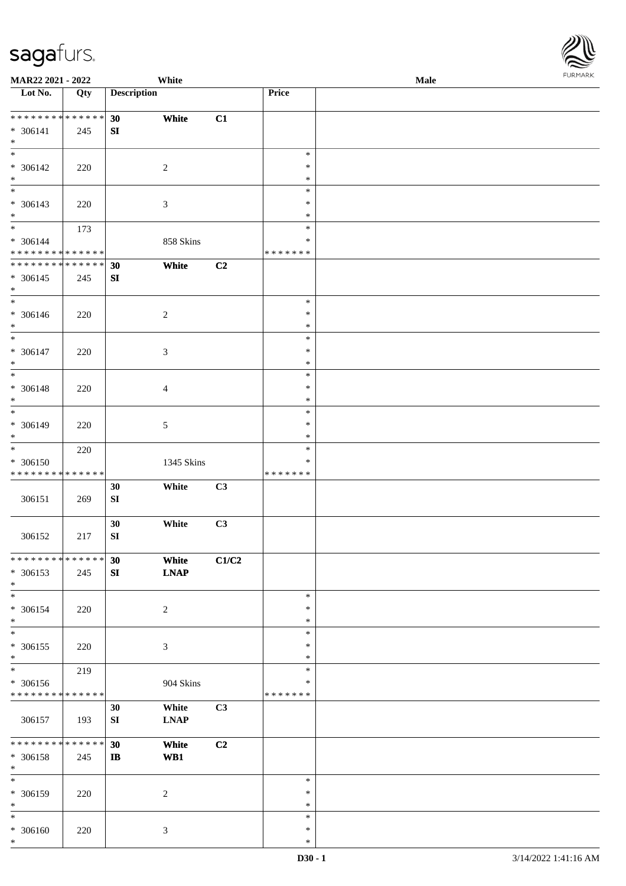| Lot No. | Qty | Description | | | Price | |
|---|---|---|---|---|---|---|
| * * * * * * * * * * * * * * | | 30 | White | C1 | | |
| * 306141 | 245 | SI | | | | |
| * | | | | | | |
| * 306142 | 220 | | 2 | | * | |
| * 306143 | 220 | | 3 | | * | |
| * | 173 | | | | * | |
| * 306144 | | | 858 Skins | | * | |
| * * * * * * * * * * * * * * | | | | | * * * * * * * | |
| * * * * * * * * * * * * * * | | 30 | White | C2 | | |
| * 306145 | 245 | SI | | | | |
| * 306146 | 220 | | 2 | | * | |
| * 306147 | 220 | | 3 | | * | |
| * 306148 | 220 | | 4 | | * | |
| * 306149 | 220 | | 5 | | * | |
| * | 220 | | | | * | |
| * 306150 | | | 1345 Skins | | * | |
| * * * * * * * * * * * * * * | | | | | * * * * * * * | |
| 306151 | 269 | 30 SI | White | C3 | | |
| 306152 | 217 | 30 SI | White | C3 | | |
| * * * * * * * * * * * * * * | | 30 | White | C1/C2 | | |
| * 306153 | 245 | SI | LNAP | | | |
| * 306154 | 220 | | 2 | | * | |
| * 306155 | 220 | | 3 | | * | |
| * | 219 | | | | * | |
| * 306156 | | | 904 Skins | | * | |
| * * * * * * * * * * * * * * | | | | | * * * * * * * | |
| 306157 | 193 | 30 SI | White LNAP | C3 | | |
| * * * * * * * * * * * * * * | | 30 | White | C2 | | |
| * 306158 | 245 | IB | WB1 | | | |
| * 306159 | 220 | | 2 | | * | |
| * 306160 | 220 | | 3 | | * | |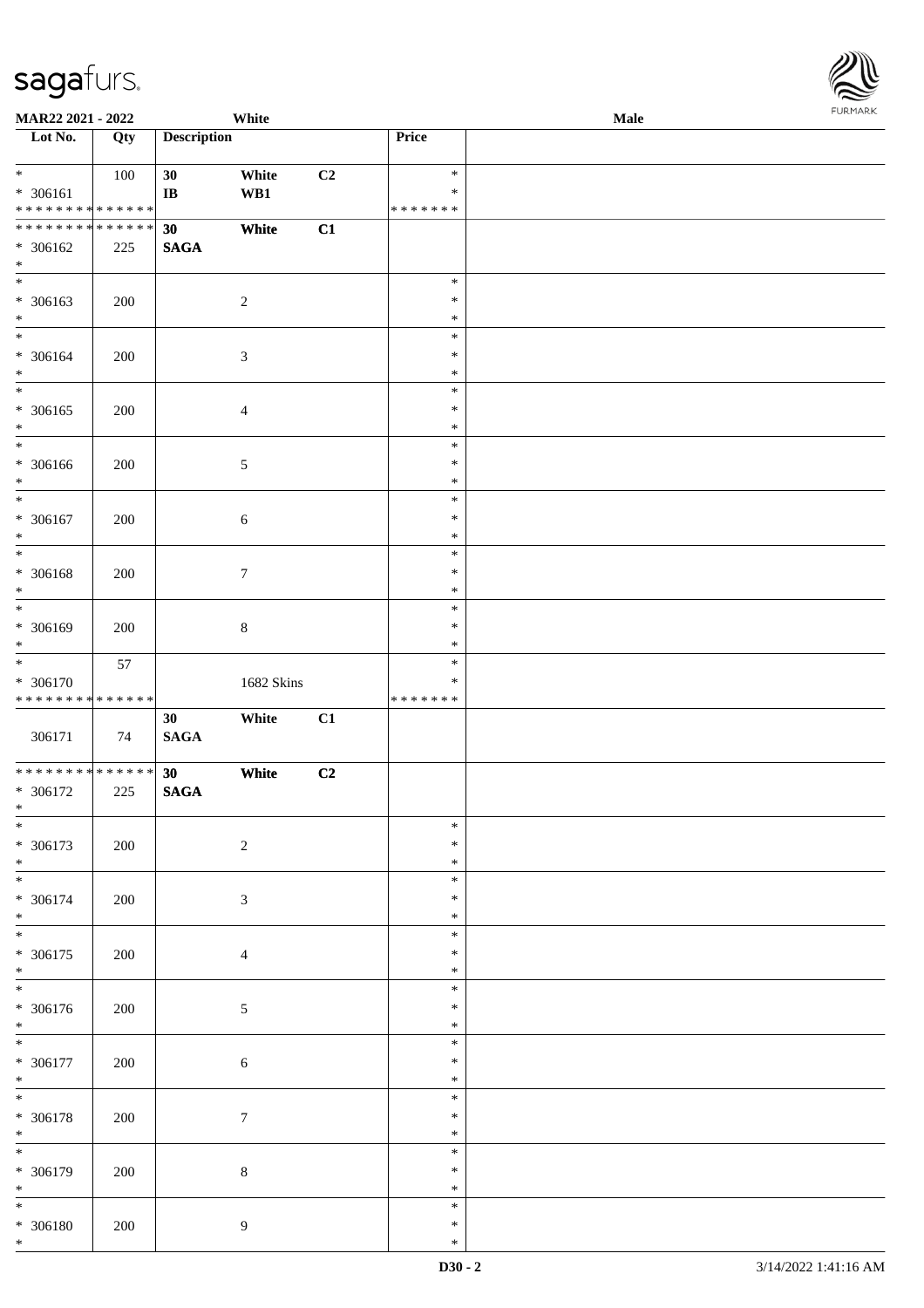**MAR22 2021 - 2022** White **Male**

| Lot No. | Qty | Description | | | Price | |
|---|---|---|---|---|---|---|
| * <br> * 306161 <br> * * * * * * * * * * * * * * | 100 | 30 <br> IB | White <br> WB1 | C2 | * <br> * <br> * * * * * * * | |
| * * * * * * * * * * * * * * <br> * 306162 <br> * | 225 | 30 <br> SAGA | White | C1 | | |
| * <br> * 306163 <br> * | 200 | | 2 | | * <br> * <br> * | |
| * <br> * 306164 <br> * | 200 | | 3 | | * <br> * <br> * | |
| * <br> * 306165 <br> * | 200 | | 4 | | * <br> * <br> * | |
| * <br> * 306166 <br> * | 200 | | 5 | | * <br> * <br> * | |
| * <br> * 306167 <br> * | 200 | | 6 | | * <br> * <br> * | |
| * <br> * 306168 <br> * | 200 | | 7 | | * <br> * <br> * | |
| * <br> * 306169 <br> * | 200 | | 8 | | * <br> * <br> * | |
| * <br> * 306170 <br> * * * * * * * * * * * * * * | 57 | | 1682 Skins | | * <br> * <br> * * * * * * * | |
| 306171 | 74 | 30 <br> SAGA | White | C1 | | |
| * * * * * * * * * * * * * * <br> * 306172 <br> * | 225 | 30 <br> SAGA | White | C2 | | |
| * <br> * 306173 <br> * | 200 | | 2 | | * <br> * <br> * | |
| * <br> * 306174 <br> * | 200 | | 3 | | * <br> * <br> * | |
| * <br> * 306175 <br> * | 200 | | 4 | | * <br> * <br> * | |
| * <br> * 306176 <br> * | 200 | | 5 | | * <br> * <br> * | |
| * <br> * 306177 <br> * | 200 | | 6 | | * <br> * <br> * | |
| * <br> * 306178 <br> * | 200 | | 7 | | * <br> * <br> * | |
| * <br> * 306179 <br> * | 200 | | 8 | | * <br> * <br> * | |
| * <br> * 306180 <br> * | 200 | | 9 | | * <br> * <br> * | |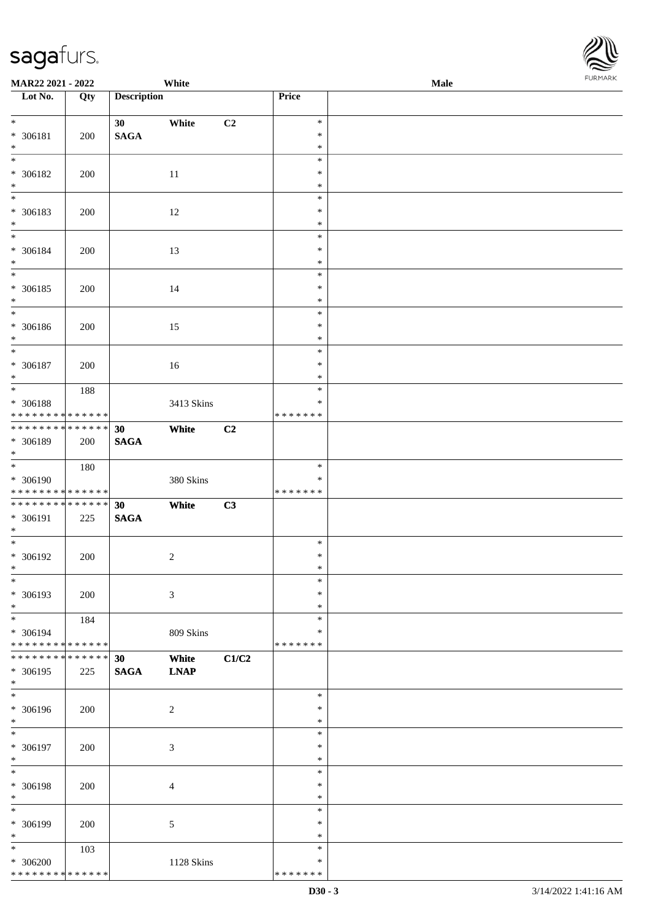| Lot No. | Qty | Description | | | Price | |
|---|---|---|---|---|---|---|
| * <br> * 306181 <br> * | 200 | 30 <br> **SAGA** | White | C2 | * <br> * <br> * | |
| * <br> * 306182 <br> * | 200 | | 11 | | * <br> * <br> * | |
| * <br> * 306183 <br> * | 200 | | 12 | | * <br> * <br> * | |
| * <br> * 306184 <br> * | 200 | | 13 | | * <br> * <br> * | |
| * <br> * 306185 <br> * | 200 | | 14 | | * <br> * <br> * | |
| * <br> * 306186 <br> * | 200 | | 15 | | * <br> * <br> * | |
| * <br> * 306187 <br> * | 200 | | 16 | | * <br> * <br> * | |
| * <br> * 306188 <br> * * * * * * * * * * * * * * | 188 | | 3413 Skins | | * <br> * <br> * * * * * * * | |
| * * * * * * * * * * * * * * <br> * 306189 <br> * | 200 | **30** <br> **SAGA** | **White** | **C2** | | |
| * <br> * 306190 <br> * * * * * * * * * * * * * * | 180 | | 380 Skins | | * <br> * <br> * * * * * * * | |
| * * * * * * * * * * * * * * <br> * 306191 <br> * | 225 | **30** <br> **SAGA** | **White** | **C3** | | |
| * <br> * 306192 <br> * | 200 | | 2 | | * <br> * <br> * | |
| * <br> * 306193 <br> * | 200 | | 3 | | * <br> * <br> * | |
| * <br> * 306194 <br> * * * * * * * * * * * * * * | 184 | | 809 Skins | | * <br> * <br> * * * * * * * | |
| * * * * * * * * * * * * * * <br> * 306195 <br> * | 225 | **30** <br> **SAGA** | **White** <br> **LNAP** | **C1/C2** | | |
| * <br> * 306196 <br> * | 200 | | 2 | | * <br> * <br> * | |
| * <br> * 306197 <br> * | 200 | | 3 | | * <br> * <br> * | |
| * <br> * 306198 <br> * | 200 | | 4 | | * <br> * <br> * | |
| * <br> * 306199 <br> * | 200 | | 5 | | * <br> * <br> * | |
| * <br> * 306200 <br> * * * * * * * * * * * * * * | 103 | | 1128 Skins | | * <br> * <br> * * * * * * * | |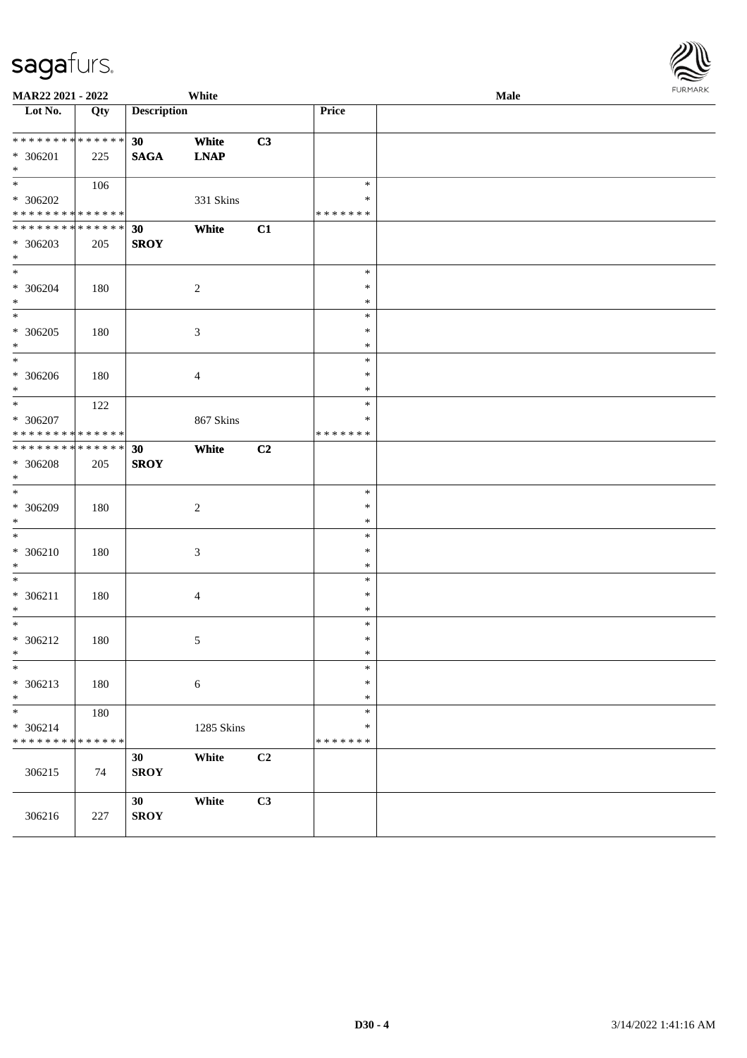| Lot No. | Qty | Description | | | Price | |
|---|---|---|---|---|---|---|
| * * * * * * * * * * * * * * | | 30 | White | C3 | | |
| * 306201 | 225 | SAGA | LNAP | | | |
| * | | | | | | |
| * | 106 | | | | * | |
| * 306202 | | | 331 Skins | | * | |
| * * * * * * * * * * * * * * | | | | | * * * * * * * | |
| * * * * * * * * * * * * * * | | 30 | White | C1 | | |
| * 306203 | 205 | SROY | | | | |
| * | | | | | | |
| * | | | | | * | |
| * 306204 | 180 | | 2 | | * | |
| * | | | | | * | |
| * | | | | | * | |
| * 306205 | 180 | | 3 | | * | |
| * | | | | | * | |
| * | | | | | * | |
| * 306206 | 180 | | 4 | | * | |
| * | | | | | * | |
| * | 122 | | | | * | |
| * 306207 | | | 867 Skins | | * | |
| * * * * * * * * * * * * * * | | | | | * * * * * * * | |
| * * * * * * * * * * * * * * | | 30 | White | C2 | | |
| * 306208 | 205 | SROY | | | | |
| * | | | | | | |
| * | | | | | * | |
| * 306209 | 180 | | 2 | | * | |
| * | | | | | * | |
| * | | | | | * | |
| * 306210 | 180 | | 3 | | * | |
| * | | | | | * | |
| * | | | | | * | |
| * 306211 | 180 | | 4 | | * | |
| * | | | | | * | |
| * | | | | | * | |
| * 306212 | 180 | | 5 | | * | |
| * | | | | | * | |
| * | | | | | * | |
| * 306213 | 180 | | 6 | | * | |
| * | | | | | * | |
| * | 180 | | | | * | |
| * 306214 | | | 1285 Skins | | * | |
| * * * * * * * * * * * * * * | | | | | * * * * * * * | |
| | | 30 | White | C2 | | |
| 306215 | 74 | SROY | | | | |
| | | 30 | White | C3 | | |
| 306216 | 227 | SROY | | | | |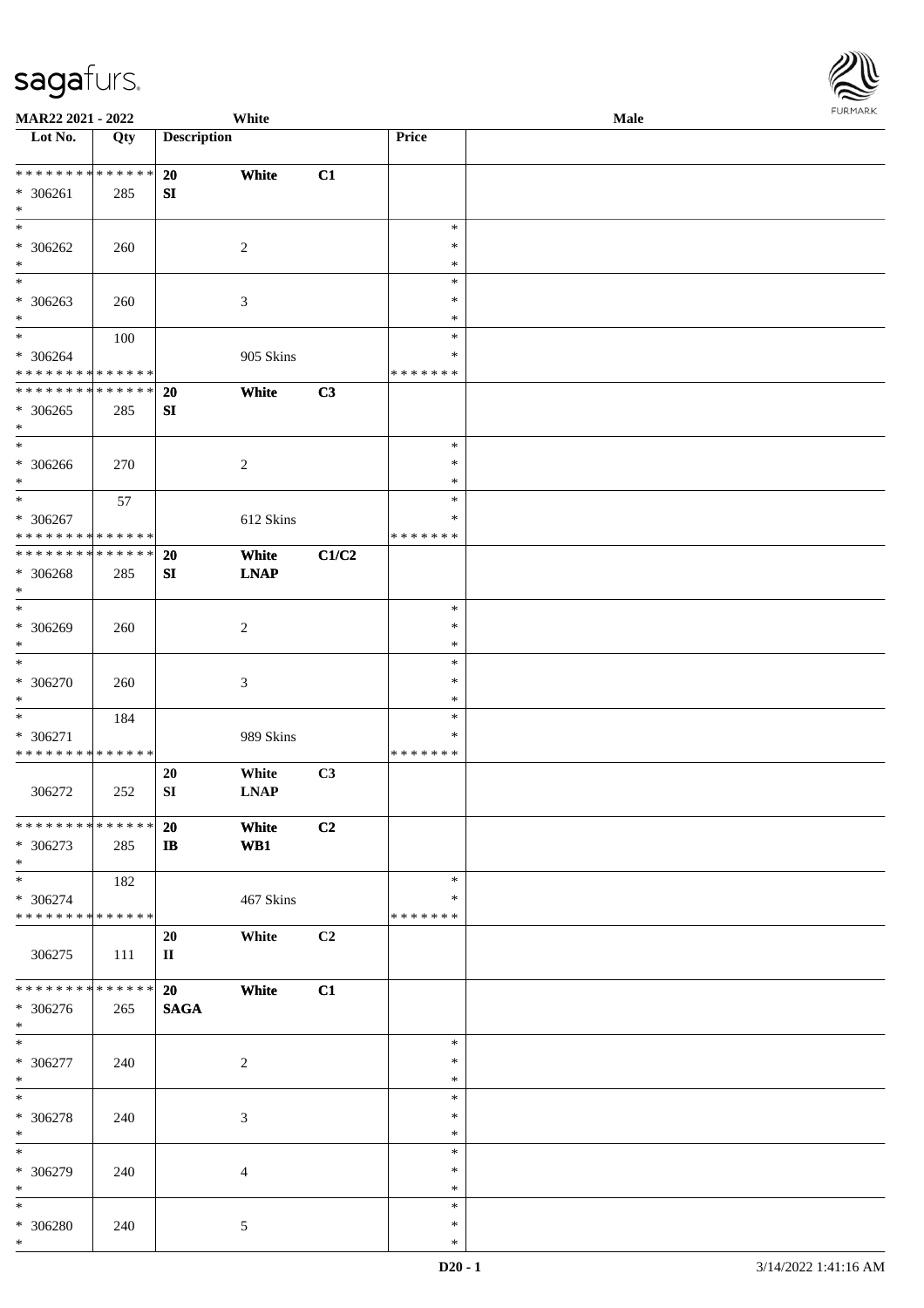MAR22 2021 - 2022 White Male

| Lot No. | Qty | Description | | | Price | |
|---|---|---|---|---|---|---|
| * * * * * * * * * * * * * * | | 20 | White | C1 | | |
| * 306261 | 285 | SI | | | | |
| * | | | | | | |
| * | | | | | * | |
| * 306262 | 260 | | 2 | | * | |
| * | | | | | * | |
| * | | | | | * | |
| * 306263 | 260 | | 3 | | * | |
| * | | | | | * | |
| * | 100 | | | | * | |
| * 306264 | | | 905 Skins | | * | |
| * * * * * * * * * * * * * * | | | | | * * * * * * * | |
| * * * * * * * * * * * * * * | | 20 | White | C3 | | |
| * 306265 | 285 | SI | | | | |
| * | | | | | | |
| * | | | | | * | |
| * 306266 | 270 | | 2 | | * | |
| * | | | | | * | |
| * | 57 | | | | * | |
| * 306267 | | | 612 Skins | | * | |
| * * * * * * * * * * * * * * | | | | | * * * * * * * | |
| * * * * * * * * * * * * * * | | 20 | White | C1/C2 | | |
| * 306268 | 285 | SI | LNAP | | | |
| * | | | | | | |
| * | | | | | * | |
| * 306269 | 260 | | 2 | | * | |
| * | | | | | * | |
| * | | | | | * | |
| * 306270 | 260 | | 3 | | * | |
| * | | | | | * | |
| * | 184 | | | | * | |
| * 306271 | | | 989 Skins | | * | |
| * * * * * * * * * * * * * * | | | | | * * * * * * * | |
| | | 20 | White | C3 | | |
| 306272 | 252 | SI | LNAP | | | |
| * * * * * * * * * * * * * * | | 20 | White | C2 | | |
| * 306273 | 285 | IB | WB1 | | | |
| * | | | | | | |
| * | 182 | | | | * | |
| * 306274 | | | 467 Skins | | * | |
| * * * * * * * * * * * * * * | | | | | * * * * * * * | |
| | | 20 | White | C2 | | |
| 306275 | 111 | II | | | | |
| * * * * * * * * * * * * * * | | 20 | White | C1 | | |
| * 306276 | 265 | SAGA | | | | |
| * | | | | | | |
| * | | | | | * | |
| * 306277 | 240 | | 2 | | * | |
| * | | | | | * | |
| * | | | | | * | |
| * 306278 | 240 | | 3 | | * | |
| * | | | | | * | |
| * | | | | | * | |
| * 306279 | 240 | | 4 | | * | |
| * | | | | | * | |
| * | | | | | * | |
| * 306280 | 240 | | 5 | | * | |
| * | | | | | * | |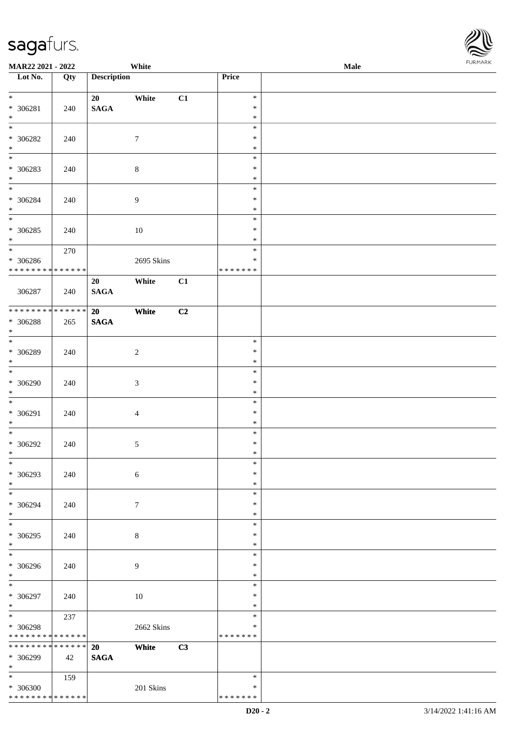**MAR22 2021 - 2022** | **White** | **Male**

| Lot No. | Qty | Description | | | Price | |
|---|---|---|---|---|---|---|
| * <br> * 306281 <br> * | 240 | 20 <br> SAGA | White | C1 | * <br> * <br> * | |
| * <br> * 306282 <br> * | 240 | | 7 | | * <br> * <br> * | |
| * <br> * 306283 <br> * | 240 | | 8 | | * <br> * <br> * | |
| * <br> * 306284 <br> * | 240 | | 9 | | * <br> * <br> * | |
| * <br> * 306285 <br> * | 240 | | 10 | | * <br> * <br> * | |
| * <br> * 306286 <br> * * * * * * * * * * * * * * | 270 | | 2695 Skins | | * <br> * <br> * * * * * * * | |
| 306287 | 240 | 20 <br> SAGA | White | C1 | | |
| * * * * * * * * * * * * * * <br> * 306288 <br> * | 265 | 20 <br> SAGA | White | C2 | | |
| * <br> * 306289 <br> * | 240 | | 2 | | * <br> * <br> * | |
| * <br> * 306290 <br> * | 240 | | 3 | | * <br> * <br> * | |
| * <br> * 306291 <br> * | 240 | | 4 | | * <br> * <br> * | |
| * <br> * 306292 <br> * | 240 | | 5 | | * <br> * <br> * | |
| * <br> * 306293 <br> * | 240 | | 6 | | * <br> * <br> * | |
| * <br> * 306294 <br> * | 240 | | 7 | | * <br> * <br> * | |
| * <br> * 306295 <br> * | 240 | | 8 | | * <br> * <br> * | |
| * <br> * 306296 <br> * | 240 | | 9 | | * <br> * <br> * | |
| * <br> * 306297 <br> * | 240 | | 10 | | * <br> * <br> * | |
| * <br> * 306298 <br> * * * * * * * * * * * * * * | 237 | | 2662 Skins | | * <br> * <br> * * * * * * * | |
| * * * * * * * * * * * * * * <br> * 306299 <br> * | 42 | 20 <br> SAGA | White | C3 | | |
| * <br> * 306300 <br> * * * * * * * * * * * * * * | 159 | | 201 Skins | | * <br> * <br> * * * * * * * | |

D20 - 2 | 3/14/2022 1:41:16 AM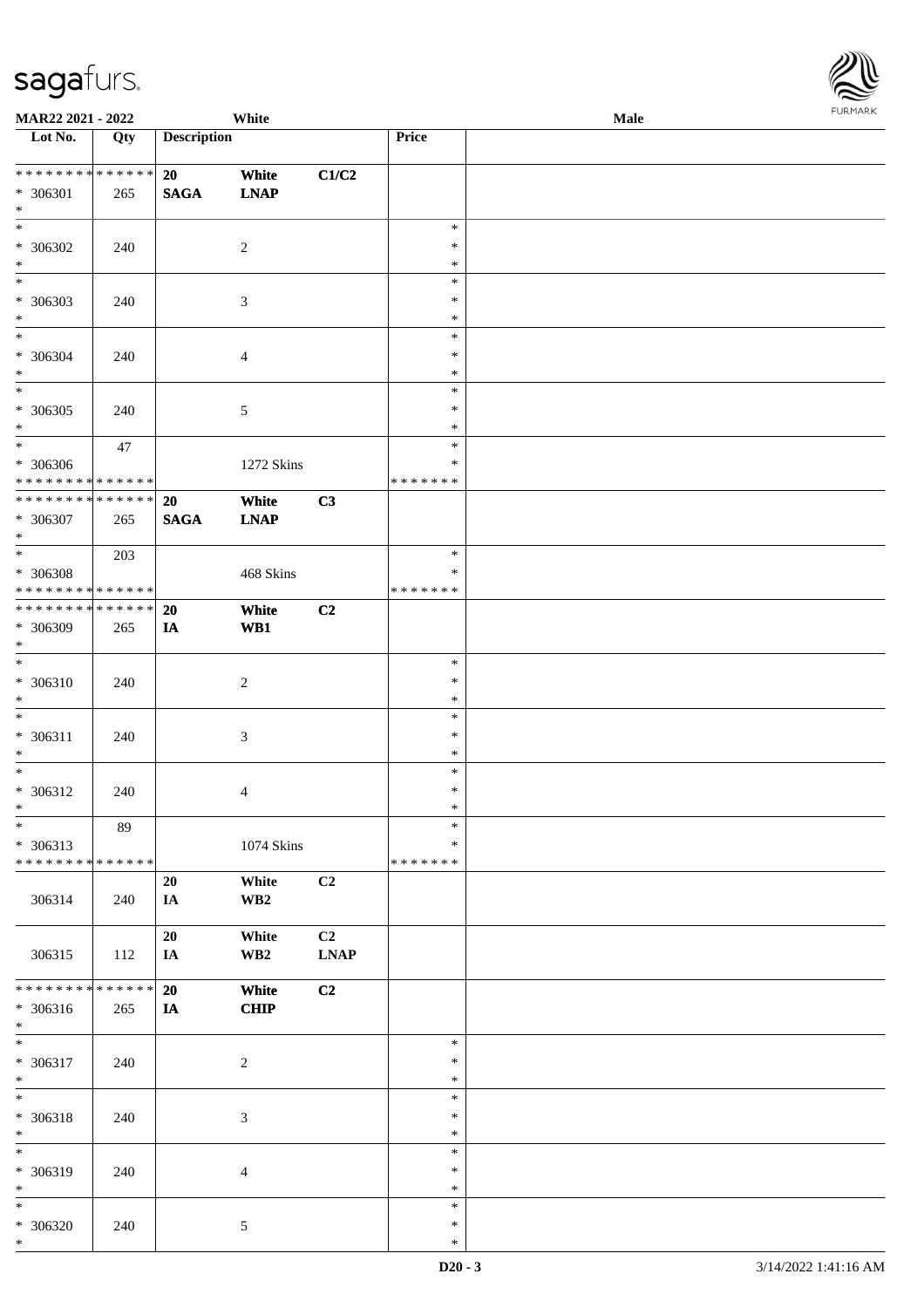| Lot No. | Qty | Description | | | Price | |
|---|---|---|---|---|---|---|
| * * * * * * * * * * * * * * | | 20 | White | C1/C2 | | |
| * 306301 | 265 | SAGA | LNAP | | | |
| * | | | | | | |
| * 306302 | 240 | | 2 | | * * * | |
| * 306303 | 240 | | 3 | | * * * | |
| * 306304 | 240 | | 4 | | * * * | |
| * 306305 | 240 | | 5 | | * * * | |
| * | 47 | | | | * | |
| * 306306 | | | 1272 Skins | | * | |
| * * * * * * * * * * * * * * | | | | | * * * * * * * | |
| * * * * * * * * * * * * * * | | 20 | White | C3 | | |
| * 306307 | 265 | SAGA | LNAP | | | |
| * | 203 | | | | * | |
| * 306308 | | | 468 Skins | | * | |
| * * * * * * * * * * * * * * | | | | | * * * * * * * | |
| * * * * * * * * * * * * * * | | 20 | White | C2 | | |
| * 306309 | 265 | IA | WB1 | | | |
| * 306310 | 240 | | 2 | | * * * | |
| * 306311 | 240 | | 3 | | * * * | |
| * 306312 | 240 | | 4 | | * * * | |
| * | 89 | | | | * | |
| * 306313 | | | 1074 Skins | | * | |
| * * * * * * * * * * * * * * | | | | | * * * * * * * | |
| 306314 | 240 | 20 IA | White WB2 | C2 | | |
| 306315 | 112 | 20 IA | White WB2 | C2 LNAP | | |
| * * * * * * * * * * * * * * | | 20 | White | C2 | | |
| * 306316 | 265 | IA | CHIP | | | |
| * 306317 | 240 | | 2 | | * * * | |
| * 306318 | 240 | | 3 | | * * * | |
| * 306319 | 240 | | 4 | | * * * | |
| * 306320 | 240 | | 5 | | * * * | |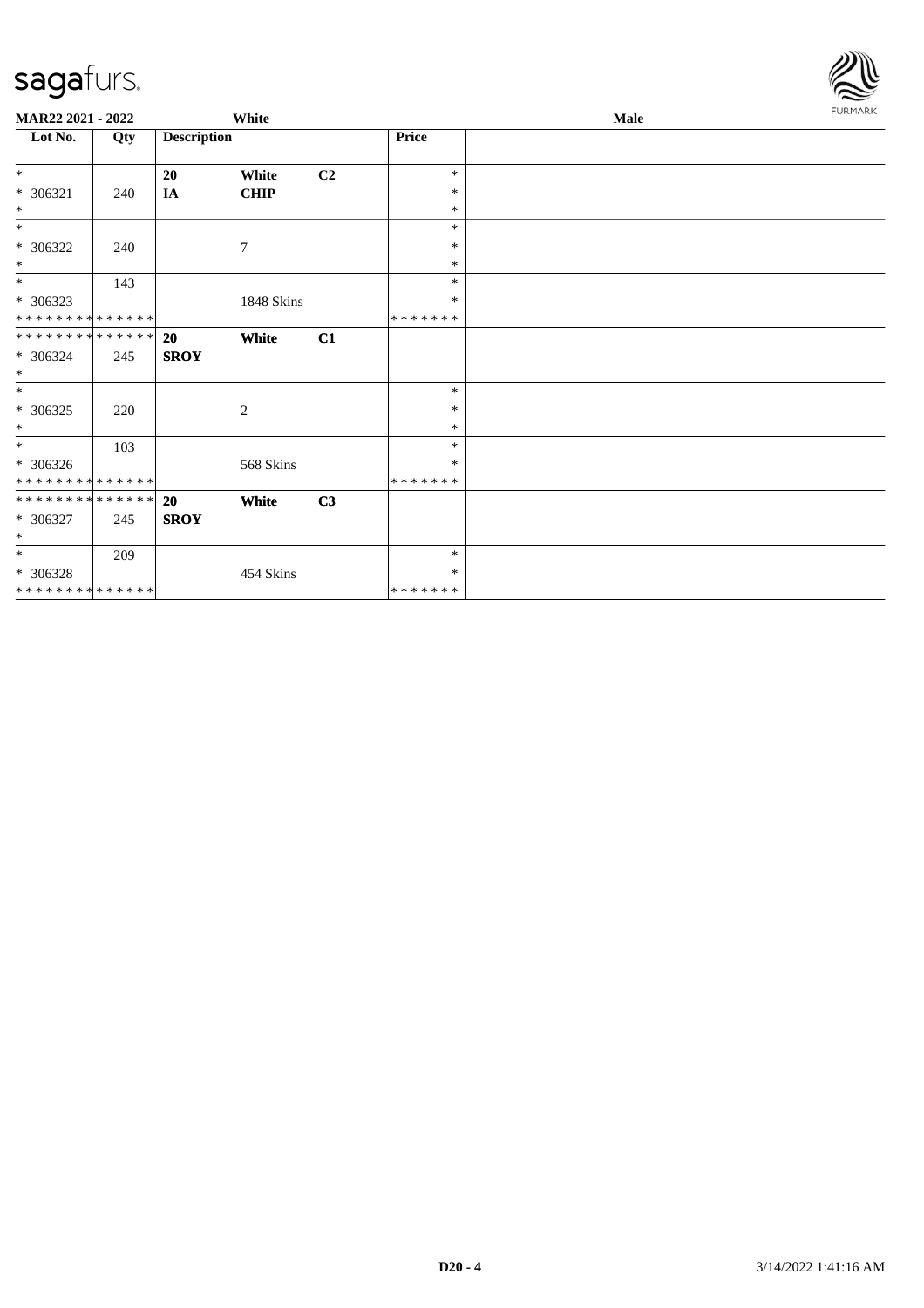**MAR22 2021 - 2022** White **Male**

| Lot No. | Qty | Description | | | Price | |
|---|---|---|---|---|---|---|
| * | | **20** | **White** | **C2** | * | |
| * 306321 | 240 | **IA** | **CHIP** | | * | |
| * | | | | | * | |
| * | | | | | * | |
| * 306322 | 240 | | 7 | | * | |
| * | | | | | * | |
| * | 143 | | | | * | |
| * 306323 | | | 1848 Skins | | * | |
| * * * * * * * * * * * * * * | | | | | * * * * * * * | |
| * * * * * * * * * * * * * * | | **20** | **White** | **C1** | | |
| * 306324 | 245 | **SROY** | | | | |
| * | | | | | | |
| * | | | | | * | |
| * 306325 | 220 | | 2 | | * | |
| * | | | | | * | |
| * | 103 | | | | * | |
| * 306326 | | | 568 Skins | | * | |
| * * * * * * * * * * * * * * | | | | | * * * * * * * | |
| * * * * * * * * * * * * * * | | **20** | **White** | **C3** | | |
| * 306327 | 245 | **SROY** | | | | |
| * | | | | | | |
| * | 209 | | | | * | |
| * 306328 | | | 454 Skins | | * | |
| * * * * * * * * * * * * * * | | | | | * * * * * * * | |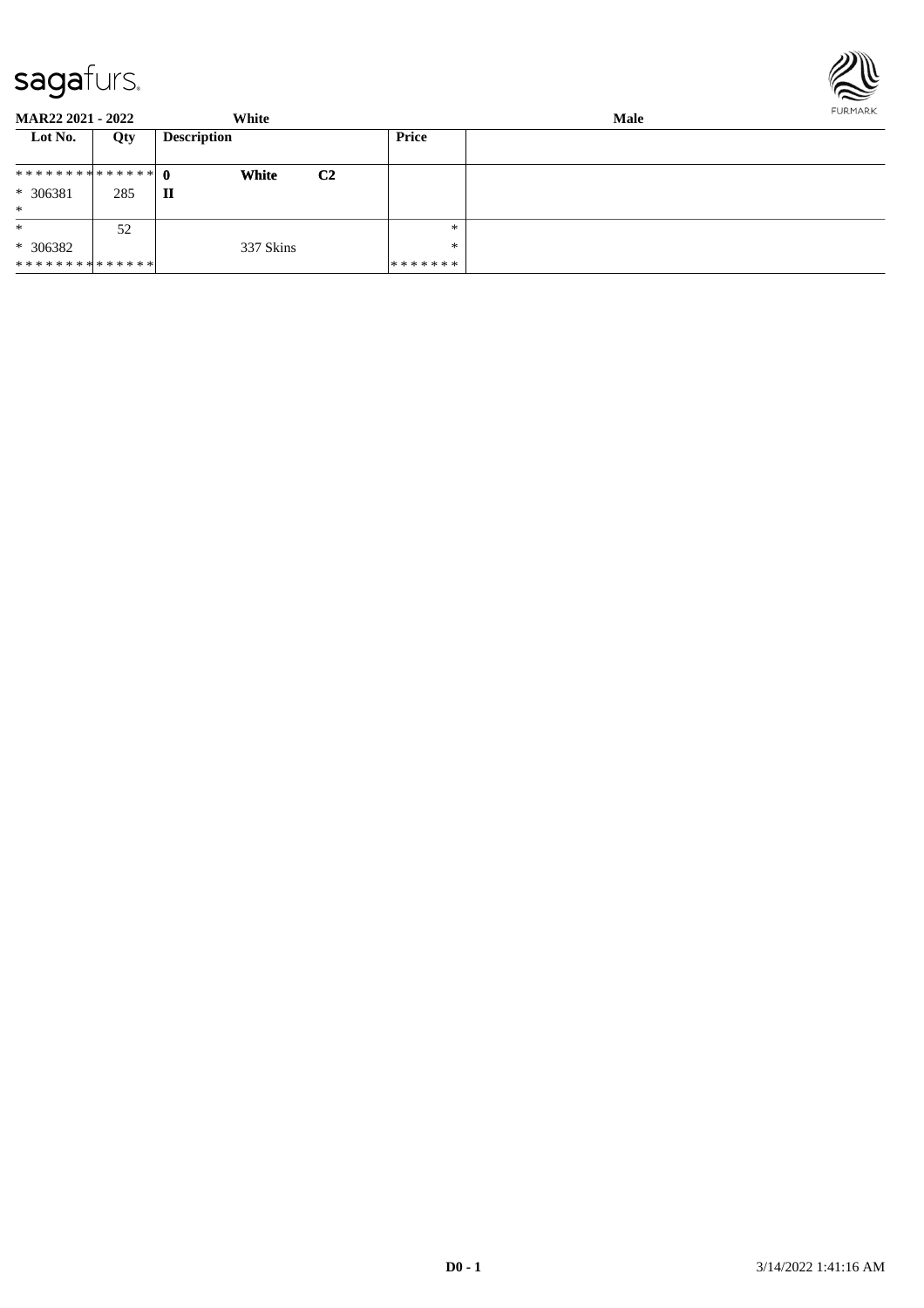**MAR22 2021 - 2022** | **White** | **Male**

| Lot No. | Qty | Description | | | Price | |
|---|---|---|---|---|---|---|
| ************** | | **0** | **White** | **C2** | | |
| * 306381 | 285 | **II** | | | | |
| * | | | | | | |
| * | 52 | | | | * | |
| * 306382 | | | 337 Skins | | * | |
| ************** | | | | | ******* | |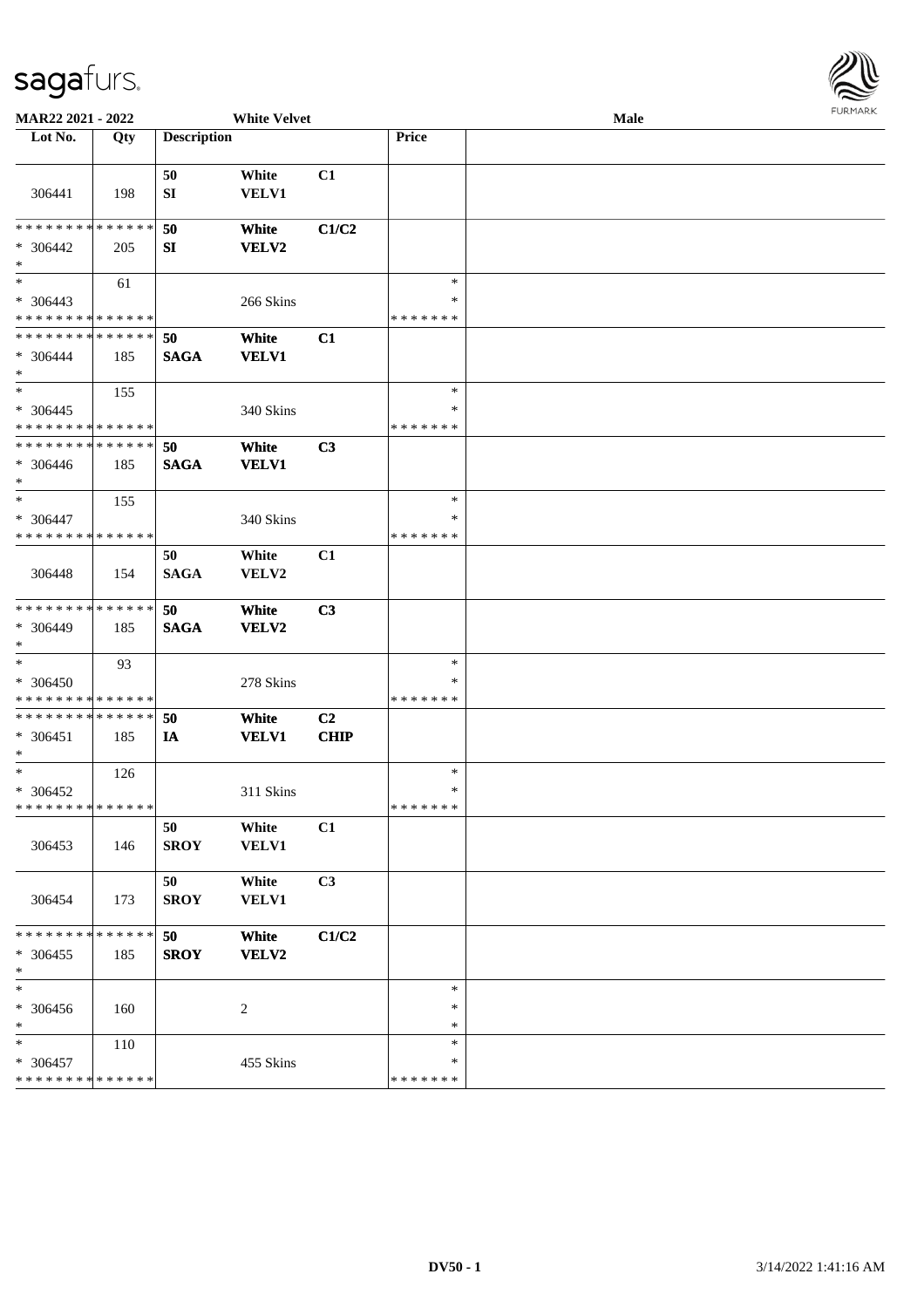**MAR22 2021 - 2022** **White Velvet** **Male**

| Lot No. | Qty | Description | | | Price | |
|---|---|---|---|---|---|---|
| 306441 | 198 | 50 SI | White VELV1 | C1 | | |
| * * * * * * * * * * * * * * <br>* 306442<br>* | 205 | **50 SI** | **White VELV2** | **C1/C2** | | |
| * <br>* 306443<br>* * * * * * * * * * * * * * | 61 | | 266 Skins | | *<br>*<br>* * * * * * * | |
| * * * * * * * * * * * * * * <br>* 306444<br>* | 185 | **50 SAGA** | **White VELV1** | **C1** | | |
| * <br>* 306445<br>* * * * * * * * * * * * * * | 155 | | 340 Skins | | *<br>*<br>* * * * * * * | |
| * * * * * * * * * * * * * * <br>* 306446<br>* | 185 | **50 SAGA** | **White VELV1** | **C3** | | |
| * <br>* 306447<br>* * * * * * * * * * * * * * | 155 | | 340 Skins | | *<br>*<br>* * * * * * * | |
| 306448 | 154 | 50 SAGA | White VELV2 | C1 | | |
| * * * * * * * * * * * * * * <br>* 306449<br>* | 185 | **50 SAGA** | **White VELV2** | **C3** | | |
| * <br>* 306450<br>* * * * * * * * * * * * * * | 93 | | 278 Skins | | *<br>*<br>* * * * * * * | |
| * * * * * * * * * * * * * * <br>* 306451<br>* | 185 | **50 IA** | **White VELV1** | **C2 CHIP** | | |
| * <br>* 306452<br>* * * * * * * * * * * * * * | 126 | | 311 Skins | | *<br>*<br>* * * * * * * | |
| 306453 | 146 | 50 SROY | White VELV1 | C1 | | |
| 306454 | 173 | 50 SROY | White VELV1 | C3 | | |
| * * * * * * * * * * * * * * <br>* 306455<br>* | 185 | **50 SROY** | **White VELV2** | **C1/C2** | | |
| * <br>* 306456<br>* | 160 | | 2 | | *<br>*<br>* | |
| * <br>* 306457<br>* * * * * * * * * * * * * * | 110 | | 455 Skins | | *<br>*<br>* * * * * * * | |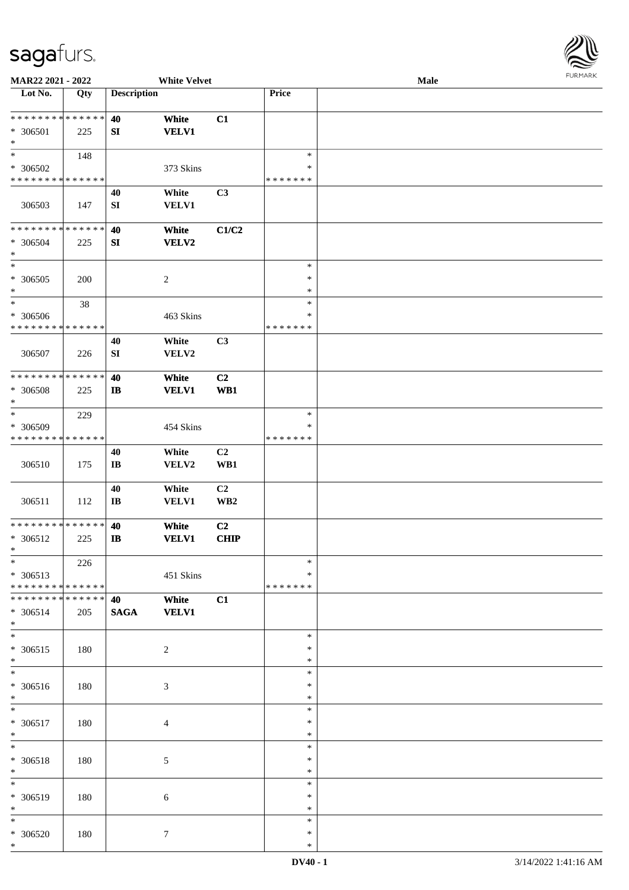MAR22 2021 - 2022 White Velvet Male

| Lot No. | Qty | Description | | | Price | |
|---|---|---|---|---|---|---|
| * * * * * * * * * * * * * * | | 40 | White | C1 | | |
| * 306501 | 225 | SI | VELV1 | | | |
| * | | | | | | |
| * | 148 | | | | * | |
| * 306502 | | | 373 Skins | | * | |
| * * * * * * * * * * * * * * | | | | | * * * * * * * | |
| | | 40 | White | C3 | | |
| 306503 | 147 | SI | VELV1 | | | |
| * * * * * * * * * * * * * * | | 40 | White | C1/C2 | | |
| * 306504 | 225 | SI | VELV2 | | | |
| * | | | | | | |
| * | | | | | * | |
| * 306505 | 200 | | 2 | | * | |
| * | | | | | * | |
| * | 38 | | | | * | |
| * 306506 | | | 463 Skins | | * | |
| * * * * * * * * * * * * * * | | | | | * * * * * * * | |
| | | 40 | White | C3 | | |
| 306507 | 226 | SI | VELV2 | | | |
| * * * * * * * * * * * * * * | | 40 | White | C2 | | |
| * 306508 | 225 | IB | VELV1 | WB1 | | |
| * | | | | | | |
| * | 229 | | | | * | |
| * 306509 | | | 454 Skins | | * | |
| * * * * * * * * * * * * * * | | | | | * * * * * * * | |
| | | 40 | White | C2 | | |
| 306510 | 175 | IB | VELV2 | WB1 | | |
| | | 40 | White | C2 | | |
| 306511 | 112 | IB | VELV1 | WB2 | | |
| * * * * * * * * * * * * * * | | 40 | White | C2 | | |
| * 306512 | 225 | IB | VELV1 | CHIP | | |
| * | | | | | | |
| * | 226 | | | | * | |
| * 306513 | | | 451 Skins | | * | |
| * * * * * * * * * * * * * * | | | | | * * * * * * * | |
| * * * * * * * * * * * * * * | | 40 | White | C1 | | |
| * 306514 | 205 | SAGA | VELV1 | | | |
| * | | | | | | |
| * | | | | | * | |
| * 306515 | 180 | | 2 | | * | |
| * | | | | | * | |
| * | | | | | * | |
| * 306516 | 180 | | 3 | | * | |
| * | | | | | * | |
| * | | | | | * | |
| * 306517 | 180 | | 4 | | * | |
| * | | | | | * | |
| * | | | | | * | |
| * 306518 | 180 | | 5 | | * | |
| * | | | | | * | |
| * | | | | | * | |
| * 306519 | 180 | | 6 | | * | |
| * | | | | | * | |
| * | | | | | * | |
| * 306520 | 180 | | 7 | | * | |
| * | | | | | * | |

DV40 - 1 3/14/2022 1:41:16 AM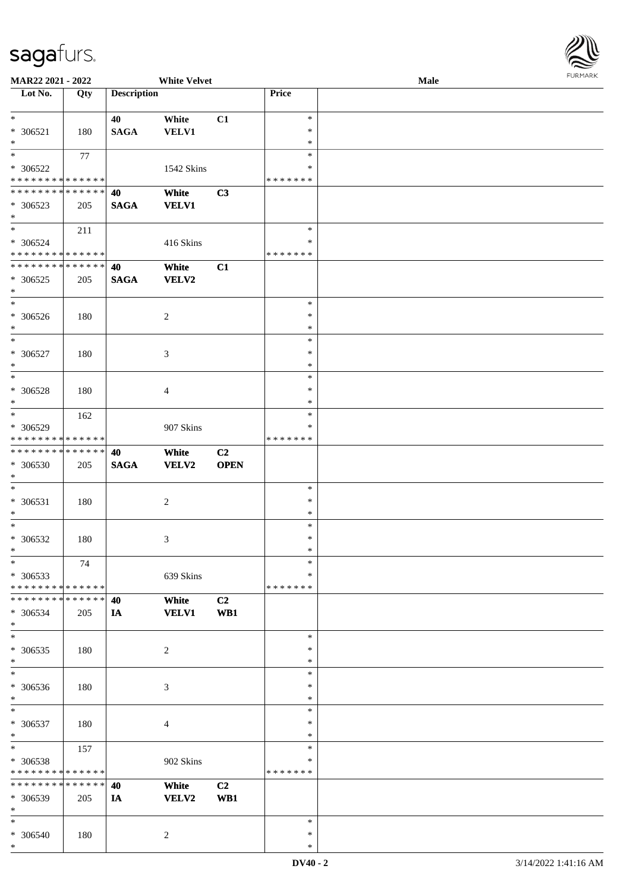**MAR22 2021 - 2022** **White Velvet** **Male**

| Lot No. | Qty | Description | | | Price | |
|---|---|---|---|---|---|---|
| * | | 40 | White | C1 | * | |
| * 306521 | 180 | SAGA | VELV1 | | * | |
| * | | | | | * | |
| * | 77 | | | | * | |
| * 306522 | | | 1542 Skins | | * | |
| * * * * * * * * * * * * * * | | | | | * * * * * * * | |
| * * * * * * * * * * * * * * | | 40 | White | C3 | | |
| * 306523 | 205 | SAGA | VELV1 | | | |
| * | | | | | | |
| * | 211 | | | | * | |
| * 306524 | | | 416 Skins | | * | |
| * * * * * * * * * * * * * * | | | | | * * * * * * * | |
| * * * * * * * * * * * * * * | | 40 | White | C1 | | |
| * 306525 | 205 | SAGA | VELV2 | | | |
| * | | | | | | |
| * | | | | | * | |
| * 306526 | 180 | | 2 | | * | |
| * | | | | | * | |
| * | | | | | * | |
| * 306527 | 180 | | 3 | | * | |
| * | | | | | * | |
| * | | | | | * | |
| * 306528 | 180 | | 4 | | * | |
| * | | | | | * | |
| * | 162 | | | | * | |
| * 306529 | | | 907 Skins | | * | |
| * * * * * * * * * * * * * * | | | | | * * * * * * * | |
| * * * * * * * * * * * * * * | | 40 | White | C2 | | |
| * 306530 | 205 | SAGA | VELV2 | OPEN | | |
| * | | | | | | |
| * | | | | | * | |
| * 306531 | 180 | | 2 | | * | |
| * | | | | | * | |
| * | | | | | * | |
| * 306532 | 180 | | 3 | | * | |
| * | | | | | * | |
| * | 74 | | | | * | |
| * 306533 | | | 639 Skins | | * | |
| * * * * * * * * * * * * * * | | | | | * * * * * * * | |
| * * * * * * * * * * * * * * | | 40 | White | C2 | | |
| * 306534 | 205 | IA | VELV1 | WB1 | | |
| * | | | | | | |
| * | | | | | * | |
| * 306535 | 180 | | 2 | | * | |
| * | | | | | * | |
| * | | | | | * | |
| * 306536 | 180 | | 3 | | * | |
| * | | | | | * | |
| * | | | | | * | |
| * 306537 | 180 | | 4 | | * | |
| * | | | | | * | |
| * | 157 | | | | * | |
| * 306538 | | | 902 Skins | | * | |
| * * * * * * * * * * * * * * | | | | | * * * * * * * | |
| * * * * * * * * * * * * * * | | 40 | White | C2 | | |
| * 306539 | 205 | IA | VELV2 | WB1 | | |
| * | | | | | | |
| * | | | | | * | |
| * 306540 | 180 | | 2 | | * | |
| * | | | | | * | |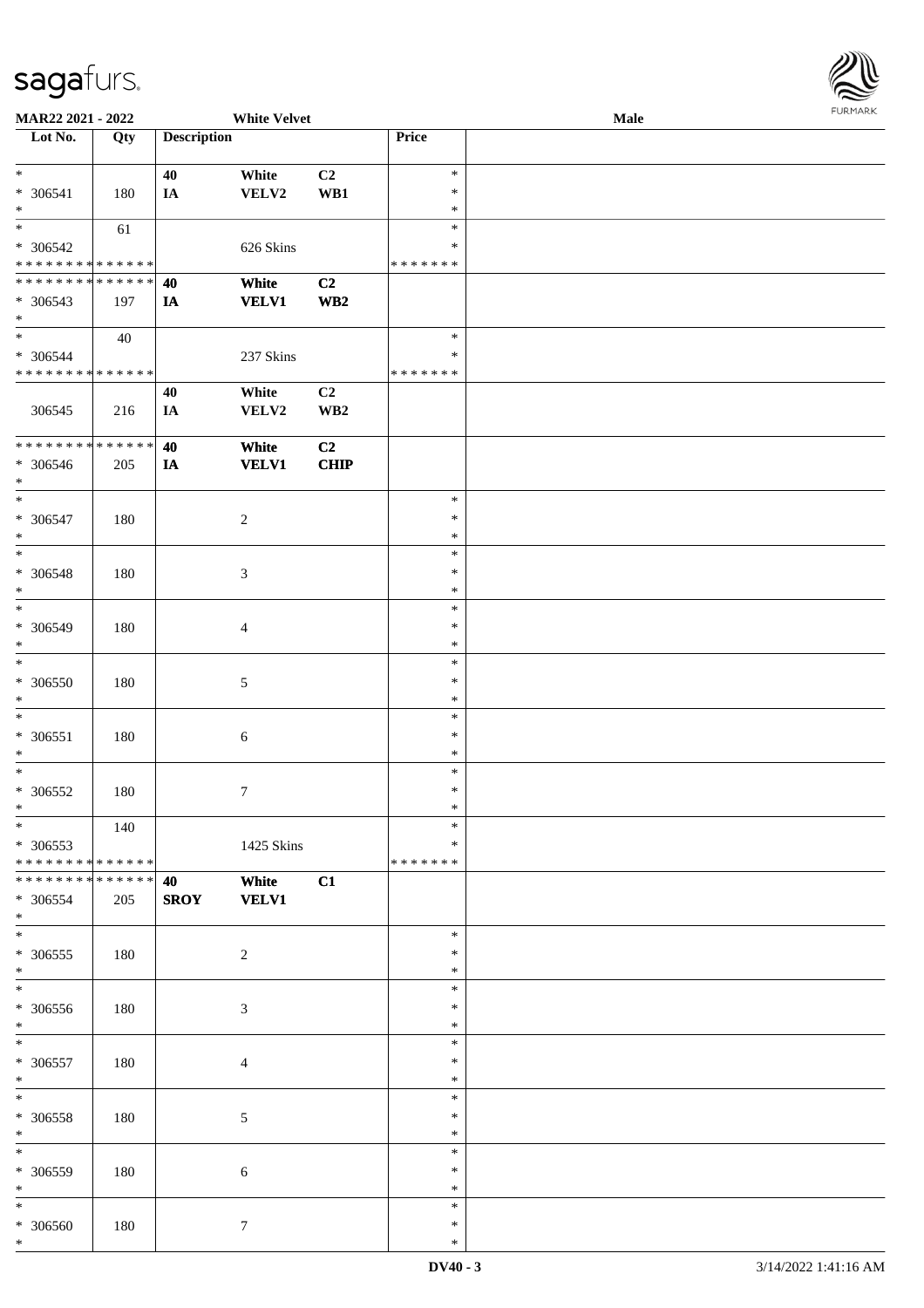**MAR22 2021 - 2022** **White Velvet** **Male**

| Lot No. | Qty | Description | | | Price | |
|---|---|---|---|---|---|---|
| * <br> * 306541 <br> * | 180 | 40 <br> IA | White <br> VELV2 | C2 <br> WB1 | * <br> * <br> * | |
| * <br> * 306542 <br> * * * * * * * * * * * * * * | 61 | | 626 Skins | | * <br> * <br> * * * * * * * | |
| * * * * * * * * * * * * * * <br> * 306543 <br> * | 197 | **40** <br> **IA** | **White** <br> **VELV1** | **C2** <br> **WB2** | | |
| * <br> * 306544 <br> * * * * * * * * * * * * * * | 40 | | 237 Skins | | * <br> * <br> * * * * * * * | |
| 306545 | 216 | 40 <br> IA | White <br> VELV2 | C2 <br> WB2 | | |
| * * * * * * * * * * * * * * <br> * 306546 <br> * | 205 | **40** <br> **IA** | **White** <br> **VELV1** | **C2** <br> **CHIP** | | |
| * <br> * 306547 <br> * | 180 | | 2 | | * <br> * <br> * | |
| * <br> * 306548 <br> * | 180 | | 3 | | * <br> * <br> * | |
| * <br> * 306549 <br> * | 180 | | 4 | | * <br> * <br> * | |
| * <br> * 306550 <br> * | 180 | | 5 | | * <br> * <br> * | |
| * <br> * 306551 <br> * | 180 | | 6 | | * <br> * <br> * | |
| * <br> * 306552 <br> * | 180 | | 7 | | * <br> * <br> * | |
| * <br> * 306553 <br> * * * * * * * * * * * * * * | 140 | | 1425 Skins | | * <br> * <br> * * * * * * * | |
| * * * * * * * * * * * * * * <br> * 306554 <br> * | 205 | **40** <br> **SROY** | **White** <br> **VELV1** | **C1** | | |
| * <br> * 306555 <br> * | 180 | | 2 | | * <br> * <br> * | |
| * <br> * 306556 <br> * | 180 | | 3 | | * <br> * <br> * | |
| * <br> * 306557 <br> * | 180 | | 4 | | * <br> * <br> * | |
| * <br> * 306558 <br> * | 180 | | 5 | | * <br> * <br> * | |
| * <br> * 306559 <br> * | 180 | | 6 | | * <br> * <br> * | |
| * <br> * 306560 <br> * | 180 | | 7 | | * <br> * <br> * | |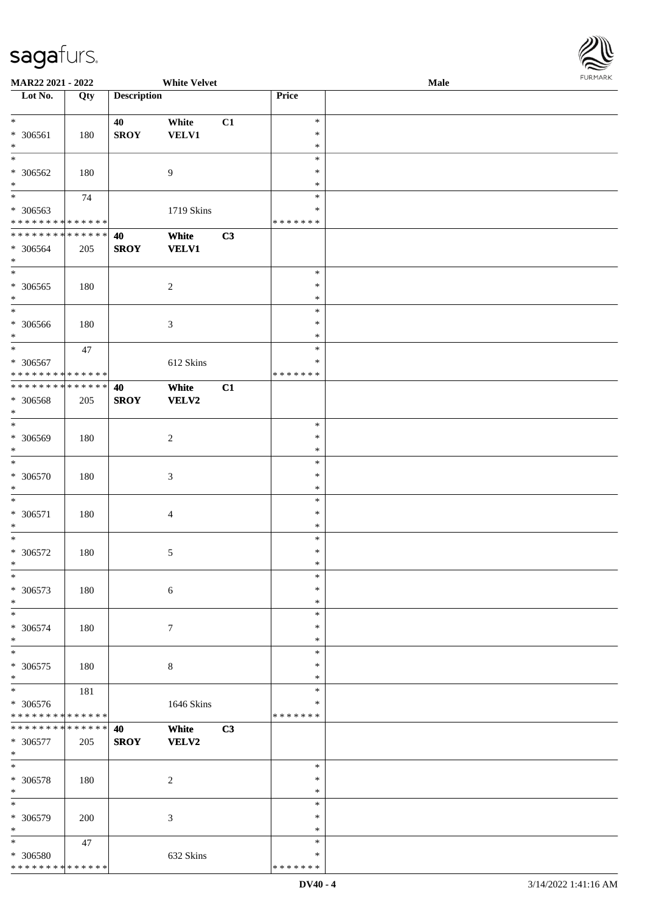| Lot No. | Qty | Description | | | Price | |
|---|---|---|---|---|---|---|
| * | | 40 | White | C1 | * | |
| * 306561 | 180 | SROY | VELV1 | | * | |
| * | | | | | * | |
| * | | | | | * | |
| * 306562 | 180 | | 9 | | * | |
| * | | | | | * | |
| * | 74 | | | | * | |
| * 306563 | | | 1719 Skins | | * | |
| * * * * * * * * * * * * * * | | | | | * * * * * * * | |
| * * * * * * * * * * * * * * | | 40 | White | C3 | | |
| * 306564 | 205 | SROY | VELV1 | | | |
| * | | | | | | |
| * | | | | | * | |
| * 306565 | 180 | | 2 | | * | |
| * | | | | | * | |
| * | | | | | * | |
| * 306566 | 180 | | 3 | | * | |
| * | | | | | * | |
| * | 47 | | | | * | |
| * 306567 | | | 612 Skins | | * | |
| * * * * * * * * * * * * * * | | | | | * * * * * * * | |
| * * * * * * * * * * * * * * | | 40 | White | C1 | | |
| * 306568 | 205 | SROY | VELV2 | | | |
| * | | | | | | |
| * | | | | | * | |
| * 306569 | 180 | | 2 | | * | |
| * | | | | | * | |
| * | | | | | * | |
| * 306570 | 180 | | 3 | | * | |
| * | | | | | * | |
| * | | | | | * | |
| * 306571 | 180 | | 4 | | * | |
| * | | | | | * | |
| * | | | | | * | |
| * 306572 | 180 | | 5 | | * | |
| * | | | | | * | |
| * | | | | | * | |
| * 306573 | 180 | | 6 | | * | |
| * | | | | | * | |
| * | | | | | * | |
| * 306574 | 180 | | 7 | | * | |
| * | | | | | * | |
| * | | | | | * | |
| * 306575 | 180 | | 8 | | * | |
| * | | | | | * | |
| * | 181 | | | | * | |
| * 306576 | | | 1646 Skins | | * | |
| * * * * * * * * * * * * * * | | | | | * * * * * * * | |
| * * * * * * * * * * * * * * | | 40 | White | C3 | | |
| * 306577 | 205 | SROY | VELV2 | | | |
| * | | | | | | |
| * | | | | | * | |
| * 306578 | 180 | | 2 | | * | |
| * | | | | | * | |
| * | | | | | * | |
| * 306579 | 200 | | 3 | | * | |
| * | | | | | * | |
| * | 47 | | | | * | |
| * 306580 | | | 632 Skins | | * | |
| * * * * * * * * * * * * * * | | | | | * * * * * * * | |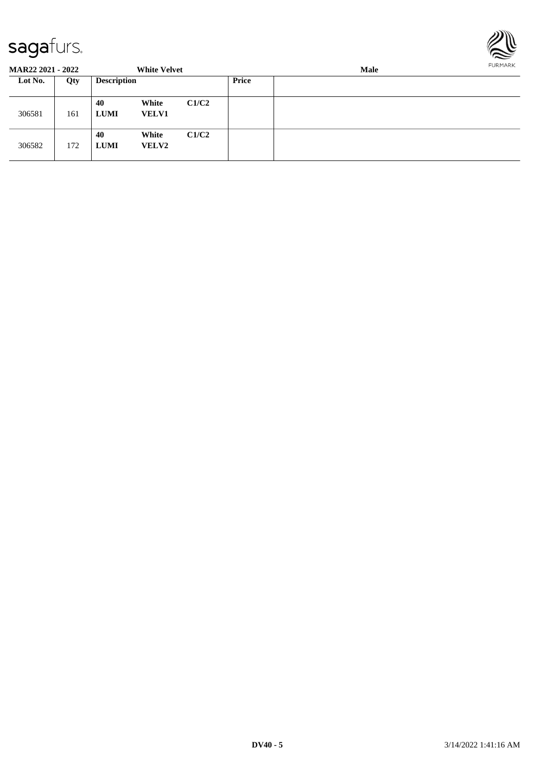**MAR22 2021 - 2022** **White Velvet** **Male**

| Lot No. | Qty | Description | | | Price | |
|---|---|---|---|---|---|---|
| 306581 | 161 | **40 LUMI** | **White VELV1** | **C1/C2** | | |
| 306582 | 172 | **40 LUMI** | **White VELV2** | **C1/C2** | | |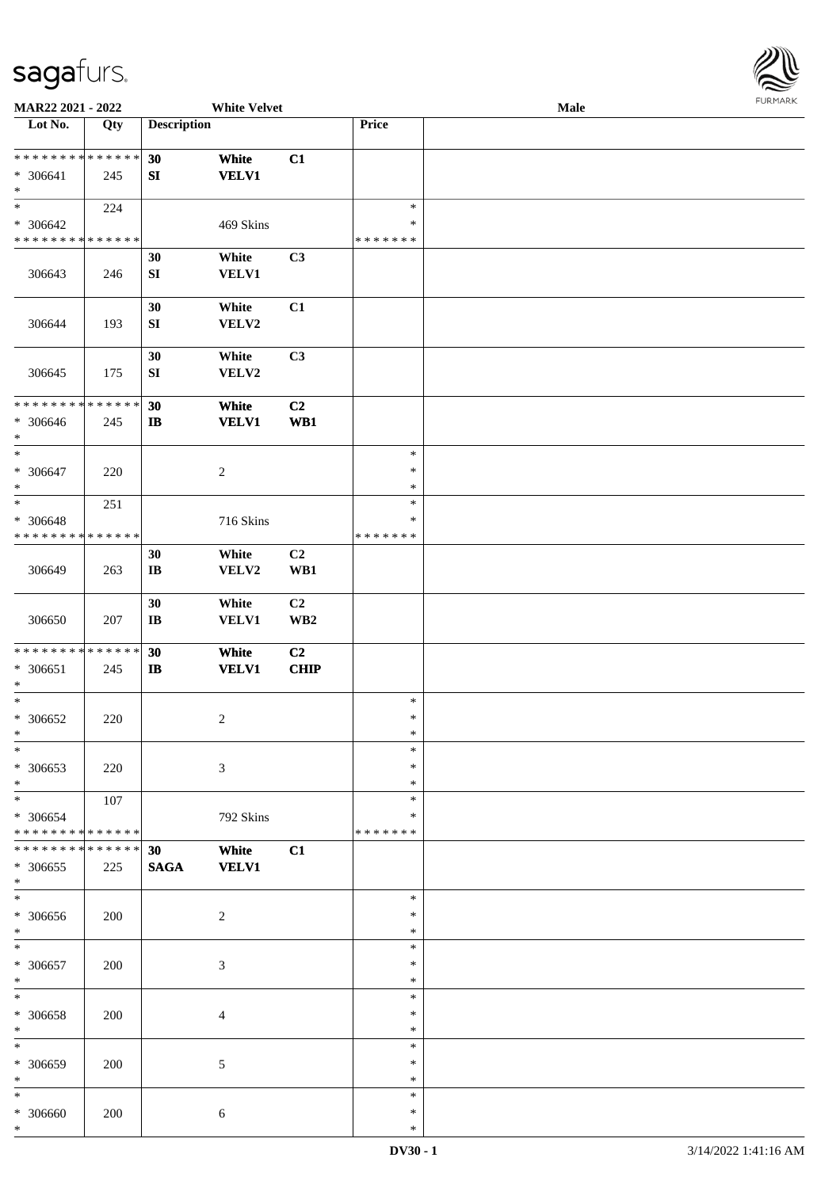MAR22 2021 - 2022 White Velvet Male

| Lot No. | Qty | Description | | | Price | |
|---|---|---|---|---|---|---|
| ************** | | 30 | White | C1 | | |
| * 306641 | 245 | SI | VELV1 | | | |
| * | | | | | | |
| * | 224 | | | | * | |
| * 306642 | | | 469 Skins | | * | |
| ************** | | | | | ******* | |
| | | 30 | White | C3 | | |
| 306643 | 246 | SI | VELV1 | | | |
| | | 30 | White | C1 | | |
| 306644 | 193 | SI | VELV2 | | | |
| | | 30 | White | C3 | | |
| 306645 | 175 | SI | VELV2 | | | |
| ************** | | 30 | White | C2 | | |
| * 306646 | 245 | IB | VELV1 | WB1 | | |
| * | | | | | | |
| * | | | | | * | |
| * 306647 | 220 | | 2 | | * | |
| * | | | | | * | |
| * | 251 | | | | * | |
| * 306648 | | | 716 Skins | | * | |
| ************** | | | | | ******* | |
| | | 30 | White | C2 | | |
| 306649 | 263 | IB | VELV2 | WB1 | | |
| | | 30 | White | C2 | | |
| 306650 | 207 | IB | VELV1 | WB2 | | |
| ************** | | 30 | White | C2 | | |
| * 306651 | 245 | IB | VELV1 | CHIP | | |
| * | | | | | | |
| * | | | | | * | |
| * 306652 | 220 | | 2 | | * | |
| * | | | | | * | |
| * | | | | | * | |
| * 306653 | 220 | | 3 | | * | |
| * | | | | | * | |
| * | 107 | | | | * | |
| * 306654 | | | 792 Skins | | * | |
| ************** | | | | | ******* | |
| ************** | | 30 | White | C1 | | |
| * 306655 | 225 | SAGA | VELV1 | | | |
| * | | | | | | |
| * | | | | | * | |
| * 306656 | 200 | | 2 | | * | |
| * | | | | | * | |
| * | | | | | * | |
| * 306657 | 200 | | 3 | | * | |
| * | | | | | * | |
| * | | | | | * | |
| * 306658 | 200 | | 4 | | * | |
| * | | | | | * | |
| * | | | | | * | |
| * 306659 | 200 | | 5 | | * | |
| * | | | | | * | |
| * | | | | | * | |
| * 306660 | 200 | | 6 | | * | |
| * | | | | | * | |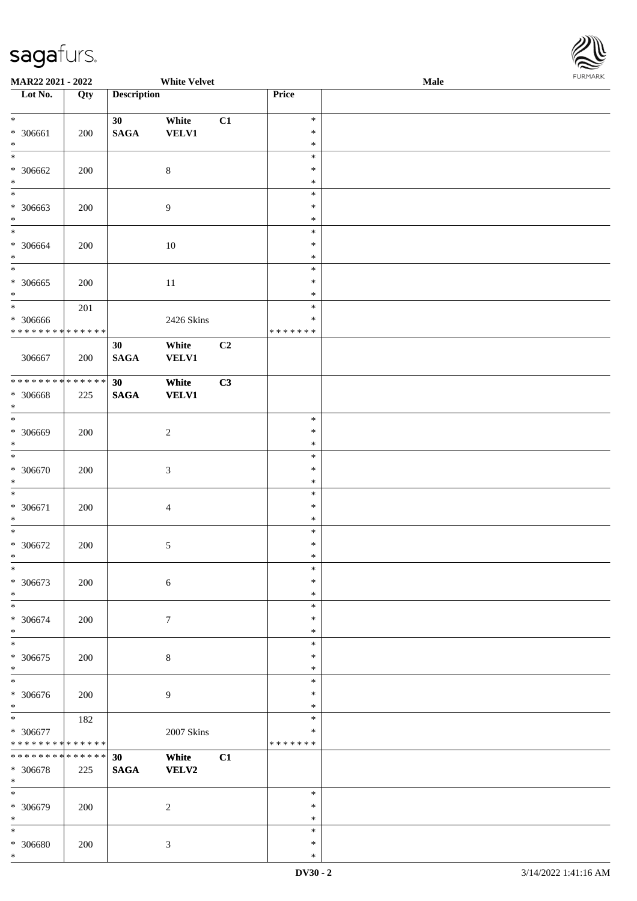**MAR22 2021 - 2022** — **White Velvet** — **Male**

| Lot No. | Qty | Description | | | Price | |
|---|---|---|---|---|---|---|
| * 306661 * | 200 | 30 SAGA | White VELV1 | C1 | * * * | |
| * 306662 * | 200 | | 8 | | * * * | |
| * 306663 * | 200 | | 9 | | * * * | |
| * 306664 * | 200 | | 10 | | * * * | |
| * 306665 * | 200 | | 11 | | * * * | |
| * 306666 * * * * * * * * * * * * * * | 201 | | 2426 Skins | | * * * * * * * * | |
| 306667 | 200 | 30 SAGA | White VELV1 | C2 | | |
| * * * * * * * * * * * * * * 306668 * | 225 | 30 SAGA | White VELV1 | C3 | | |
| * 306669 * | 200 | | 2 | | * * * | |
| * 306670 * | 200 | | 3 | | * * * | |
| * 306671 * | 200 | | 4 | | * * * | |
| * 306672 * | 200 | | 5 | | * * * | |
| * 306673 * | 200 | | 6 | | * * * | |
| * 306674 * | 200 | | 7 | | * * * | |
| * 306675 * | 200 | | 8 | | * * * | |
| * 306676 * | 200 | | 9 | | * * * | |
| * 306677 * * * * * * * * * * * * * * | 182 | | 2007 Skins | | * * * * * * * * | |
| * * * * * * * * * * * * * * 306678 * | 225 | 30 SAGA | White VELV2 | C1 | | |
| * 306679 * | 200 | | 2 | | * * * | |
| * 306680 * | 200 | | 3 | | * * * | |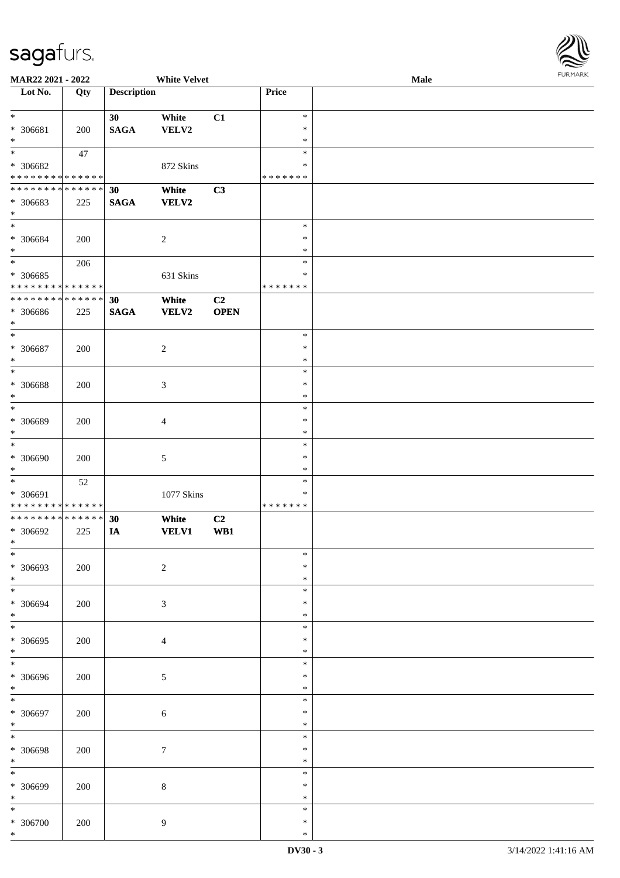MAR22 2021 - 2022 — White Velvet — Male

| Lot No. | Qty | Description | | | Price | |
|---|---|---|---|---|---|---|
| * 306681 | 200 | 30 SAGA | White VELV2 | C1 | * * * | |
| * 306682 | 47 | | 872 Skins | | * * ******* | |
| * 306683 | 225 | 30 SAGA | White VELV2 | C3 | | |
| * 306684 | 200 | | 2 | | * * * | |
| * 306685 | 206 | | 631 Skins | | * * ******* | |
| * 306686 | 225 | 30 SAGA | White VELV2 | C2 OPEN | | |
| * 306687 | 200 | | 2 | | * * * | |
| * 306688 | 200 | | 3 | | * * * | |
| * 306689 | 200 | | 4 | | * * * | |
| * 306690 | 200 | | 5 | | * * * | |
| * 306691 | 52 | | 1077 Skins | | * * ******* | |
| * 306692 | 225 | 30 IA | White VELV1 | C2 WB1 | | |
| * 306693 | 200 | | 2 | | * * * | |
| * 306694 | 200 | | 3 | | * * * | |
| * 306695 | 200 | | 4 | | * * * | |
| * 306696 | 200 | | 5 | | * * * | |
| * 306697 | 200 | | 6 | | * * * | |
| * 306698 | 200 | | 7 | | * * * | |
| * 306699 | 200 | | 8 | | * * * | |
| * 306700 | 200 | | 9 | | * * * | |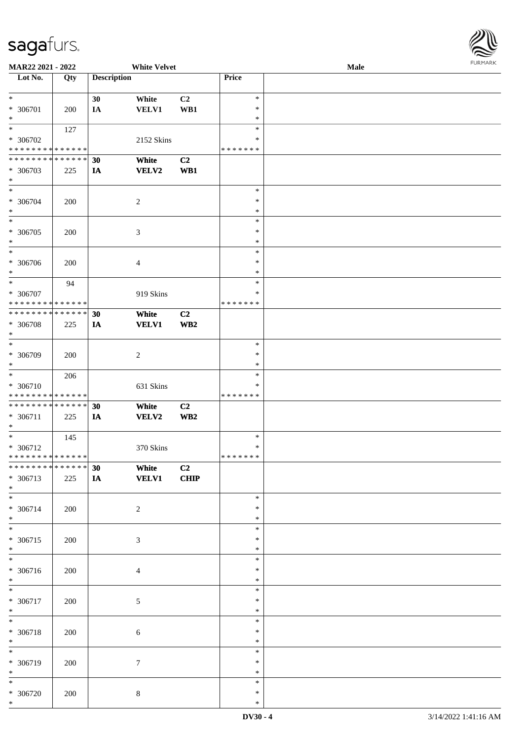**MAR22 2021 - 2022** **White Velvet** **Male**

| Lot No. | Qty | Description | | | Price | |
|---|---|---|---|---|---|---|
| * 306701 * | 200 | 30 IA | White VELV1 | C2 WB1 | * * * | |
| * 306702 * * * * * * * * * * * * * * | 127 | | 2152 Skins | | * * * * * * * * * | |
| * * * * * * * * * * * * * * 306703 * | 225 | 30 IA | White VELV2 | C2 WB1 | | |
| * 306704 * | 200 | | 2 | | * * * | |
| * 306705 * | 200 | | 3 | | * * * | |
| * 306706 * | 200 | | 4 | | * * * | |
| * 306707 * * * * * * * * * * * * * * | 94 | | 919 Skins | | * * * * * * * * * | |
| * * * * * * * * * * * * * * 306708 * | 225 | 30 IA | White VELV1 | C2 WB2 | | |
| * 306709 * | 200 | | 2 | | * * * | |
| * 306710 * * * * * * * * * * * * * * | 206 | | 631 Skins | | * * * * * * * * * | |
| * * * * * * * * * * * * * * 306711 * | 225 | 30 IA | White VELV2 | C2 WB2 | | |
| * 306712 * * * * * * * * * * * * * * | 145 | | 370 Skins | | * * * * * * * * * | |
| * * * * * * * * * * * * * * 306713 * | 225 | 30 IA | White VELV1 | C2 CHIP | | |
| * 306714 * | 200 | | 2 | | * * * | |
| * 306715 * | 200 | | 3 | | * * * | |
| * 306716 * | 200 | | 4 | | * * * | |
| * 306717 * | 200 | | 5 | | * * * | |
| * 306718 * | 200 | | 6 | | * * * | |
| * 306719 * | 200 | | 7 | | * * * | |
| * 306720 * | 200 | | 8 | | * * * | |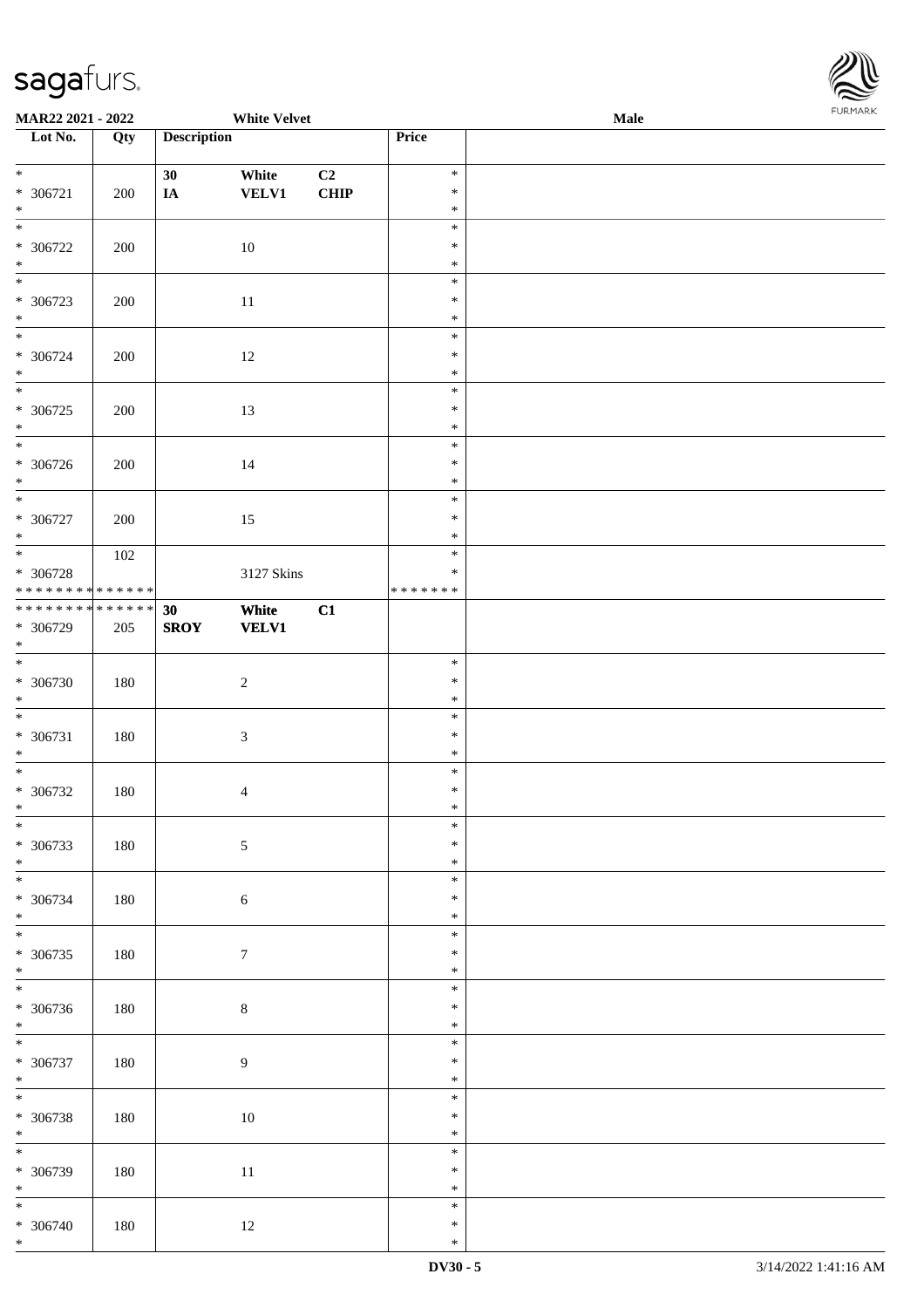| Lot No. | Qty | Description | | | Price | |
|---|---|---|---|---|---|---|
| * | | 30 | White | C2 | * | |
| * 306721 | 200 | IA | VELV1 | CHIP | * | |
| * | | | | | * | |
| * | | | | | * | |
| * 306722 | 200 | | 10 | | * | |
| * | | | | | * | |
| * | | | | | * | |
| * 306723 | 200 | | 11 | | * | |
| * | | | | | * | |
| * | | | | | * | |
| * 306724 | 200 | | 12 | | * | |
| * | | | | | * | |
| * | | | | | * | |
| * 306725 | 200 | | 13 | | * | |
| * | | | | | * | |
| * | | | | | * | |
| * 306726 | 200 | | 14 | | * | |
| * | | | | | * | |
| * | | | | | * | |
| * 306727 | 200 | | 15 | | * | |
| * | | | | | * | |
| * | 102 | | | | * | |
| * 306728 | | | 3127 Skins | | * | |
| * * * * * * * * * * * * * * | | | | | * * * * * * * | |
| * * * * * * * * * * * * * * | | 30 | White | C1 | | |
| * 306729 | 205 | SROY | VELV1 | | | |
| * | | | | | | |
| * | | | | | * | |
| * 306730 | 180 | | 2 | | * | |
| * | | | | | * | |
| * | | | | | * | |
| * 306731 | 180 | | 3 | | * | |
| * | | | | | * | |
| * | | | | | * | |
| * 306732 | 180 | | 4 | | * | |
| * | | | | | * | |
| * | | | | | * | |
| * 306733 | 180 | | 5 | | * | |
| * | | | | | * | |
| * | | | | | * | |
| * 306734 | 180 | | 6 | | * | |
| * | | | | | * | |
| * | | | | | * | |
| * 306735 | 180 | | 7 | | * | |
| * | | | | | * | |
| * | | | | | * | |
| * 306736 | 180 | | 8 | | * | |
| * | | | | | * | |
| * | | | | | * | |
| * 306737 | 180 | | 9 | | * | |
| * | | | | | * | |
| * | | | | | * | |
| * 306738 | 180 | | 10 | | * | |
| * | | | | | * | |
| * | | | | | * | |
| * 306739 | 180 | | 11 | | * | |
| * | | | | | * | |
| * | | | | | * | |
| * 306740 | 180 | | 12 | | * | |
| * | | | | | * | |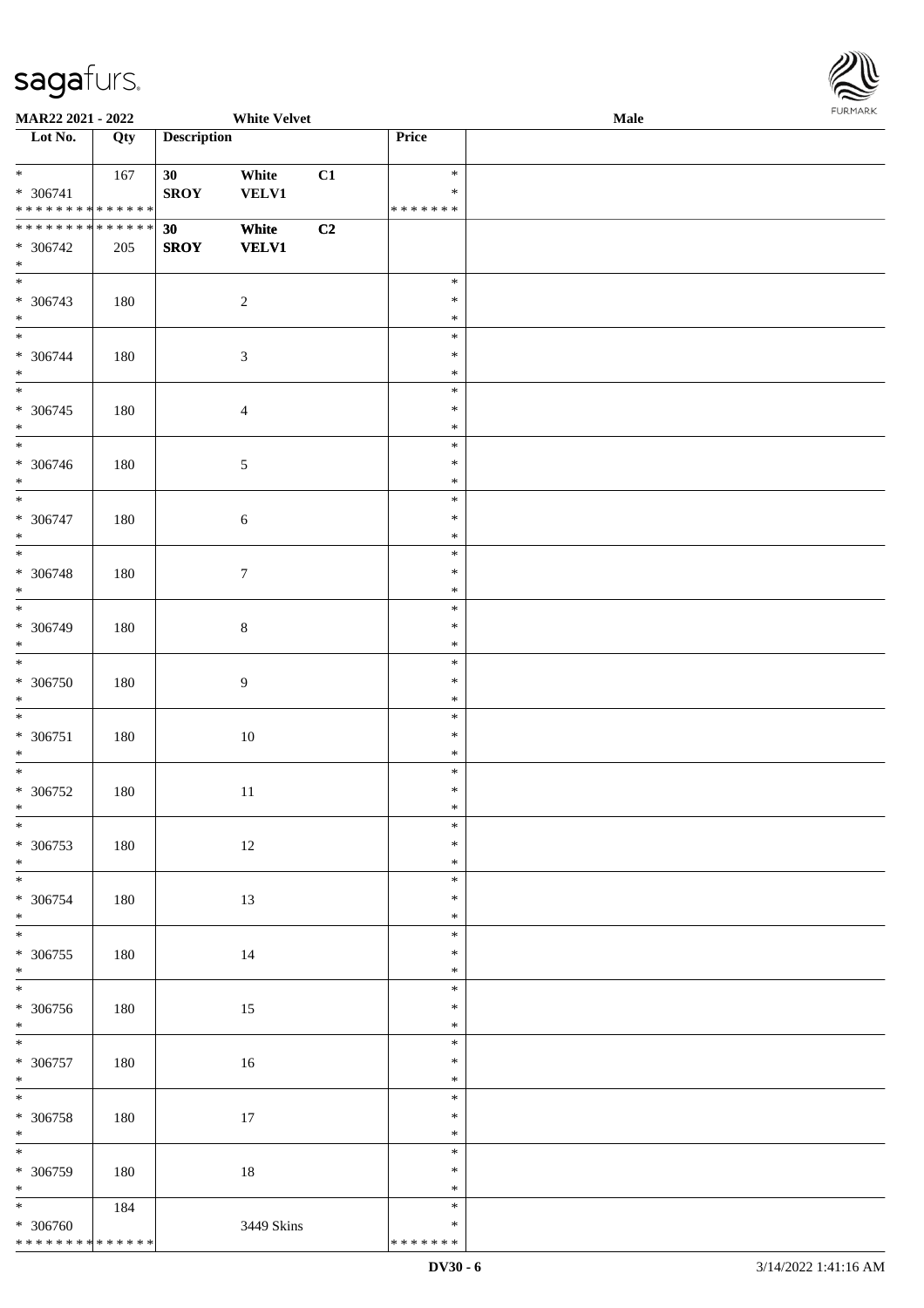**MAR22 2021 - 2022** **White Velvet** **Male**

| Lot No. | Qty | Description | | | Price |
|---|---|---|---|---|---|
| * | 167 | 30 | White | C1 | * |
| * 306741 | | SROY | VELV1 | | * |
| * * * * * * * * * * * * * * | | | | | * * * * * * * |
| * * * * * * * * * * * * * * | | **30** | **White** | **C2** | |
| * 306742 | 205 | **SROY** | **VELV1** | | |
| * | | | | | |
| * | | | | | * |
| * 306743 | 180 | | 2 | | * |
| * | | | | | * |
| * | | | | | * |
| * 306744 | 180 | | 3 | | * |
| * | | | | | * |
| * | | | | | * |
| * 306745 | 180 | | 4 | | * |
| * | | | | | * |
| * | | | | | * |
| * 306746 | 180 | | 5 | | * |
| * | | | | | * |
| * | | | | | * |
| * 306747 | 180 | | 6 | | * |
| * | | | | | * |
| * | | | | | * |
| * 306748 | 180 | | 7 | | * |
| * | | | | | * |
| * | | | | | * |
| * 306749 | 180 | | 8 | | * |
| * | | | | | * |
| * | | | | | * |
| * 306750 | 180 | | 9 | | * |
| * | | | | | * |
| * | | | | | * |
| * 306751 | 180 | | 10 | | * |
| * | | | | | * |
| * | | | | | * |
| * 306752 | 180 | | 11 | | * |
| * | | | | | * |
| * | | | | | * |
| * 306753 | 180 | | 12 | | * |
| * | | | | | * |
| * | | | | | * |
| * 306754 | 180 | | 13 | | * |
| * | | | | | * |
| * | | | | | * |
| * 306755 | 180 | | 14 | | * |
| * | | | | | * |
| * | | | | | * |
| * 306756 | 180 | | 15 | | * |
| * | | | | | * |
| * | | | | | * |
| * 306757 | 180 | | 16 | | * |
| * | | | | | * |
| * | | | | | * |
| * 306758 | 180 | | 17 | | * |
| * | | | | | * |
| * | | | | | * |
| * 306759 | 180 | | 18 | | * |
| * | | | | | * |
| * | 184 | | | | * |
| * 306760 | | | 3449 Skins | | * |
| * * * * * * * * * * * * * * | | | | | * * * * * * * |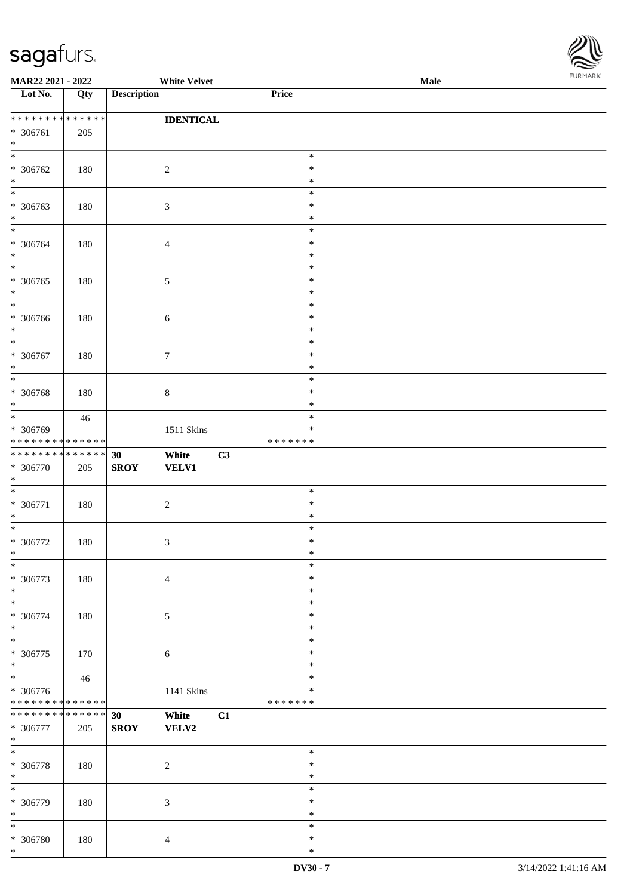**MAR22 2021 - 2022** **White Velvet** **Male**

| Lot No. | Qty | Description | | | Price | |
|---|---|---|---|---|---|---|
| * * * * * * * * * * * * * * | | | **IDENTICAL** | | | |
| * 306761 | 205 | | | | | |
| * | | | | | | |
| * | | | | | * | |
| * 306762 | 180 | | 2 | | * | |
| * | | | | | * | |
| * | | | | | * | |
| * 306763 | 180 | | 3 | | * | |
| * | | | | | * | |
| * | | | | | * | |
| * 306764 | 180 | | 4 | | * | |
| * | | | | | * | |
| * | | | | | * | |
| * 306765 | 180 | | 5 | | * | |
| * | | | | | * | |
| * | | | | | * | |
| * 306766 | 180 | | 6 | | * | |
| * | | | | | * | |
| * | | | | | * | |
| * 306767 | 180 | | 7 | | * | |
| * | | | | | * | |
| * | | | | | * | |
| * 306768 | 180 | | 8 | | * | |
| * | | | | | * | |
| * | 46 | | | | * | |
| * 306769 | | | 1511 Skins | | * | |
| * * * * * * * * * * * * * * | | | | | * * * * * * * | |
| * * * * * * * * * * * * * * | | **30** | **White** | **C3** | | |
| * 306770 | 205 | **SROY** | **VELV1** | | | |
| * | | | | | | |
| * | | | | | * | |
| * 306771 | 180 | | 2 | | * | |
| * | | | | | * | |
| * | | | | | * | |
| * 306772 | 180 | | 3 | | * | |
| * | | | | | * | |
| * | | | | | * | |
| * 306773 | 180 | | 4 | | * | |
| * | | | | | * | |
| * | | | | | * | |
| * 306774 | 180 | | 5 | | * | |
| * | | | | | * | |
| * | | | | | * | |
| * 306775 | 170 | | 6 | | * | |
| * | | | | | * | |
| * | 46 | | | | * | |
| * 306776 | | | 1141 Skins | | * | |
| * * * * * * * * * * * * * * | | | | | * * * * * * * | |
| * * * * * * * * * * * * * * | | **30** | **White** | **C1** | | |
| * 306777 | 205 | **SROY** | **VELV2** | | | |
| * | | | | | | |
| * | | | | | * | |
| * 306778 | 180 | | 2 | | * | |
| * | | | | | * | |
| * | | | | | * | |
| * 306779 | 180 | | 3 | | * | |
| * | | | | | * | |
| * | | | | | * | |
| * 306780 | 180 | | 4 | | * | |
| * | | | | | * | |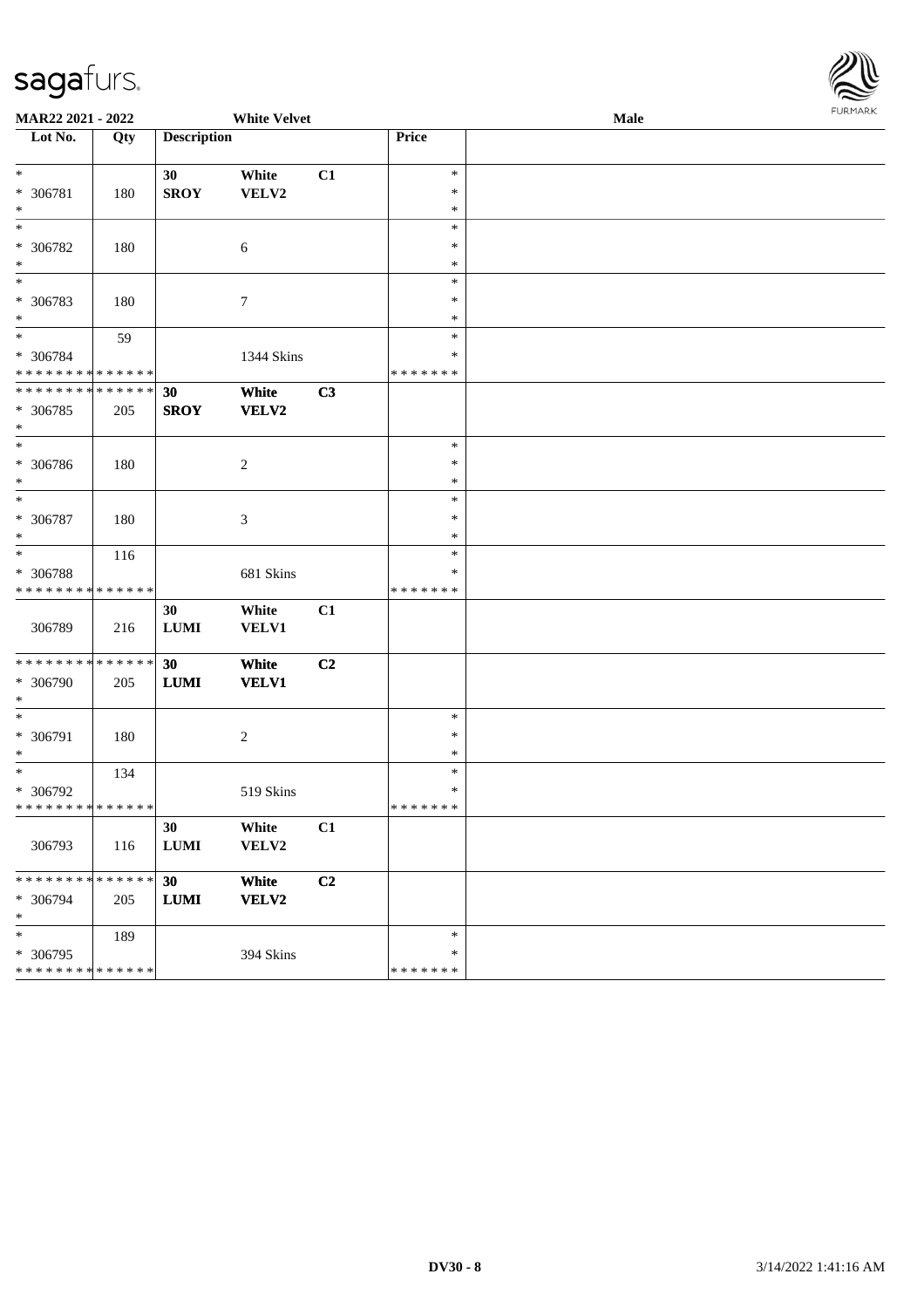MAR22 2021 - 2022 White Velvet Male

| Lot No. | Qty | Description | | | Price | |
|---|---|---|---|---|---|---|
| * | | 30 | White | C1 | * | |
| * 306781 | 180 | SROY | VELV2 | | * | |
| * | | | | | * | |
| * | | | | | * | |
| * 306782 | 180 | | 6 | | * | |
| * | | | | | * | |
| * | | | | | * | |
| * 306783 | 180 | | 7 | | * | |
| * | | | | | * | |
| * | 59 | | | | * | |
| * 306784 | | | 1344 Skins | | * | |
| * * * * * * * * * * * * * * | | | | | * * * * * * * | |
| * * * * * * * * * * * * * * | | **30** | **White** | **C3** | | |
| * 306785 | 205 | **SROY** | **VELV2** | | | |
| * | | | | | | |
| * | | | | | * | |
| * 306786 | 180 | | 2 | | * | |
| * | | | | | * | |
| * | | | | | * | |
| * 306787 | 180 | | 3 | | * | |
| * | | | | | * | |
| * | 116 | | | | * | |
| * 306788 | | | 681 Skins | | * | |
| * * * * * * * * * * * * * * | | | | | * * * * * * * | |
| | | 30 | White | C1 | | |
| 306789 | 216 | LUMI | VELV1 | | | |
| * * * * * * * * * * * * * * | | **30** | **White** | **C2** | | |
| * 306790 | 205 | **LUMI** | **VELV1** | | | |
| * | | | | | | |
| * | | | | | * | |
| * 306791 | 180 | | 2 | | * | |
| * | | | | | * | |
| * | 134 | | | | * | |
| * 306792 | | | 519 Skins | | * | |
| * * * * * * * * * * * * * * | | | | | * * * * * * * | |
| | | 30 | White | C1 | | |
| 306793 | 116 | LUMI | VELV2 | | | |
| * * * * * * * * * * * * * * | | **30** | **White** | **C2** | | |
| * 306794 | 205 | **LUMI** | **VELV2** | | | |
| * | | | | | | |
| * | 189 | | | | * | |
| * 306795 | | | 394 Skins | | * | |
| * * * * * * * * * * * * * * | | | | | * * * * * * * | |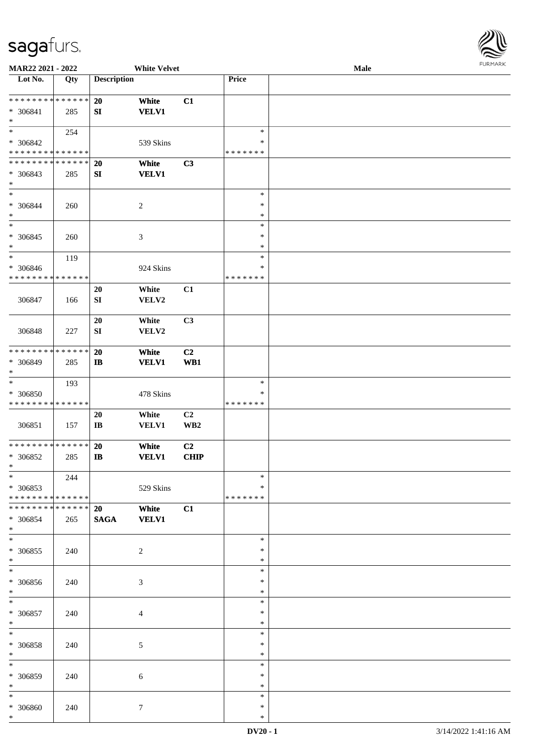MAR22 2021 - 2022 &nbsp;&nbsp;&nbsp; White Velvet &nbsp;&nbsp;&nbsp; Male

| Lot No. | Qty | Description | | | Price | |
|---|---|---|---|---|---|---|
| * * * * * * * * * * * * * * | | 20 | White | C1 | | |
| * 306841 | 285 | SI | VELV1 | | | |
| * | | | | | | |
| * | 254 | | | | * | |
| * 306842 | | | 539 Skins | | * | |
| * * * * * * * * * * * * * * | | | | | * * * * * * * | |
| * * * * * * * * * * * * * * | | 20 | White | C3 | | |
| * 306843 | 285 | SI | VELV1 | | | |
| * | | | | | | |
| * | | | | | * | |
| * 306844 | 260 | | 2 | | * | |
| * | | | | | * | |
| * | | | | | * | |
| * 306845 | 260 | | 3 | | * | |
| * | | | | | * | |
| * | 119 | | | | * | |
| * 306846 | | | 924 Skins | | * | |
| * * * * * * * * * * * * * * | | | | | * * * * * * * | |
| 306847 | 166 | 20 SI | White VELV2 | C1 | | |
| 306848 | 227 | 20 SI | White VELV2 | C3 | | |
| * * * * * * * * * * * * * * | | 20 | White | C2 | | |
| * 306849 | 285 | IB | VELV1 | WB1 | | |
| * | | | | | | |
| * | 193 | | | | * | |
| * 306850 | | | 478 Skins | | * | |
| * * * * * * * * * * * * * * | | | | | * * * * * * * | |
| 306851 | 157 | 20 IB | White VELV1 | C2 WB2 | | |
| * * * * * * * * * * * * * * | | 20 | White | C2 | | |
| * 306852 | 285 | IB | VELV1 | CHIP | | |
| * | | | | | | |
| * | 244 | | | | * | |
| * 306853 | | | 529 Skins | | * | |
| * * * * * * * * * * * * * * | | | | | * * * * * * * | |
| * * * * * * * * * * * * * * | | 20 | White | C1 | | |
| * 306854 | 265 | SAGA | VELV1 | | | |
| * | | | | | | |
| * | | | | | * | |
| * 306855 | 240 | | 2 | | * | |
| * | | | | | * | |
| * | | | | | * | |
| * 306856 | 240 | | 3 | | * | |
| * | | | | | * | |
| * | | | | | * | |
| * 306857 | 240 | | 4 | | * | |
| * | | | | | * | |
| * | | | | | * | |
| * 306858 | 240 | | 5 | | * | |
| * | | | | | * | |
| * | | | | | * | |
| * 306859 | 240 | | 6 | | * | |
| * | | | | | * | |
| * | | | | | * | |
| * 306860 | 240 | | 7 | | * | |
| * | | | | | * | |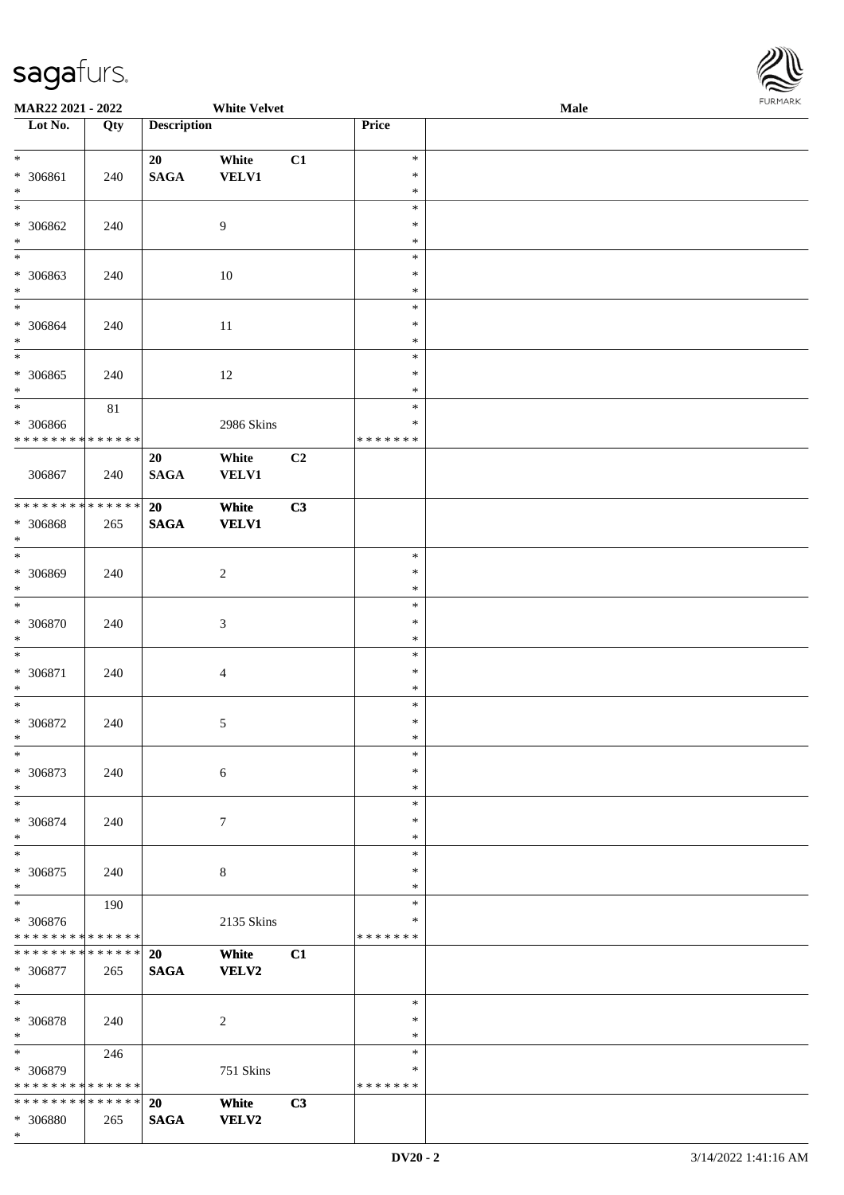| Lot No. | Qty | Description | | | Price | |
|---|---|---|---|---|---|---|
| * | | 20 | White | C1 | * | |
| * 306861 | 240 | SAGA | VELV1 | | * | |
| * | | | | | * | |
| * | | | | | * | |
| * 306862 | 240 | | 9 | | * | |
| * | | | | | * | |
| * | | | | | * | |
| * 306863 | 240 | | 10 | | * | |
| * | | | | | * | |
| * | | | | | * | |
| * 306864 | 240 | | 11 | | * | |
| * | | | | | * | |
| * | | | | | * | |
| * 306865 | 240 | | 12 | | * | |
| * | | | | | * | |
| * | 81 | | | | * | |
| * 306866 | | | 2986 Skins | | * | |
| * * * * * * * * * * * * * * | | | | | * * * * * * * | |
| | | 20 | White | C2 | | |
| 306867 | 240 | SAGA | VELV1 | | | |
| * * * * * * * * * * * * * * | | 20 | White | C3 | | |
| * 306868 | 265 | SAGA | VELV1 | | | |
| * | | | | | | |
| * | | | | | * | |
| * 306869 | 240 | | 2 | | * | |
| * | | | | | * | |
| * | | | | | * | |
| * 306870 | 240 | | 3 | | * | |
| * | | | | | * | |
| * | | | | | * | |
| * 306871 | 240 | | 4 | | * | |
| * | | | | | * | |
| * | | | | | * | |
| * 306872 | 240 | | 5 | | * | |
| * | | | | | * | |
| * | | | | | * | |
| * 306873 | 240 | | 6 | | * | |
| * | | | | | * | |
| * | | | | | * | |
| * 306874 | 240 | | 7 | | * | |
| * | | | | | * | |
| * | | | | | * | |
| * 306875 | 240 | | 8 | | * | |
| * | | | | | * | |
| * | 190 | | | | * | |
| * 306876 | | | 2135 Skins | | * | |
| * * * * * * * * * * * * * * | | | | | * * * * * * * | |
| * * * * * * * * * * * * * * | | 20 | White | C1 | | |
| * 306877 | 265 | SAGA | VELV2 | | | |
| * | | | | | | |
| * | | | | | * | |
| * 306878 | 240 | | 2 | | * | |
| * | | | | | * | |
| * | 246 | | | | * | |
| * 306879 | | | 751 Skins | | * | |
| * * * * * * * * * * * * * * | | | | | * * * * * * * | |
| * * * * * * * * * * * * * * | | 20 | White | C3 | | |
| * 306880 | 265 | SAGA | VELV2 | | | |
| * | | | | | | |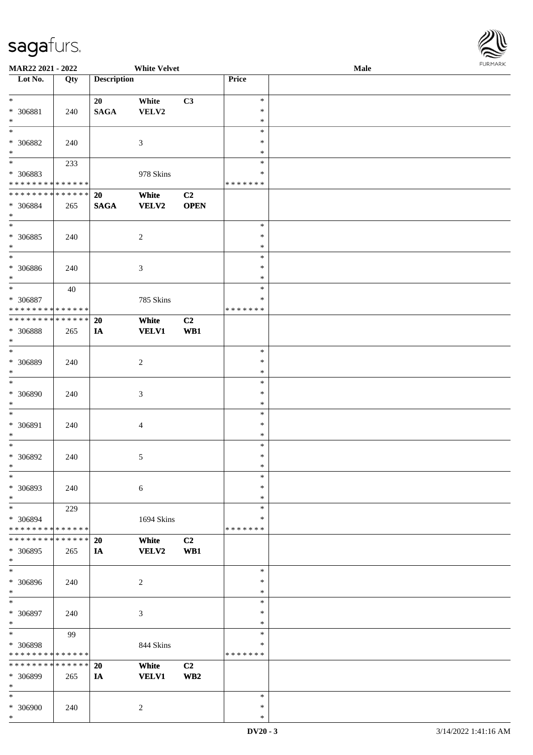MAR22 2021 - 2022 | White Velvet | Male

| Lot No. | Qty | Description | | | Price | |
|---|---|---|---|---|---|---|
| * | | 20 | White | C3 | * | |
| * 306881 | 240 | SAGA | VELV2 | | * | |
| * | | | | | * | |
| * | | | | | * | |
| * 306882 | 240 | | 3 | | * | |
| * | | | | | * | |
| * | 233 | | | | * | |
| * 306883 | | | 978 Skins | | * | |
| * * * * * * * * * * * * * * | | | | | * * * * * * * | |
| * * * * * * * * * * * * * * | | 20 | White | C2 | | |
| * 306884 | 265 | SAGA | VELV2 | OPEN | | |
| * | | | | | | |
| * | | | | | * | |
| * 306885 | 240 | | 2 | | * | |
| * | | | | | * | |
| * | | | | | * | |
| * 306886 | 240 | | 3 | | * | |
| * | | | | | * | |
| * | 40 | | | | * | |
| * 306887 | | | 785 Skins | | * | |
| * * * * * * * * * * * * * * | | | | | * * * * * * * | |
| * * * * * * * * * * * * * * | | 20 | White | C2 | | |
| * 306888 | 265 | IA | VELV1 | WB1 | | |
| * | | | | | | |
| * | | | | | * | |
| * 306889 | 240 | | 2 | | * | |
| * | | | | | * | |
| * | | | | | * | |
| * 306890 | 240 | | 3 | | * | |
| * | | | | | * | |
| * | | | | | * | |
| * 306891 | 240 | | 4 | | * | |
| * | | | | | * | |
| * | | | | | * | |
| * 306892 | 240 | | 5 | | * | |
| * | | | | | * | |
| * | | | | | * | |
| * 306893 | 240 | | 6 | | * | |
| * | | | | | * | |
| * | 229 | | | | * | |
| * 306894 | | | 1694 Skins | | * | |
| * * * * * * * * * * * * * * | | | | | * * * * * * * | |
| * * * * * * * * * * * * * * | | 20 | White | C2 | | |
| * 306895 | 265 | IA | VELV2 | WB1 | | |
| * | | | | | | |
| * | | | | | * | |
| * 306896 | 240 | | 2 | | * | |
| * | | | | | * | |
| * | | | | | * | |
| * 306897 | 240 | | 3 | | * | |
| * | | | | | * | |
| * | 99 | | | | * | |
| * 306898 | | | 844 Skins | | * | |
| * * * * * * * * * * * * * * | | | | | * * * * * * * | |
| * * * * * * * * * * * * * * | | 20 | White | C2 | | |
| * 306899 | 265 | IA | VELV1 | WB2 | | |
| * | | | | | | |
| * | | | | | * | |
| * 306900 | 240 | | 2 | | * | |
| * | | | | | * | |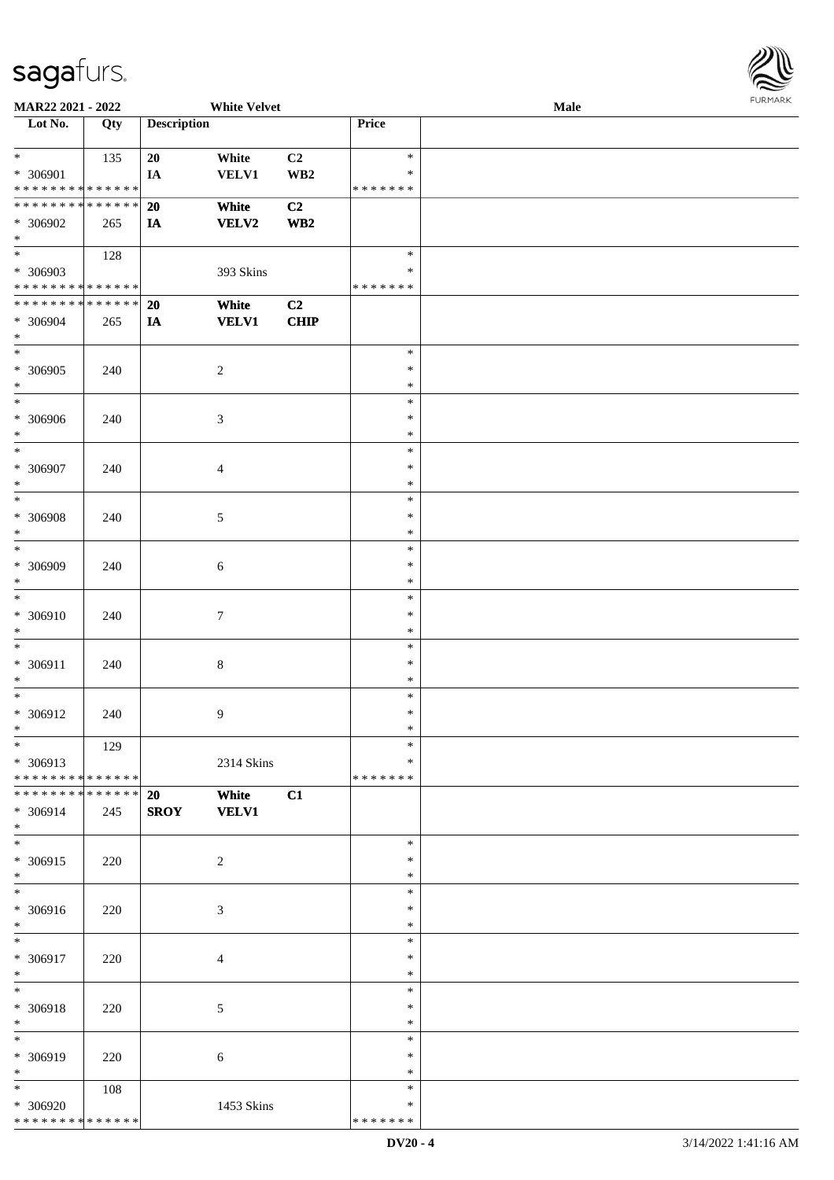**MAR22 2021 - 2022** | **White Velvet** | **Male**

| Lot No. | Qty | Description | | | Price | |
|---|---|---|---|---|---|---|
| * | 135 | 20 | White | C2 | * | |
| * 306901 | | IA | VELV1 | WB2 | * | |
| * * * * * * * * * * * * * * | | | | | * * * * * * * | |
| * * * * * * * * * * * * * * | | 20 | White | C2 | | |
| * 306902 | 265 | IA | VELV2 | WB2 | | |
| * | | | | | | |
| * | 128 | | | | * | |
| * 306903 | | | 393 Skins | | * | |
| * * * * * * * * * * * * * * | | | | | * * * * * * * | |
| * * * * * * * * * * * * * * | | 20 | White | C2 | | |
| * 306904 | 265 | IA | VELV1 | CHIP | | |
| * | | | | | | |
| * | | | | | * | |
| * 306905 | 240 | | 2 | | * | |
| * | | | | | * | |
| * | | | | | * | |
| * 306906 | 240 | | 3 | | * | |
| * | | | | | * | |
| * | | | | | * | |
| * 306907 | 240 | | 4 | | * | |
| * | | | | | * | |
| * | | | | | * | |
| * 306908 | 240 | | 5 | | * | |
| * | | | | | * | |
| * | | | | | * | |
| * 306909 | 240 | | 6 | | * | |
| * | | | | | * | |
| * | | | | | * | |
| * 306910 | 240 | | 7 | | * | |
| * | | | | | * | |
| * | | | | | * | |
| * 306911 | 240 | | 8 | | * | |
| * | | | | | * | |
| * | | | | | * | |
| * 306912 | 240 | | 9 | | * | |
| * | | | | | * | |
| * | 129 | | | | * | |
| * 306913 | | | 2314 Skins | | * | |
| * * * * * * * * * * * * * * | | | | | * * * * * * * | |
| * * * * * * * * * * * * * * | | 20 | White | C1 | | |
| * 306914 | 245 | SROY | VELV1 | | | |
| * | | | | | | |
| * | | | | | * | |
| * 306915 | 220 | | 2 | | * | |
| * | | | | | * | |
| * | | | | | * | |
| * 306916 | 220 | | 3 | | * | |
| * | | | | | * | |
| * | | | | | * | |
| * 306917 | 220 | | 4 | | * | |
| * | | | | | * | |
| * | | | | | * | |
| * 306918 | 220 | | 5 | | * | |
| * | | | | | * | |
| * | | | | | * | |
| * 306919 | 220 | | 6 | | * | |
| * | | | | | * | |
| * | 108 | | | | * | |
| * 306920 | | | 1453 Skins | | * | |
| * * * * * * * * * * * * * * | | | | | * * * * * * * | |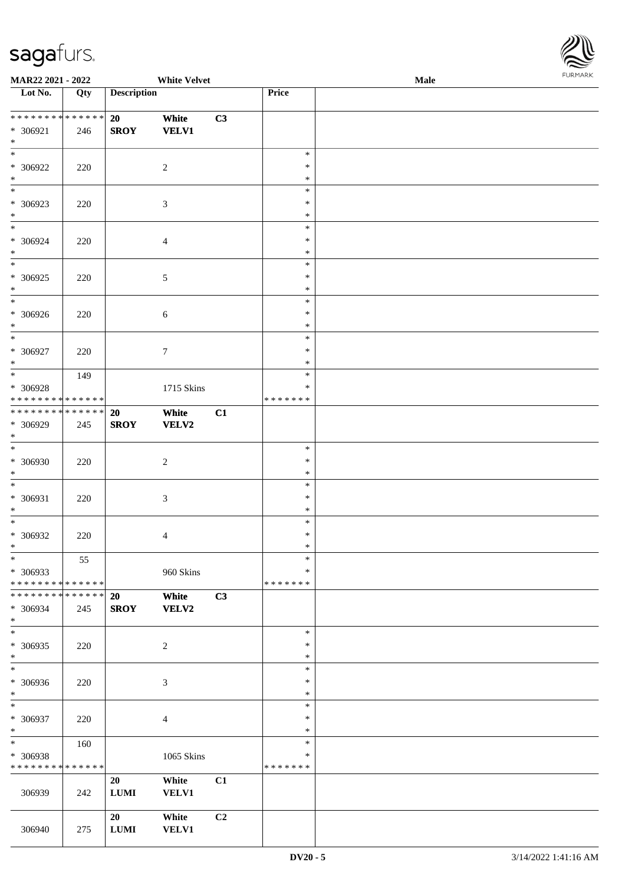| Lot No. | Qty | Description | | | Price | |
|---|---|---|---|---|---|---|
| * * * * * * * * * * * * * * | | 20 | White | C3 | | |
| * 306921 | 246 | SROY | VELV1 | | | |
| * | | | | | | |
| * 306922 | 220 | | 2 | | * | |
| * 306923 | 220 | | 3 | | * | |
| * 306924 | 220 | | 4 | | * | |
| * 306925 | 220 | | 5 | | * | |
| * 306926 | 220 | | 6 | | * | |
| * 306927 | 220 | | 7 | | * | |
| * 306928 | 149 | | 1715 Skins | | * | |
| * * * * * * * * * * * * * * | | | | | * * * * * * * | |
| * * * * * * * * * * * * * * | | 20 | White | C1 | | |
| * 306929 | 245 | SROY | VELV2 | | | |
| * 306930 | 220 | | 2 | | * | |
| * 306931 | 220 | | 3 | | * | |
| * 306932 | 220 | | 4 | | * | |
| * 306933 | 55 | | 960 Skins | | * | |
| * * * * * * * * * * * * * * | | | | | * * * * * * * | |
| * * * * * * * * * * * * * * | | 20 | White | C3 | | |
| * 306934 | 245 | SROY | VELV2 | | | |
| * 306935 | 220 | | 2 | | * | |
| * 306936 | 220 | | 3 | | * | |
| * 306937 | 220 | | 4 | | * | |
| * 306938 | 160 | | 1065 Skins | | * | |
| * * * * * * * * * * * * * * | | | | | * * * * * * * | |
| 306939 | 242 | 20 LUMI | White VELV1 | C1 | | |
| 306940 | 275 | 20 LUMI | White VELV1 | C2 | | |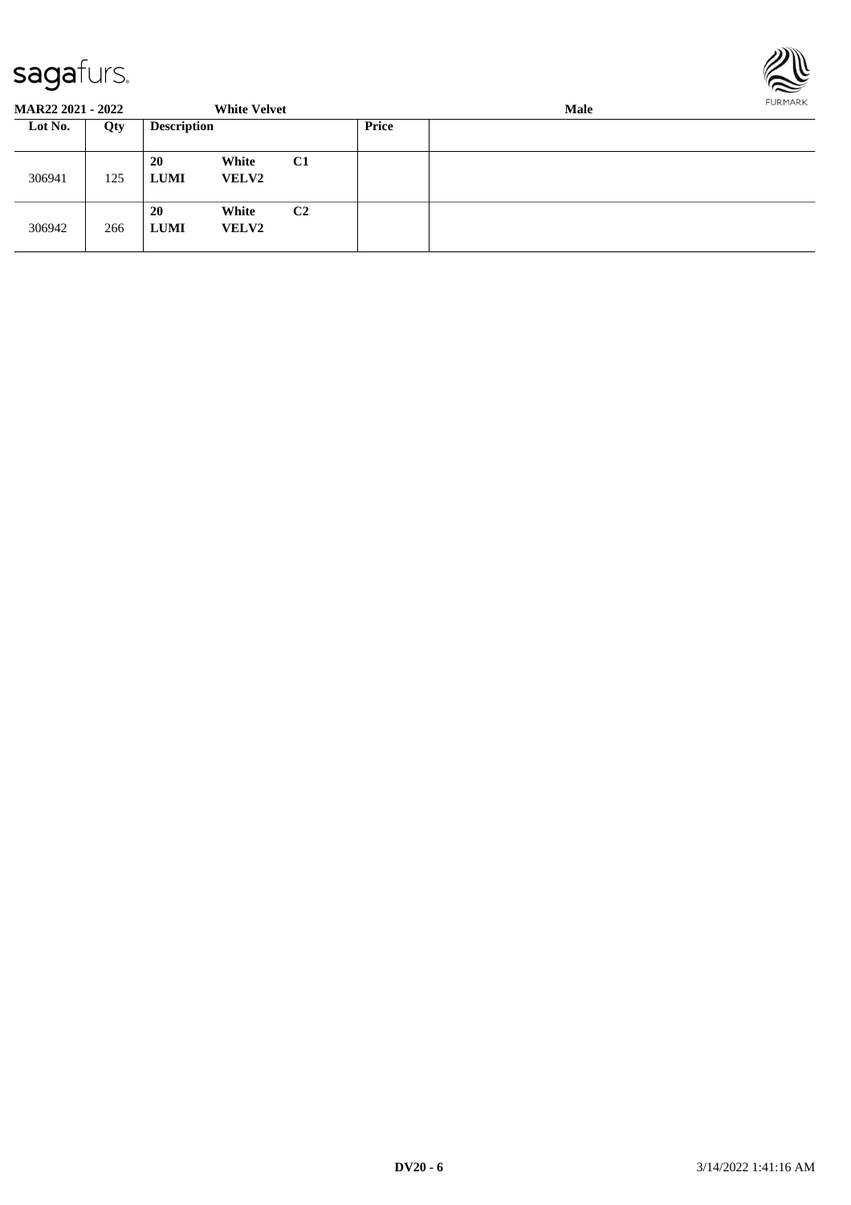**MAR22 2021 - 2022** **White Velvet** **Male**

| Lot No. | Qty | Description | | | Price | |
|---|---|---|---|---|---|---|
| 306941 | 125 | **20** **LUMI** | **White** **VELV2** | **C1** | | |
| 306942 | 266 | **20** **LUMI** | **White** **VELV2** | **C2** | | |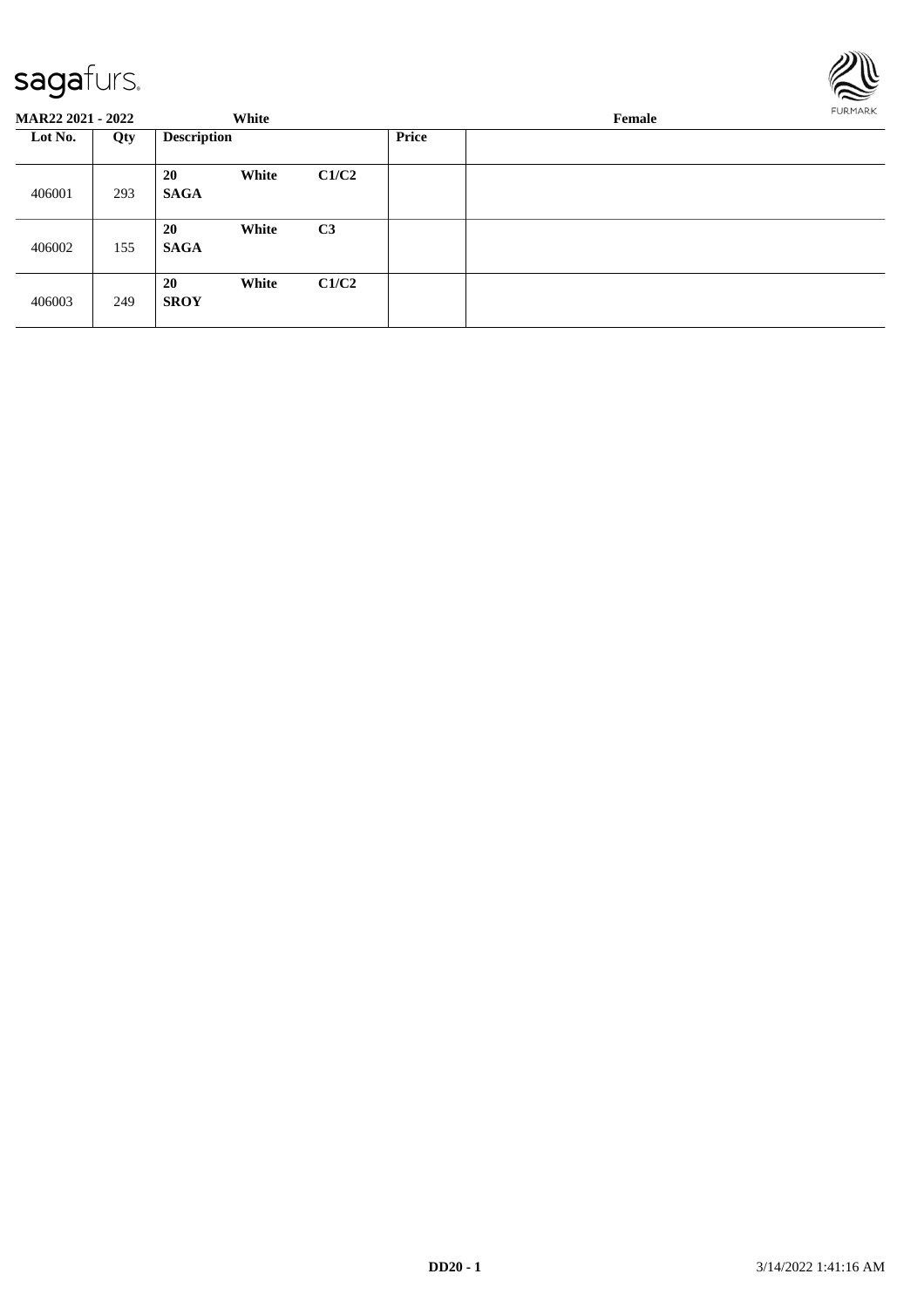**MAR22 2021 - 2022** **White** **Female**

| Lot No. | Qty | Description | | | Price | |
|---|---|---|---|---|---|---|
| 406001 | 293 | **20** **SAGA** | **White** | **C1/C2** | | |
| 406002 | 155 | **20** **SAGA** | **White** | **C3** | | |
| 406003 | 249 | **20** **SROY** | **White** | **C1/C2** | | |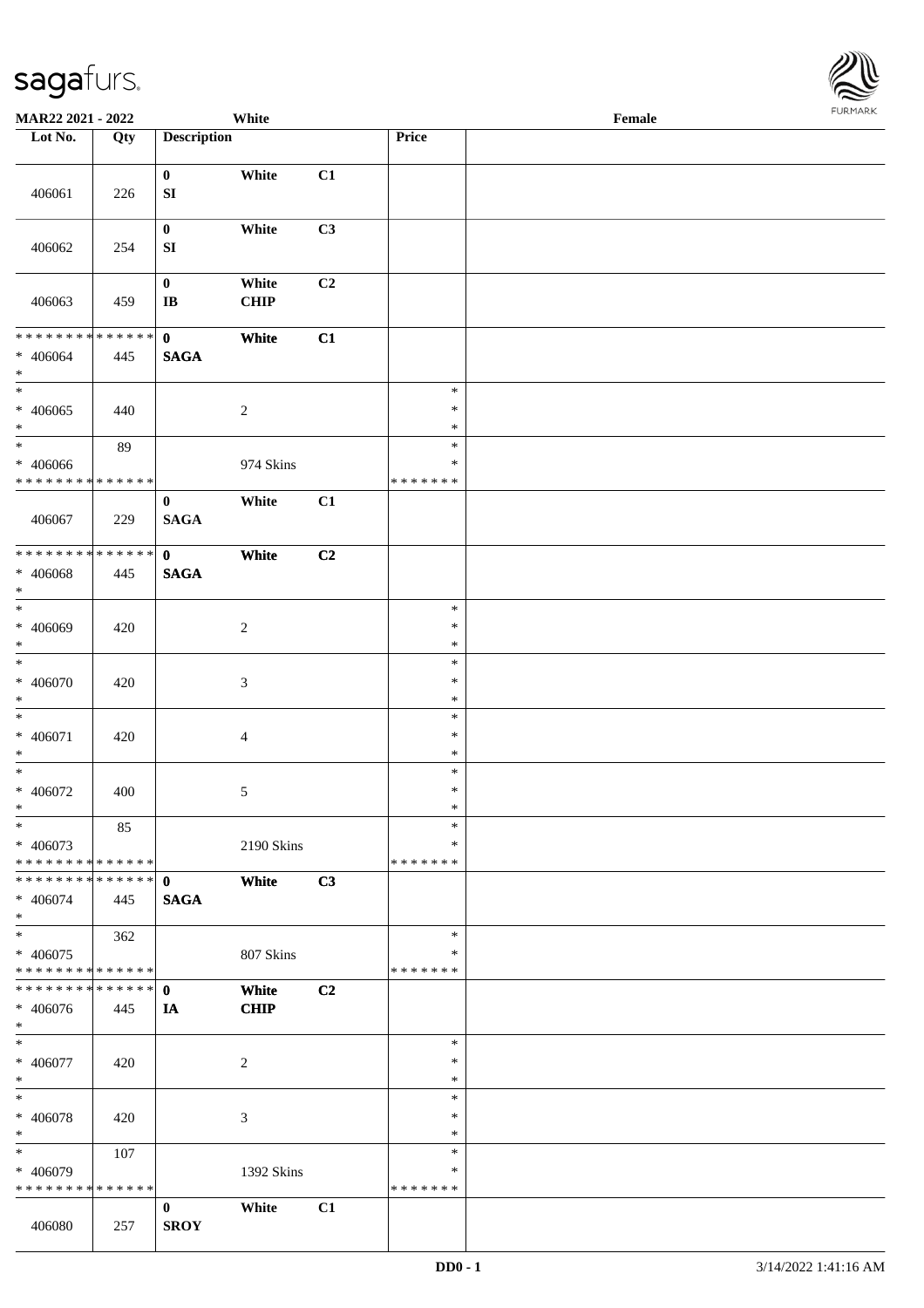**MAR22 2021 - 2022** White **Female**

| Lot No. | Qty | Description | | | Price | |
|---|---|---|---|---|---|---|
| 406061 | 226 | 0 SI | White | C1 | | |
| 406062 | 254 | 0 SI | White | C3 | | |
| 406063 | 459 | 0 IB | White CHIP | C2 | | |
| * * * * * * * * * * * * * * * 406064 * | 445 | 0 SAGA | White | C1 | | |
| * * 406065 * | 440 | | 2 | | * * * | |
| * * 406066 * * * * * * * * * * * * * * | 89 | | 974 Skins | | * * * * * * * * * | |
| 406067 | 229 | 0 SAGA | White | C1 | | |
| * * * * * * * * * * * * * * * 406068 * | 445 | 0 SAGA | White | C2 | | |
| * * 406069 * | 420 | | 2 | | * * * | |
| * * 406070 * | 420 | | 3 | | * * * | |
| * * 406071 * | 420 | | 4 | | * * * | |
| * * 406072 * | 400 | | 5 | | * * * | |
| * * 406073 * * * * * * * * * * * * * * | 85 | | 2190 Skins | | * * * * * * * * * | |
| * * * * * * * * * * * * * * * 406074 * | 445 | 0 SAGA | White | C3 | | |
| * * 406075 * * * * * * * * * * * * * * | 362 | | 807 Skins | | * * * * * * * * * | |
| * * * * * * * * * * * * * * * 406076 * | 445 | 0 IA | White CHIP | C2 | | |
| * * 406077 * | 420 | | 2 | | * * * | |
| * * 406078 * | 420 | | 3 | | * * * | |
| * * 406079 * * * * * * * * * * * * * * | 107 | | 1392 Skins | | * * * * * * * * * | |
| 406080 | 257 | 0 SROY | White | C1 | | |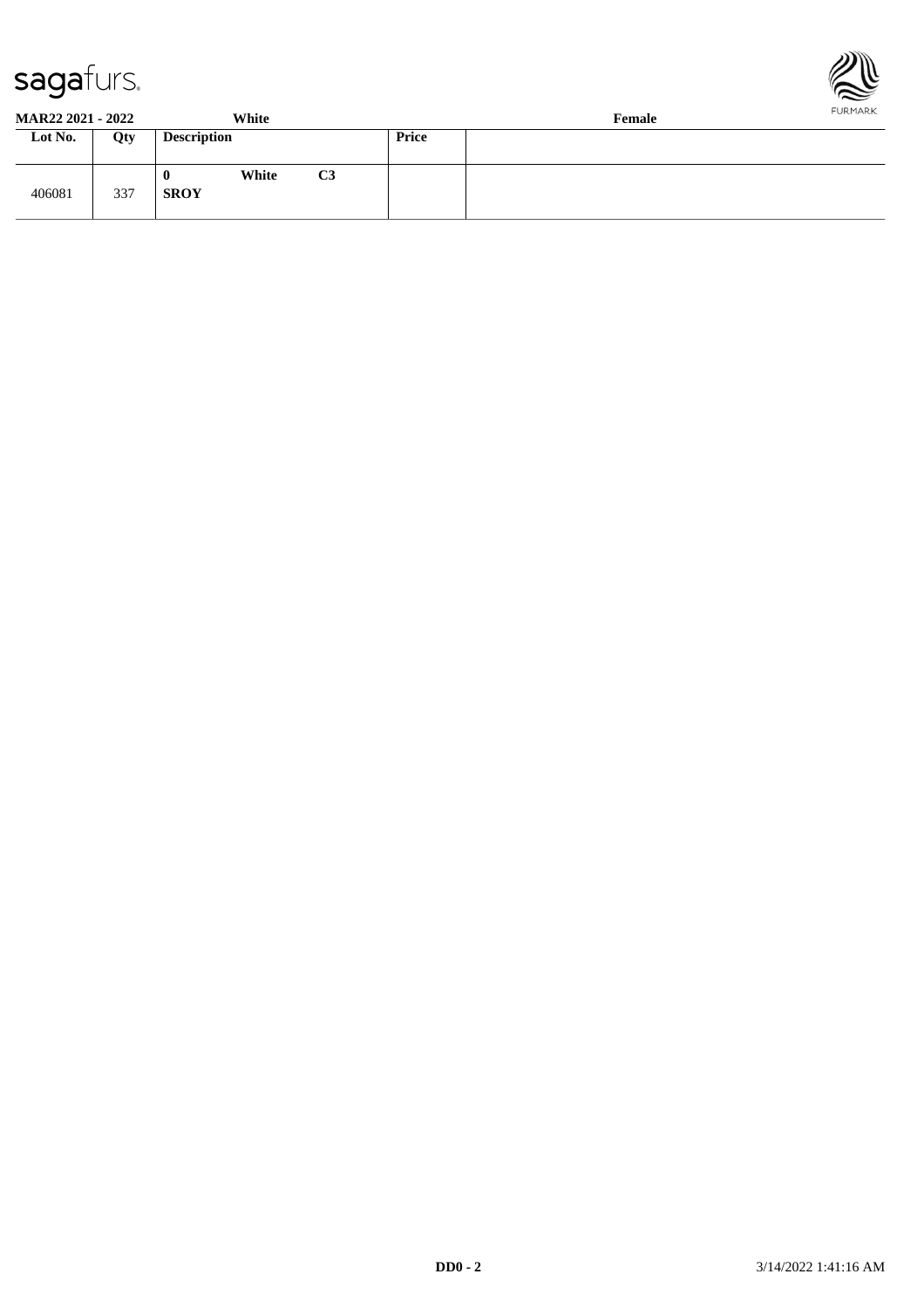**MAR22 2021 - 2022** **White** **Female**

| Lot No. | Qty | Description | Price | |
|---|---|---|---|---|
| 406081 | 337 | **0 White C3** **SROY** | | |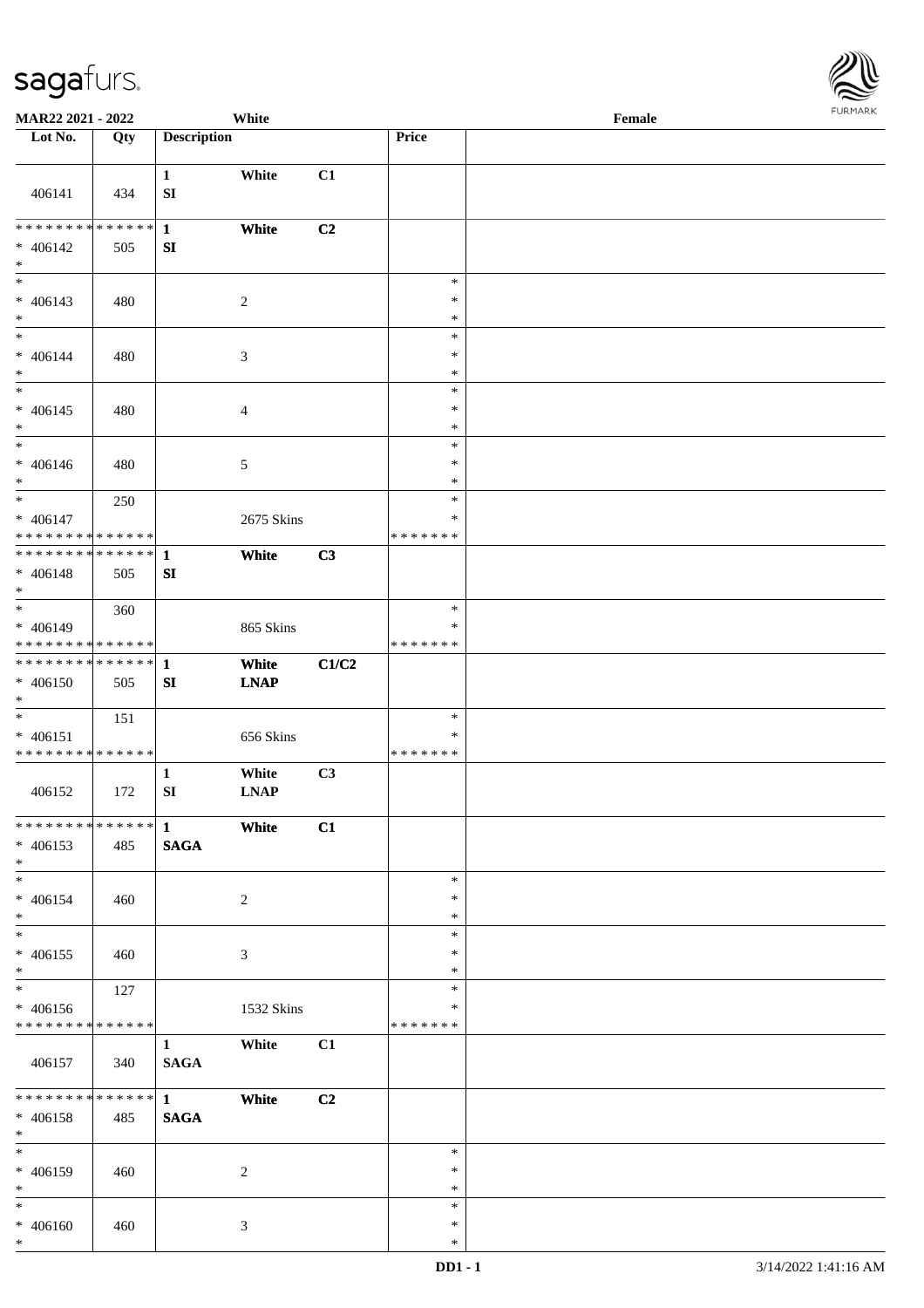MAR22 2021 - 2022 White Female

| Lot No. | Qty | Description | | | Price | |
|---|---|---|---|---|---|---|
| 406141 | 434 | 1<br>SI | White | C1 | | |
| * * * * * * * * * * * * * *<br>* 406142<br>* | 505 | 1<br>SI | White | C2 | | |
| *<br>* 406143<br>* | 480 | | 2 | | *<br>*<br>* | |
| *<br>* 406144<br>* | 480 | | 3 | | *<br>*<br>* | |
| *<br>* 406145<br>* | 480 | | 4 | | *<br>*<br>* | |
| *<br>* 406146<br>* | 480 | | 5 | | *<br>*<br>* | |
| *<br>* 406147<br>* * * * * * * * * * * * * * | 250 | | 2675 Skins | | *<br>*<br>* * * * * * * | |
| * * * * * * * * * * * * * *<br>* 406148<br>* | 505 | 1<br>SI | White | C3 | | |
| *<br>* 406149<br>* * * * * * * * * * * * * * | 360 | | 865 Skins | | *<br>*<br>* * * * * * * | |
| * * * * * * * * * * * * * *<br>* 406150<br>* | 505 | 1<br>SI | White<br>LNAP | C1/C2 | | |
| *<br>* 406151<br>* * * * * * * * * * * * * * | 151 | | 656 Skins | | *<br>*<br>* * * * * * * | |
| 406152 | 172 | 1<br>SI | White<br>LNAP | C3 | | |
| * * * * * * * * * * * * * *<br>* 406153<br>* | 485 | 1<br>SAGA | White | C1 | | |
| *<br>* 406154<br>* | 460 | | 2 | | *<br>*<br>* | |
| *<br>* 406155<br>* | 460 | | 3 | | *<br>*<br>* | |
| *<br>* 406156<br>* * * * * * * * * * * * * * | 127 | | 1532 Skins | | *<br>*<br>* * * * * * * | |
| 406157 | 340 | 1<br>SAGA | White | C1 | | |
| * * * * * * * * * * * * * *<br>* 406158<br>* | 485 | 1<br>SAGA | White | C2 | | |
| *<br>* 406159<br>* | 460 | | 2 | | *<br>*<br>* | |
| *<br>* 406160<br>* | 460 | | 3 | | *<br>*<br>* | |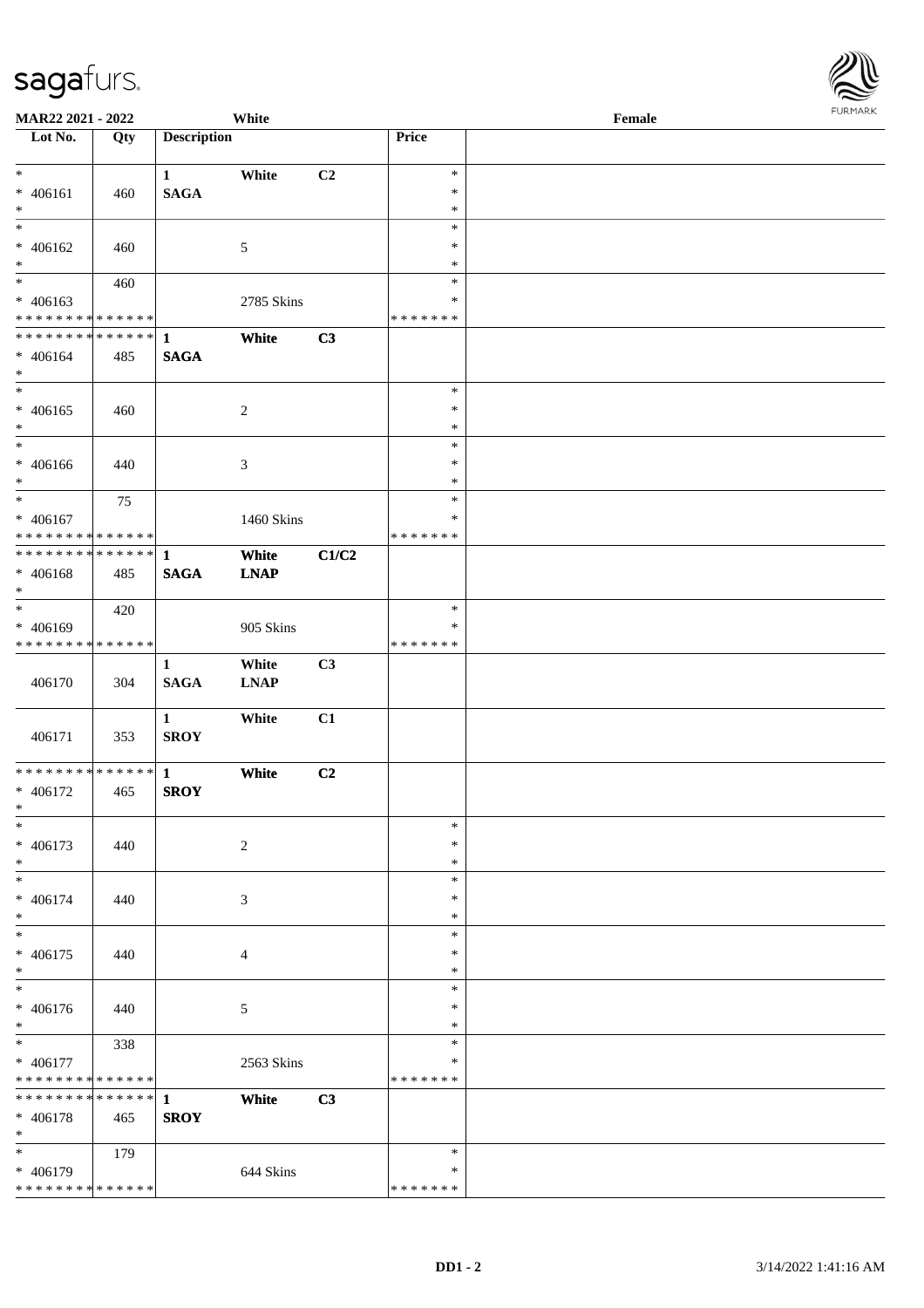MAR22 2021 - 2022 White Female

| Lot No. | Qty | Description | | | Price | |
|---|---|---|---|---|---|---|
| * | | 1 | White | C2 | * | |
| * 406161 | 460 | SAGA | | | * | |
| * | | | | | * | |
| * | | | | | * | |
| * 406162 | 460 | | 5 | | * | |
| * | | | | | * | |
| * | 460 | | | | * | |
| * 406163 | | | 2785 Skins | | * | |
| * * * * * * * * * * * * * * | | | | | * * * * * * * | |
| * * * * * * * * * * * * * * | | 1 | White | C3 | | |
| * 406164 | 485 | SAGA | | | | |
| * | | | | | | |
| * | | | | | * | |
| * 406165 | 460 | | 2 | | * | |
| * | | | | | * | |
| * | | | | | * | |
| * 406166 | 440 | | 3 | | * | |
| * | | | | | * | |
| * | 75 | | | | * | |
| * 406167 | | | 1460 Skins | | * | |
| * * * * * * * * * * * * * * | | | | | * * * * * * * | |
| * * * * * * * * * * * * * * | | 1 | White | C1/C2 | | |
| * 406168 | 485 | SAGA | LNAP | | | |
| * | | | | | | |
| * | 420 | | | | * | |
| * 406169 | | | 905 Skins | | * | |
| * * * * * * * * * * * * * * | | | | | * * * * * * * | |
| | | 1 | White | C3 | | |
| 406170 | 304 | SAGA | LNAP | | | |
| | | 1 | White | C1 | | |
| 406171 | 353 | SROY | | | | |
| * * * * * * * * * * * * * * | | 1 | White | C2 | | |
| * 406172 | 465 | SROY | | | | |
| * | | | | | | |
| * | | | | | * | |
| * 406173 | 440 | | 2 | | * | |
| * | | | | | * | |
| * | | | | | * | |
| * 406174 | 440 | | 3 | | * | |
| * | | | | | * | |
| * | | | | | * | |
| * 406175 | 440 | | 4 | | * | |
| * | | | | | * | |
| * | | | | | * | |
| * 406176 | 440 | | 5 | | * | |
| * | | | | | * | |
| * | 338 | | | | * | |
| * 406177 | | | 2563 Skins | | * | |
| * * * * * * * * * * * * * * | | | | | * * * * * * * | |
| * * * * * * * * * * * * * * | | 1 | White | C3 | | |
| * 406178 | 465 | SROY | | | | |
| * | | | | | | |
| * | 179 | | | | * | |
| * 406179 | | | 644 Skins | | * | |
| * * * * * * * * * * * * * * | | | | | * * * * * * * | |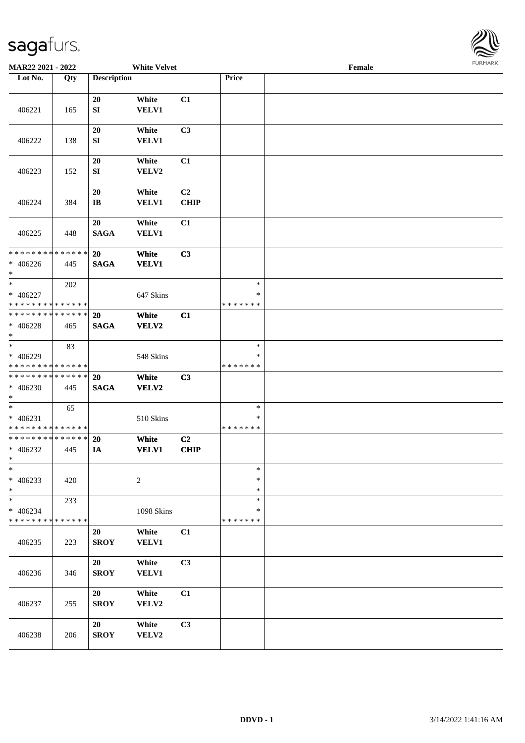MAR22 2021 - 2022 White Velvet Female

| Lot No. | Qty | Description | | | Price | |
|---|---|---|---|---|---|---|
| 406221 | 165 | 20 SI | White VELV1 | C1 | | |
| 406222 | 138 | 20 SI | White VELV1 | C3 | | |
| 406223 | 152 | 20 SI | White VELV2 | C1 | | |
| 406224 | 384 | 20 IB | White VELV1 | C2 CHIP | | |
| 406225 | 448 | 20 SAGA | White VELV1 | C1 | | |
| * * * * * * * * * * * * * * * 406226 * | 445 | 20 SAGA | White VELV1 | C3 | | |
| * * 406227 * * * * * * * * * * * * * * | 202 | | 647 Skins | | * * * * * * * * * | |
| * * * * * * * * * * * * * * * 406228 * | 465 | 20 SAGA | White VELV2 | C1 | | |
| * * 406229 * * * * * * * * * * * * * * | 83 | | 548 Skins | | * * * * * * * * * | |
| * * * * * * * * * * * * * * * 406230 * | 445 | 20 SAGA | White VELV2 | C3 | | |
| * * 406231 * * * * * * * * * * * * * * | 65 | | 510 Skins | | * * * * * * * * * | |
| * * * * * * * * * * * * * * * 406232 * | 445 | 20 IA | White VELV1 | C2 CHIP | | |
| * * 406233 * | 420 | | 2 | | * * * | |
| * * 406234 * * * * * * * * * * * * * * | 233 | | 1098 Skins | | * * * * * * * * * | |
| 406235 | 223 | 20 SROY | White VELV1 | C1 | | |
| 406236 | 346 | 20 SROY | White VELV1 | C3 | | |
| 406237 | 255 | 20 SROY | White VELV2 | C1 | | |
| 406238 | 206 | 20 SROY | White VELV2 | C3 | | |

DDVD - 1 3/14/2022 1:41:16 AM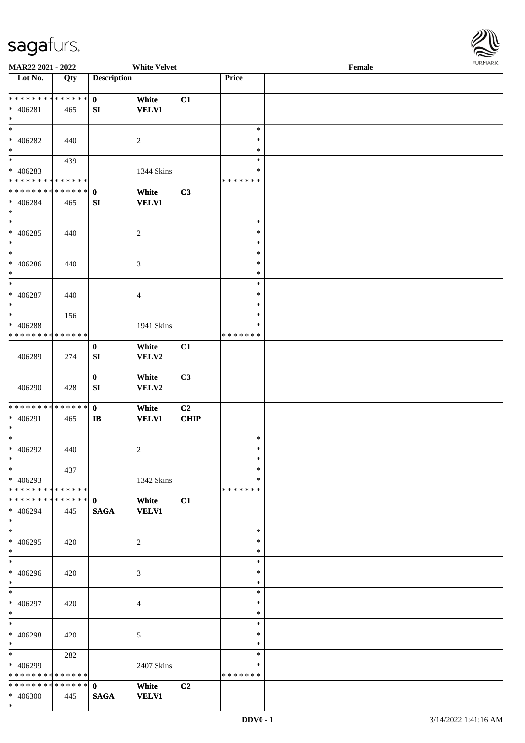| Lot No. | Qty | Description | | | Price | |
|---|---|---|---|---|---|---|
| * * * * * * * * * * * * * * | | 0 | White | C1 | | |
| * 406281 | 465 | SI | VELV1 | | | |
| * | | | | | | |
| * | | | | | * | |
| * 406282 | 440 | | 2 | | * | |
| * | | | | | * | |
| * | 439 | | | | * | |
| * 406283 | | | 1344 Skins | | * | |
| * * * * * * * * * * * * * * | | | | | * * * * * * * | |
| * * * * * * * * * * * * * * | | 0 | White | C3 | | |
| * 406284 | 465 | SI | VELV1 | | | |
| * | | | | | | |
| * | | | | | * | |
| * 406285 | 440 | | 2 | | * | |
| * | | | | | * | |
| * | | | | | * | |
| * 406286 | 440 | | 3 | | * | |
| * | | | | | * | |
| * | | | | | * | |
| * 406287 | 440 | | 4 | | * | |
| * | | | | | * | |
| * | 156 | | | | * | |
| * 406288 | | | 1941 Skins | | * | |
| * * * * * * * * * * * * * * | | | | | * * * * * * * | |
| | | 0 | White | C1 | | |
| 406289 | 274 | SI | VELV2 | | | |
| | | 0 | White | C3 | | |
| 406290 | 428 | SI | VELV2 | | | |
| * * * * * * * * * * * * * * | | 0 | White | C2 | | |
| * 406291 | 465 | IB | VELV1 | CHIP | | |
| * | | | | | | |
| * | | | | | * | |
| * 406292 | 440 | | 2 | | * | |
| * | | | | | * | |
| * | 437 | | | | * | |
| * 406293 | | | 1342 Skins | | * | |
| * * * * * * * * * * * * * * | | | | | * * * * * * * | |
| * * * * * * * * * * * * * * | | 0 | White | C1 | | |
| * 406294 | 445 | SAGA | VELV1 | | | |
| * | | | | | | |
| * | | | | | * | |
| * 406295 | 420 | | 2 | | * | |
| * | | | | | * | |
| * | | | | | * | |
| * 406296 | 420 | | 3 | | * | |
| * | | | | | * | |
| * | | | | | * | |
| * 406297 | 420 | | 4 | | * | |
| * | | | | | * | |
| * | | | | | * | |
| * 406298 | 420 | | 5 | | * | |
| * | | | | | * | |
| * | 282 | | | | * | |
| * 406299 | | | 2407 Skins | | * | |
| * * * * * * * * * * * * * * | | | | | * * * * * * * | |
| * * * * * * * * * * * * * * | | 0 | White | C2 | | |
| * 406300 | 445 | SAGA | VELV1 | | | |
| * | | | | | | |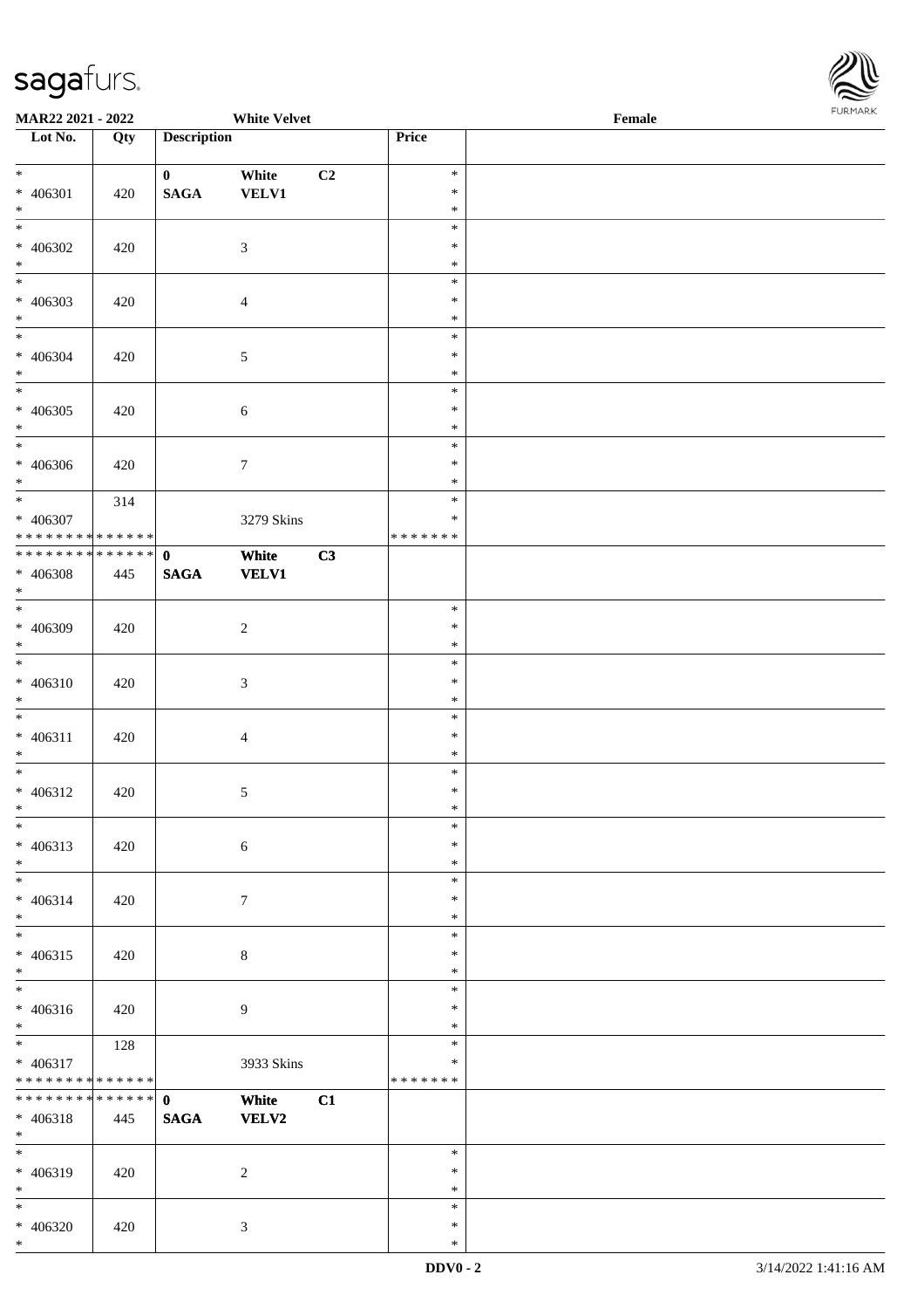MAR22 2021 - 2022 White Velvet Female

| Lot No. | Qty | Description | | | Price | |
|---|---|---|---|---|---|---|
| * 406301 * | 420 | 0 SAGA | White VELV1 | C2 | * * * | |
| * 406302 * | 420 | | 3 | | * * * | |
| * 406303 * | 420 | | 4 | | * * * | |
| * 406304 * | 420 | | 5 | | * * * | |
| * 406305 * | 420 | | 6 | | * * * | |
| * 406306 * | 420 | | 7 | | * * * | |
| * 406307 * * * * * * * * * * * * * * | 314 | | 3279 Skins | | * * * * * * * * * | |
| * * * * * * * * * * * * * * 406308 * | 445 | 0 SAGA | White VELV1 | C3 | | |
| * 406309 * | 420 | | 2 | | * * * | |
| * 406310 * | 420 | | 3 | | * * * | |
| * 406311 * | 420 | | 4 | | * * * | |
| * 406312 * | 420 | | 5 | | * * * | |
| * 406313 * | 420 | | 6 | | * * * | |
| * 406314 * | 420 | | 7 | | * * * | |
| * 406315 * | 420 | | 8 | | * * * | |
| * 406316 * | 420 | | 9 | | * * * | |
| * 406317 * * * * * * * * * * * * * * | 128 | | 3933 Skins | | * * * * * * * * * | |
| * * * * * * * * * * * * * * 406318 * | 445 | 0 SAGA | White VELV2 | C1 | | |
| * 406319 * | 420 | | 2 | | * * * | |
| * 406320 * | 420 | | 3 | | * * * | |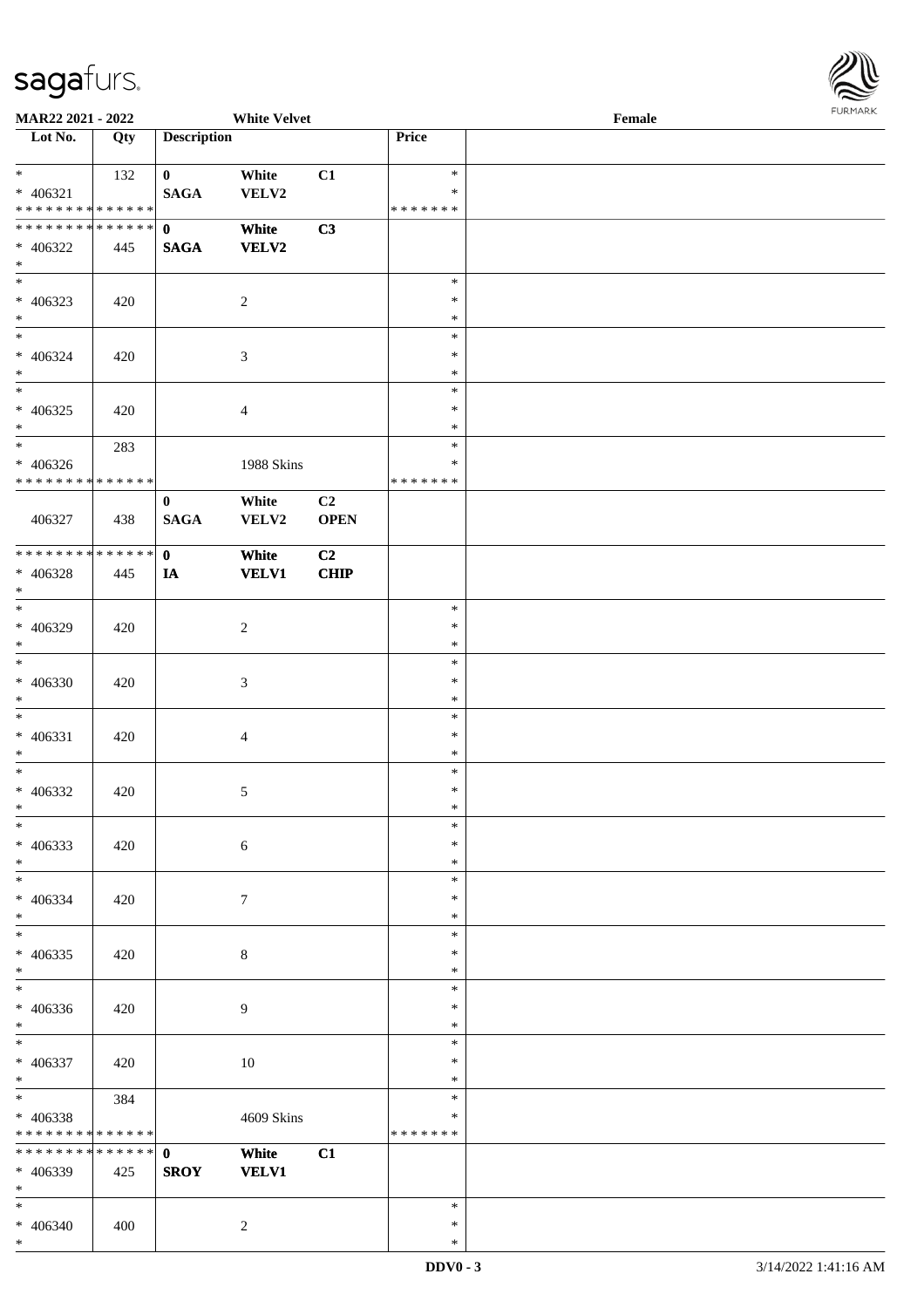MAR22 2021 - 2022 White Velvet Female

| Lot No. | Qty | Description | | | Price | |
|---|---|---|---|---|---|---|
| * | 132 | 0 | White | C1 | * | |
| * 406321 | | SAGA | VELV2 | | * | |
| * * * * * * * * * * * * * * | | | | | * * * * * * * | |
| * * * * * * * * * * * * * * | | 0 | White | C3 | | |
| * 406322 | 445 | SAGA | VELV2 | | | |
| * | | | | | | |
| * | | | | | * | |
| * 406323 | 420 | | 2 | | * | |
| * | | | | | * | |
| * | | | | | * | |
| * 406324 | 420 | | 3 | | * | |
| * | | | | | * | |
| * | | | | | * | |
| * 406325 | 420 | | 4 | | * | |
| * | | | | | * | |
| * | 283 | | | | * | |
| * 406326 | | | 1988 Skins | | * | |
| * * * * * * * * * * * * * * | | | | | * * * * * * * | |
| | | 0 | White | C2 | | |
| 406327 | 438 | SAGA | VELV2 | OPEN | | |
| * * * * * * * * * * * * * * | | 0 | White | C2 | | |
| * 406328 | 445 | IA | VELV1 | CHIP | | |
| * | | | | | | |
| * | | | | | * | |
| * 406329 | 420 | | 2 | | * | |
| * | | | | | * | |
| * | | | | | * | |
| * 406330 | 420 | | 3 | | * | |
| * | | | | | * | |
| * | | | | | * | |
| * 406331 | 420 | | 4 | | * | |
| * | | | | | * | |
| * | | | | | * | |
| * 406332 | 420 | | 5 | | * | |
| * | | | | | * | |
| * | | | | | * | |
| * 406333 | 420 | | 6 | | * | |
| * | | | | | * | |
| * | | | | | * | |
| * 406334 | 420 | | 7 | | * | |
| * | | | | | * | |
| * | | | | | * | |
| * 406335 | 420 | | 8 | | * | |
| * | | | | | * | |
| * | | | | | * | |
| * 406336 | 420 | | 9 | | * | |
| * | | | | | * | |
| * | | | | | * | |
| * 406337 | 420 | | 10 | | * | |
| * | | | | | * | |
| * | 384 | | | | * | |
| * 406338 | | | 4609 Skins | | * | |
| * * * * * * * * * * * * * * | | | | | * * * * * * * | |
| * * * * * * * * * * * * * * | | 0 | White | C1 | | |
| * 406339 | 425 | SROY | VELV1 | | | |
| * | | | | | | |
| * | | | | | * | |
| * 406340 | 400 | | 2 | | * | |
| * | | | | | * | |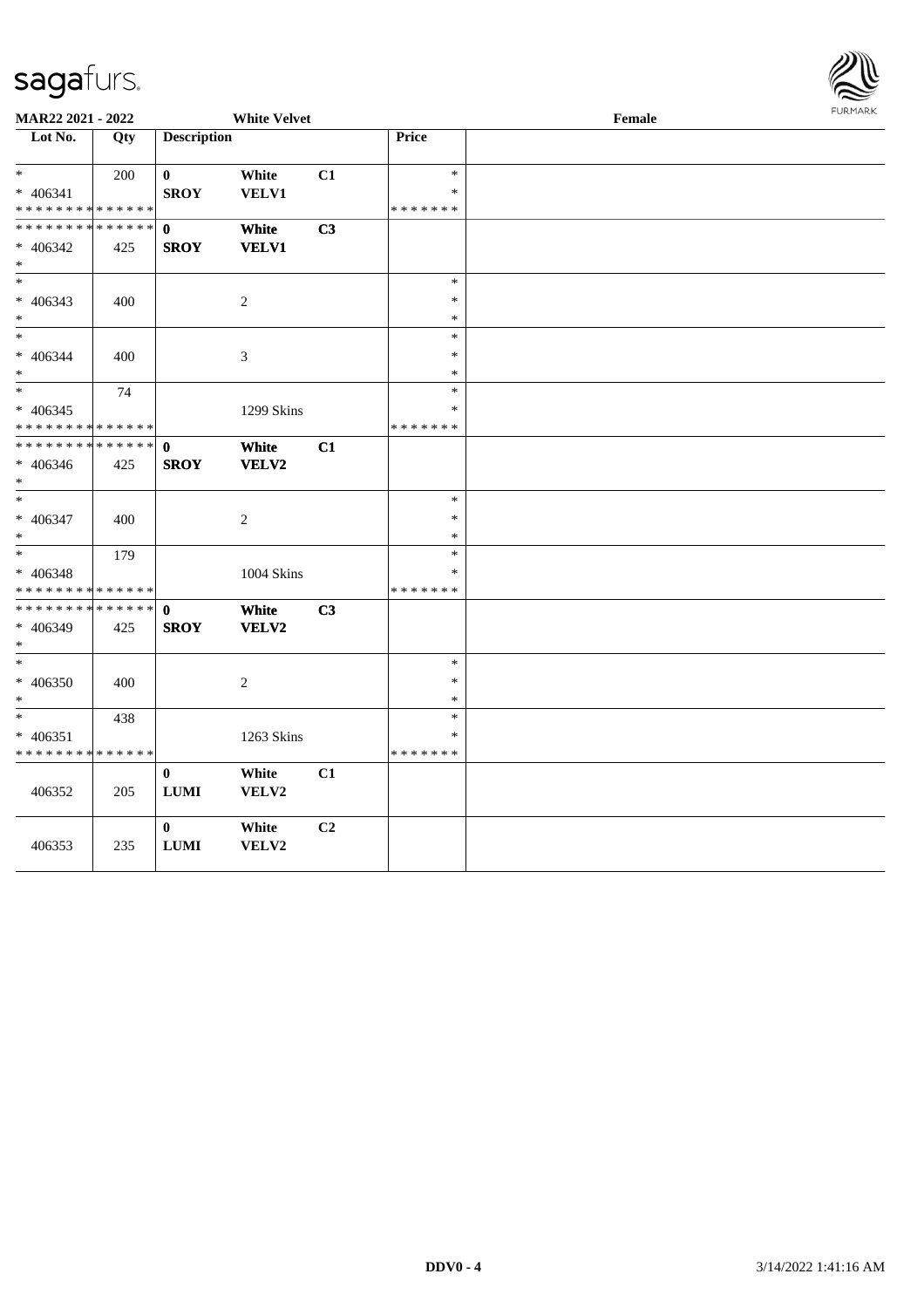MAR22 2021 - 2022 White Velvet Female

| Lot No. | Qty | Description | | | Price | |
|---|---|---|---|---|---|---|
| * <br> * 406341 <br> * * * * * * * * * * * * * * | 200 | 0 <br> SROY | White <br> VELV1 | C1 | * <br> * <br> * * * * * * * | |
| * * * * * * * * * * * * * * <br> * 406342 <br> * | 425 | 0 <br> SROY | White <br> VELV1 | C3 | | |
| * <br> * 406343 <br> * | 400 | | 2 | | * <br> * <br> * | |
| * <br> * 406344 <br> * | 400 | | 3 | | * <br> * <br> * | |
| * <br> * 406345 <br> * * * * * * * * * * * * * * | 74 | | 1299 Skins | | * <br> * <br> * * * * * * * | |
| * * * * * * * * * * * * * * <br> * 406346 <br> * | 425 | 0 <br> SROY | White <br> VELV2 | C1 | | |
| * <br> * 406347 <br> * | 400 | | 2 | | * <br> * <br> * | |
| * <br> * 406348 <br> * * * * * * * * * * * * * * | 179 | | 1004 Skins | | * <br> * <br> * * * * * * * | |
| * * * * * * * * * * * * * * <br> * 406349 <br> * | 425 | 0 <br> SROY | White <br> VELV2 | C3 | | |
| * <br> * 406350 <br> * | 400 | | 2 | | * <br> * <br> * | |
| * <br> * 406351 <br> * * * * * * * * * * * * * * | 438 | | 1263 Skins | | * <br> * <br> * * * * * * * | |
| 406352 | 205 | 0 <br> LUMI | White <br> VELV2 | C1 | | |
| 406353 | 235 | 0 <br> LUMI | White <br> VELV2 | C2 | | |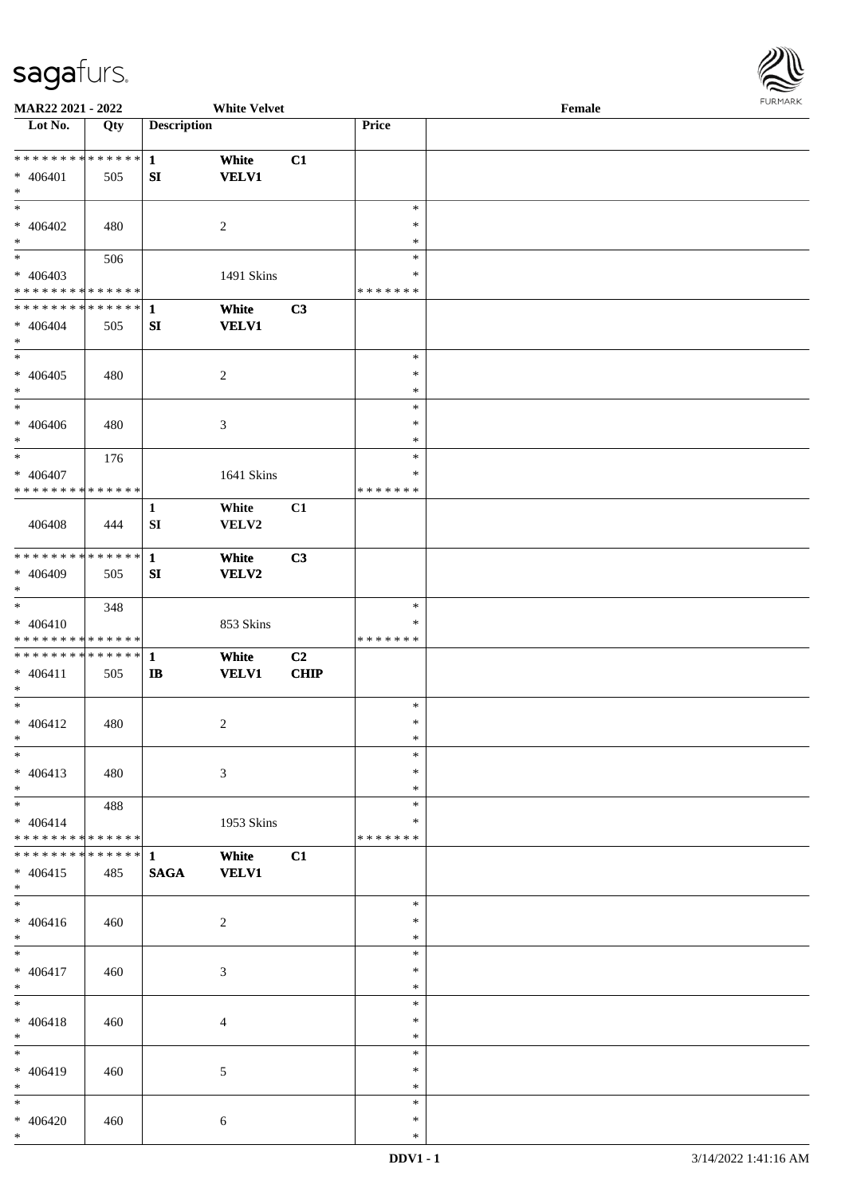MAR22 2021 - 2022 White Velvet Female

| Lot No. | Qty | Description | | | Price | |
|---|---|---|---|---|---|---|
| * * * * * * * * * * * * * * | | 1 | White | C1 | | |
| * 406401 | 505 | SI | VELV1 | | | |
| * | | | | | | |
| * | | | | | * | |
| * 406402 | 480 | | 2 | | * | |
| * | | | | | * | |
| * | 506 | | | | * | |
| * 406403 | | | 1491 Skins | | * | |
| * * * * * * * * * * * * * * | | | | | * * * * * * * | |
| * * * * * * * * * * * * * * | | 1 | White | C3 | | |
| * 406404 | 505 | SI | VELV1 | | | |
| * | | | | | | |
| * | | | | | * | |
| * 406405 | 480 | | 2 | | * | |
| * | | | | | * | |
| * | | | | | * | |
| * 406406 | 480 | | 3 | | * | |
| * | | | | | * | |
| * | 176 | | | | * | |
| * 406407 | | | 1641 Skins | | * | |
| * * * * * * * * * * * * * * | | | | | * * * * * * * | |
| | | 1 | White | C1 | | |
| 406408 | 444 | SI | VELV2 | | | |
| * * * * * * * * * * * * * * | | 1 | White | C3 | | |
| * 406409 | 505 | SI | VELV2 | | | |
| * | | | | | | |
| * | 348 | | | | * | |
| * 406410 | | | 853 Skins | | * | |
| * * * * * * * * * * * * * * | | | | | * * * * * * * | |
| * * * * * * * * * * * * * * | | 1 | White | C2 | | |
| * 406411 | 505 | IB | VELV1 | CHIP | | |
| * | | | | | | |
| * | | | | | * | |
| * 406412 | 480 | | 2 | | * | |
| * | | | | | * | |
| * | | | | | * | |
| * 406413 | 480 | | 3 | | * | |
| * | | | | | * | |
| * | 488 | | | | * | |
| * 406414 | | | 1953 Skins | | * | |
| * * * * * * * * * * * * * * | | | | | * * * * * * * | |
| * * * * * * * * * * * * * * | | 1 | White | C1 | | |
| * 406415 | 485 | SAGA | VELV1 | | | |
| * | | | | | | |
| * | | | | | * | |
| * 406416 | 460 | | 2 | | * | |
| * | | | | | * | |
| * | | | | | * | |
| * 406417 | 460 | | 3 | | * | |
| * | | | | | * | |
| * | | | | | * | |
| * 406418 | 460 | | 4 | | * | |
| * | | | | | * | |
| * | | | | | * | |
| * 406419 | 460 | | 5 | | * | |
| * | | | | | * | |
| * | | | | | * | |
| * 406420 | 460 | | 6 | | * | |
| * | | | | | * | |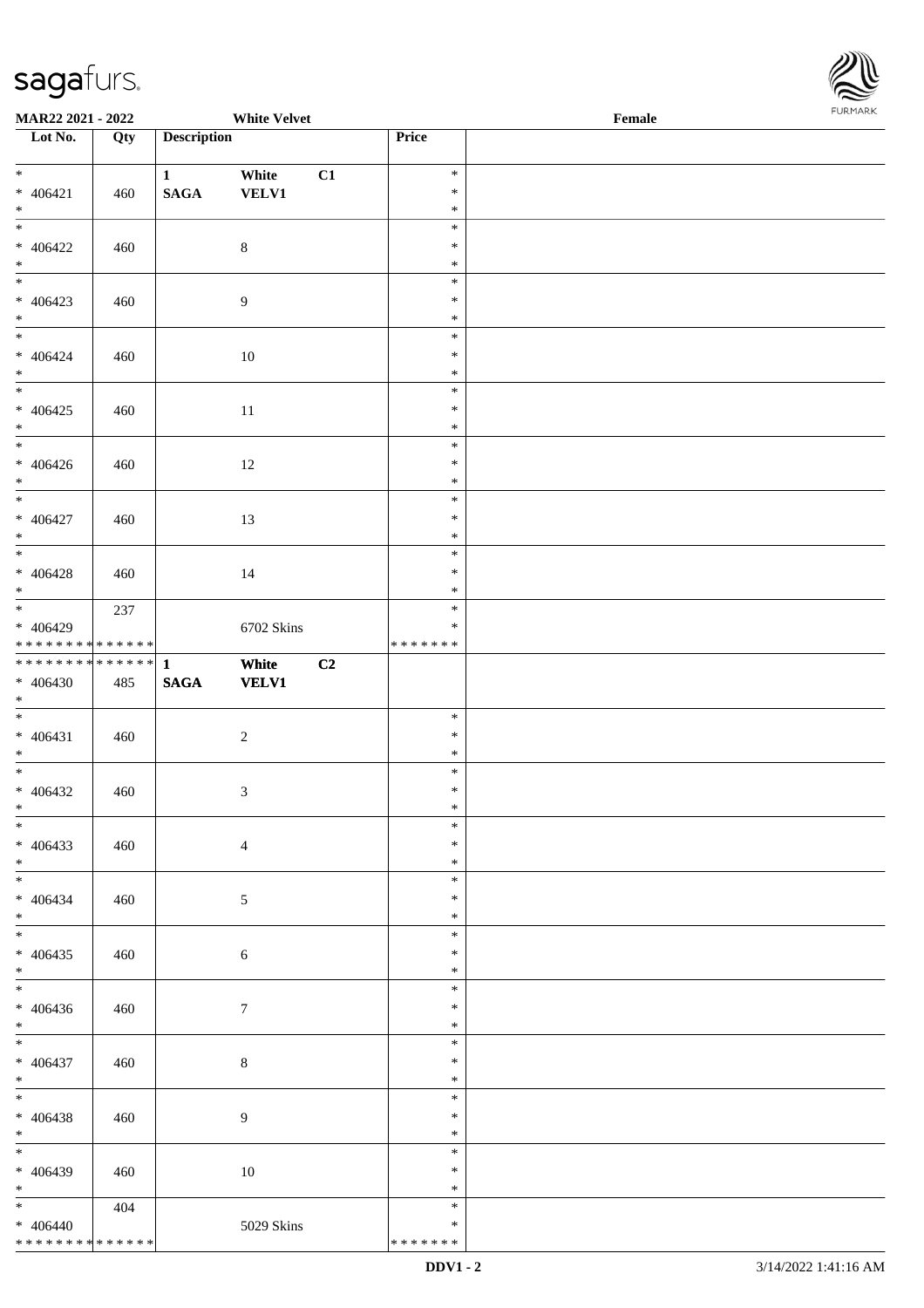**MAR22 2021 - 2022** **White Velvet** **Female**

| Lot No. | Qty | Description | | | Price | |
|---|---|---|---|---|---|---|
| * 406421 * | 460 | 1 SAGA | White VELV1 | C1 | * * * | |
| * 406422 * | 460 | | 8 | | * * * | |
| * 406423 * | 460 | | 9 | | * * * | |
| * 406424 * | 460 | | 10 | | * * * | |
| * 406425 * | 460 | | 11 | | * * * | |
| * 406426 * | 460 | | 12 | | * * * | |
| * 406427 * | 460 | | 13 | | * * * | |
| * 406428 * | 460 | | 14 | | * * * | |
| * 406429 * * * * * * * * * * * * * * | 237 | | 6702 Skins | | * * * * * * * * * | |
| * * * * * * * * * * * * * * 406430 * | 485 | 1 SAGA | White VELV1 | C2 | | |
| * 406431 * | 460 | | 2 | | * * * | |
| * 406432 * | 460 | | 3 | | * * * | |
| * 406433 * | 460 | | 4 | | * * * | |
| * 406434 * | 460 | | 5 | | * * * | |
| * 406435 * | 460 | | 6 | | * * * | |
| * 406436 * | 460 | | 7 | | * * * | |
| * 406437 * | 460 | | 8 | | * * * | |
| * 406438 * | 460 | | 9 | | * * * | |
| * 406439 * | 460 | | 10 | | * * * | |
| * 406440 * * * * * * * * * * * * * * | 404 | | 5029 Skins | | * * * * * * * * * | |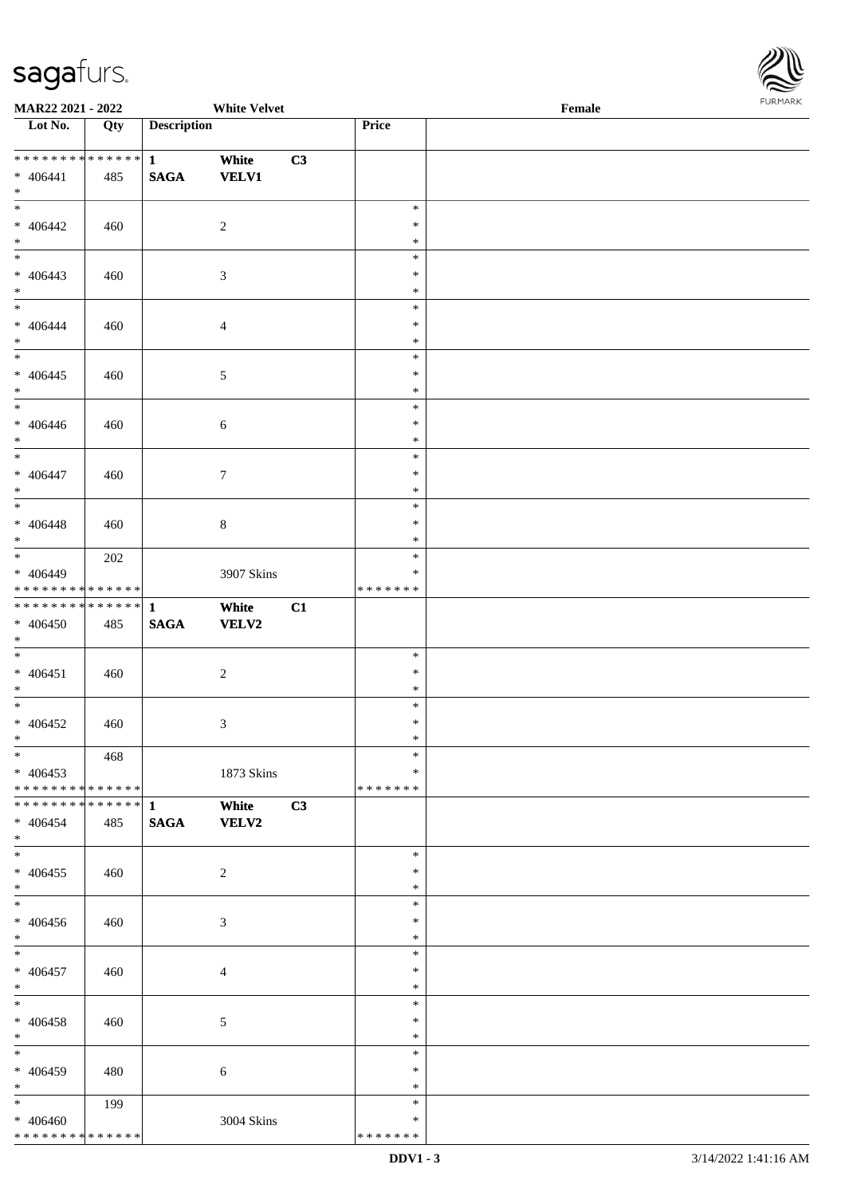MAR22 2021 - 2022 White Velvet Female

| Lot No. | Qty | Description | | | Price | |
|---|---|---|---|---|---|---|
| * * * * * * * * * * * * * * | | 1 | White | C3 | | |
| * 406441 | 485 | SAGA | VELV1 | | | |
| * | | | | | | |
| * 406442 | 460 | | 2 | | * * * | |
| * 406443 | 460 | | 3 | | * * * | |
| * 406444 | 460 | | 4 | | * * * | |
| * 406445 | 460 | | 5 | | * * * | |
| * 406446 | 460 | | 6 | | * * * | |
| * 406447 | 460 | | 7 | | * * * | |
| * 406448 | 460 | | 8 | | * * * | |
| * | 202 | | | | * | |
| * 406449 | | | 3907 Skins | | * | |
| * * * * * * * * * * * * * * | | | | | * * * * * * * | |
| * * * * * * * * * * * * * * | | 1 | White | C1 | | |
| * 406450 | 485 | SAGA | VELV2 | | | |
| * | | | | | | |
| * 406451 | 460 | | 2 | | * * * | |
| * 406452 | 460 | | 3 | | * * * | |
| * | 468 | | | | * | |
| * 406453 | | | 1873 Skins | | * | |
| * * * * * * * * * * * * * * | | | | | * * * * * * * | |
| * * * * * * * * * * * * * * | | 1 | White | C3 | | |
| * 406454 | 485 | SAGA | VELV2 | | | |
| * | | | | | | |
| * 406455 | 460 | | 2 | | * * * | |
| * 406456 | 460 | | 3 | | * * * | |
| * 406457 | 460 | | 4 | | * * * | |
| * 406458 | 460 | | 5 | | * * * | |
| * 406459 | 480 | | 6 | | * * * | |
| * | 199 | | | | * | |
| * 406460 | | | 3004 Skins | | * | |
| * * * * * * * * * * * * * * | | | | | * * * * * * * | |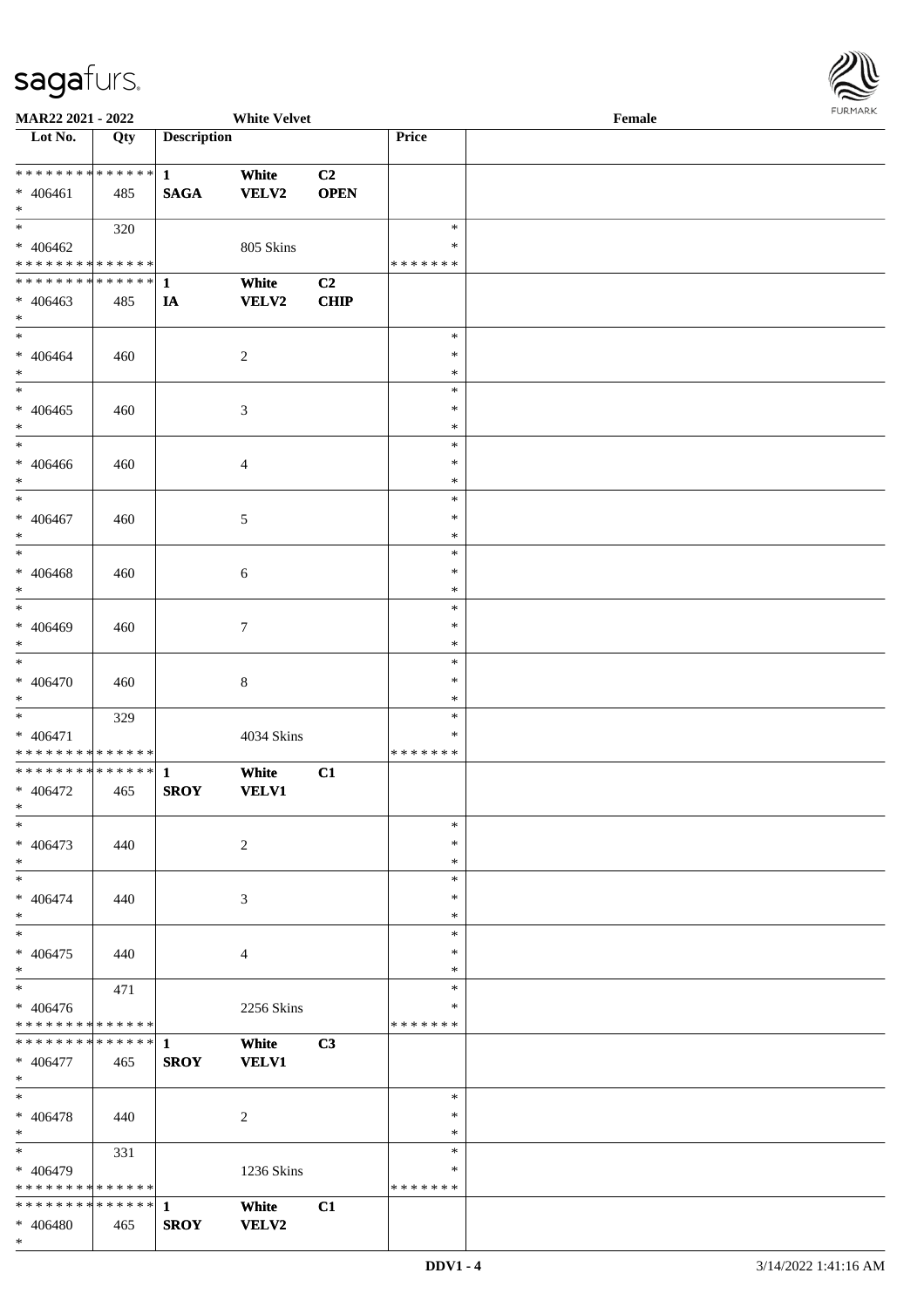MAR22 2021 - 2022 | White Velvet | Female

| Lot No. | Qty | Description | | | Price | |
|---|---|---|---|---|---|---|
| * * * * * * * * * * * * * * | | 1 | White | C2 | | |
| * 406461 | 485 | SAGA | VELV2 | OPEN | | |
| * | | | | | | |
| * | 320 | | | | * | |
| * 406462 | | | 805 Skins | | * | |
| * * * * * * * * * * * * * * | | | | | * * * * * * * | |
| * * * * * * * * * * * * * * | | 1 | White | C2 | | |
| * 406463 | 485 | IA | VELV2 | CHIP | | |
| * | | | | | | |
| * | | | | | * | |
| * 406464 | 460 | | 2 | | * | |
| * | | | | | * | |
| * | | | | | * | |
| * 406465 | 460 | | 3 | | * | |
| * | | | | | * | |
| * | | | | | * | |
| * 406466 | 460 | | 4 | | * | |
| * | | | | | * | |
| * | | | | | * | |
| * 406467 | 460 | | 5 | | * | |
| * | | | | | * | |
| * | | | | | * | |
| * 406468 | 460 | | 6 | | * | |
| * | | | | | * | |
| * | | | | | * | |
| * 406469 | 460 | | 7 | | * | |
| * | | | | | * | |
| * | | | | | * | |
| * 406470 | 460 | | 8 | | * | |
| * | | | | | * | |
| * | 329 | | | | * | |
| * 406471 | | | 4034 Skins | | * | |
| * * * * * * * * * * * * * * | | | | | * * * * * * * | |
| * * * * * * * * * * * * * * | | 1 | White | C1 | | |
| * 406472 | 465 | SROY | VELV1 | | | |
| * | | | | | | |
| * | | | | | * | |
| * 406473 | 440 | | 2 | | * | |
| * | | | | | * | |
| * | | | | | * | |
| * 406474 | 440 | | 3 | | * | |
| * | | | | | * | |
| * | | | | | * | |
| * 406475 | 440 | | 4 | | * | |
| * | | | | | * | |
| * | 471 | | | | * | |
| * 406476 | | | 2256 Skins | | * | |
| * * * * * * * * * * * * * * | | | | | * * * * * * * | |
| * * * * * * * * * * * * * * | | 1 | White | C3 | | |
| * 406477 | 465 | SROY | VELV1 | | | |
| * | | | | | | |
| * | | | | | * | |
| * 406478 | 440 | | 2 | | * | |
| * | | | | | * | |
| * | 331 | | | | * | |
| * 406479 | | | 1236 Skins | | * | |
| * * * * * * * * * * * * * * | | | | | * * * * * * * | |
| * * * * * * * * * * * * * * | | 1 | White | C1 | | |
| * 406480 | 465 | SROY | VELV2 | | | |
| * | | | | | | |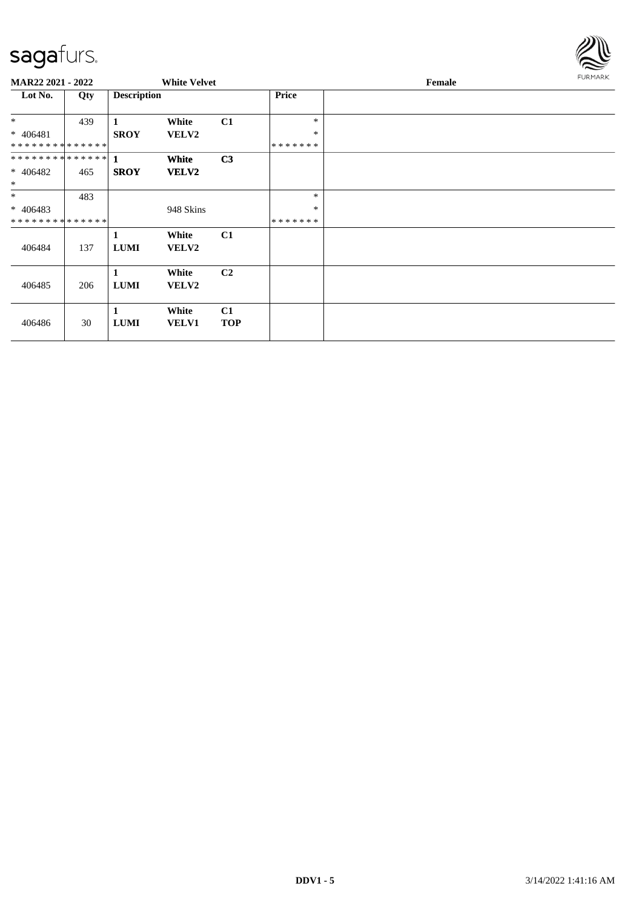MAR22 2021 - 2022 | White Velvet | Female

| Lot No. | Qty | Description | | | Price | |
|---|---|---|---|---|---|---|
| * <br> * 406481 <br> ************** | 439 | 1 <br> **SROY** | **White** <br> **VELV2** | **C1** | * <br> * <br> ******* | |
| ************** <br> * 406482 <br> * | 465 | **1** <br> **SROY** | **White** <br> **VELV2** | **C3** | | |
| * <br> * 406483 <br> ************** | 483 | | 948 Skins | | * <br> * <br> ******* | |
| 406484 | 137 | **1** <br> **LUMI** | **White** <br> **VELV2** | **C1** | | |
| 406485 | 206 | **1** <br> **LUMI** | **White** <br> **VELV2** | **C2** | | |
| 406486 | 30 | **1** <br> **LUMI** | **White** <br> **VELV1** | **C1** <br> **TOP** | | |

DDV1 - 5 | 3/14/2022 1:41:16 AM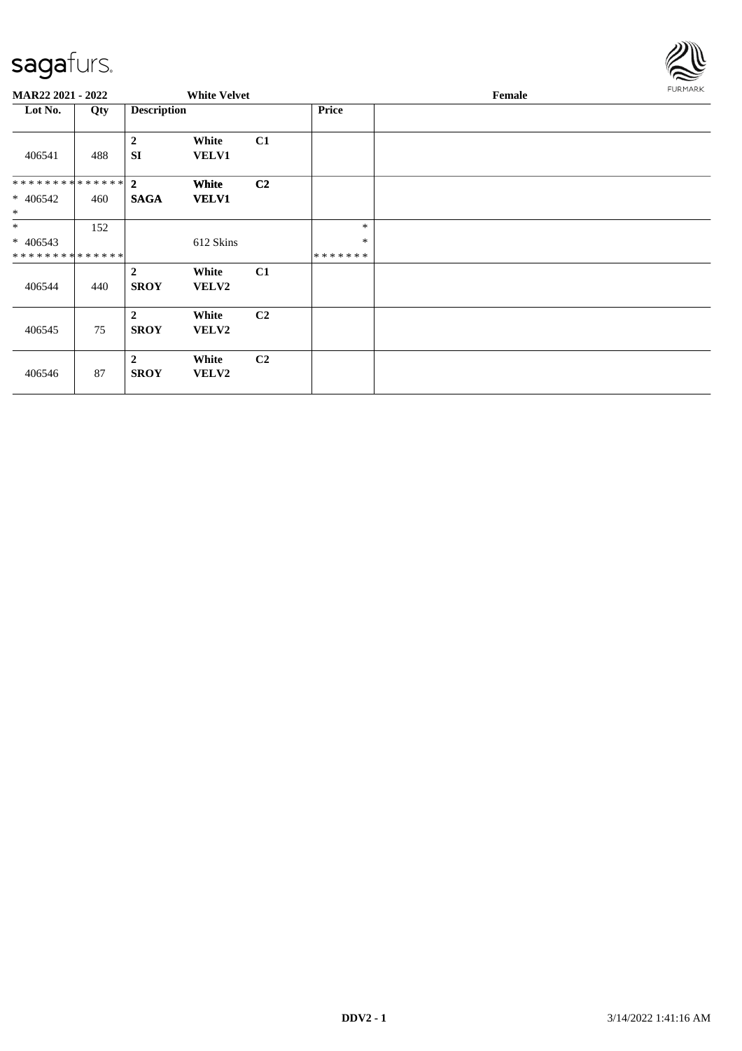**MAR22 2021 - 2022** | **White Velvet** | **Female**

| Lot No. | Qty | Description | | | Price | |
|---|---|---|---|---|---|---|
| 406541 | 488 | **2** **SI** | **White** **VELV1** | **C1** | | |
| * * * * * * * * * * * * * * * 406542 * | 460 | **2** **SAGA** | **White** **VELV1** | **C2** | | |
| * * 406543 * * * * * * * * * * * * * * | 152 | | 612 Skins | | * * * * * * * * * | |
| 406544 | 440 | **2** **SROY** | **White** **VELV2** | **C1** | | |
| 406545 | 75 | **2** **SROY** | **White** **VELV2** | **C2** | | |
| 406546 | 87 | **2** **SROY** | **White** **VELV2** | **C2** | | |

**DDV2 - 1** 3/14/2022 1:41:16 AM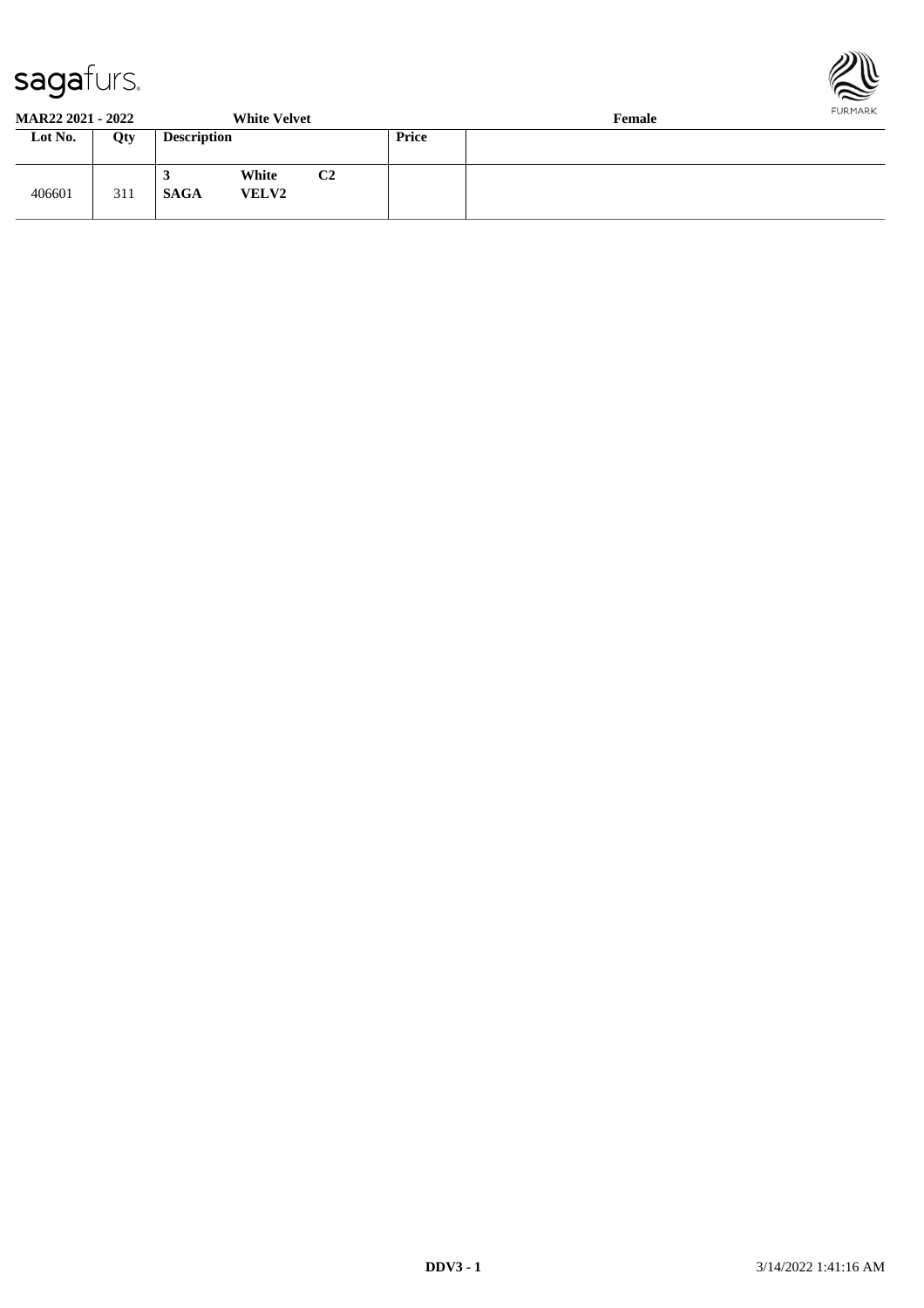**MAR22 2021 - 2022** **White Velvet** **Female**

| Lot No. | Qty | Description | Price | |
|---|---|---|---|---|
| 406601 | 311 | **3** **White** **C2** **SAGA** **VELV2** | | |